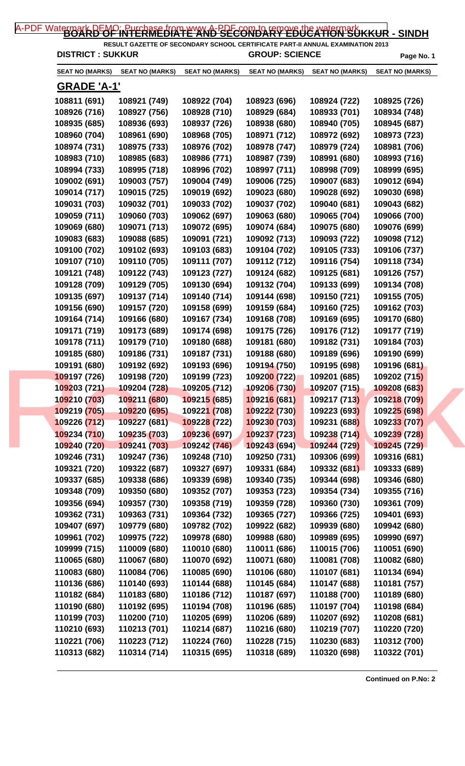# BOARD OF INTERMEDIATE AND SECONDARY EDUCATION SUKKUR - SINDH

**RESULT GAZETTE OF SECONDARY SCHOOL CERTIFICATE PART-II ANNUAL EXAMINATION 2013**

**DISTRICT : SUKKUR** **GROUP: SCIENCE**

| SEAT NO (MARKS) | SEAT NO (MARKS) | SEAT NO (MARKS) | SEAT NO (MARKS) | SEAT NO (MARKS) | SEAT NO (MARKS) |
|---|---|---|---|---|---|

## GRADE 'A-1'

| | | | | | |
|---|---|---|---|---|---|
| 108811 (691) | 108921 (749) | 108922 (704) | 108923 (696) | 108924 (722) | 108925 (726) |
| 108926 (716) | 108927 (756) | 108928 (710) | 108929 (684) | 108933 (701) | 108934 (748) |
| 108935 (685) | 108936 (693) | 108937 (726) | 108938 (680) | 108940 (705) | 108945 (687) |
| 108960 (704) | 108961 (690) | 108968 (705) | 108971 (712) | 108972 (692) | 108973 (723) |
| 108974 (731) | 108975 (733) | 108976 (702) | 108978 (747) | 108979 (724) | 108981 (706) |
| 108983 (710) | 108985 (683) | 108986 (771) | 108987 (739) | 108991 (680) | 108993 (716) |
| 108994 (733) | 108995 (718) | 108996 (702) | 108997 (711) | 108998 (709) | 108999 (695) |
| 109002 (691) | 109003 (757) | 109004 (749) | 109006 (725) | 109007 (683) | 109012 (694) |
| 109014 (717) | 109015 (725) | 109019 (692) | 109023 (680) | 109028 (692) | 109030 (698) |
| 109031 (703) | 109032 (701) | 109033 (702) | 109037 (702) | 109040 (681) | 109043 (682) |
| 109059 (711) | 109060 (703) | 109062 (697) | 109063 (680) | 109065 (704) | 109066 (700) |
| 109069 (680) | 109071 (713) | 109072 (695) | 109074 (684) | 109075 (680) | 109076 (699) |
| 109083 (683) | 109088 (685) | 109091 (721) | 109092 (713) | 109093 (722) | 109098 (712) |
| 109100 (702) | 109102 (693) | 109103 (683) | 109104 (702) | 109105 (733) | 109106 (737) |
| 109107 (710) | 109110 (705) | 109111 (707) | 109112 (712) | 109116 (754) | 109118 (734) |
| 109121 (748) | 109122 (743) | 109123 (727) | 109124 (682) | 109125 (681) | 109126 (757) |
| 109128 (709) | 109129 (705) | 109130 (694) | 109132 (704) | 109133 (699) | 109134 (708) |
| 109135 (697) | 109137 (714) | 109140 (714) | 109144 (698) | 109150 (721) | 109155 (705) |
| 109156 (690) | 109157 (720) | 109158 (699) | 109159 (684) | 109160 (725) | 109162 (703) |
| 109164 (714) | 109166 (680) | 109167 (734) | 109168 (708) | 109169 (695) | 109170 (680) |
| 109171 (719) | 109173 (689) | 109174 (698) | 109175 (726) | 109176 (712) | 109177 (719) |
| 109178 (711) | 109179 (710) | 109180 (688) | 109181 (680) | 109182 (731) | 109184 (703) |
| 109185 (680) | 109186 (731) | 109187 (731) | 109188 (680) | 109189 (696) | 109190 (699) |
| 109191 (680) | 109192 (692) | 109193 (696) | 109194 (750) | 109195 (698) | 109196 (681) |
| 109197 (726) | 109198 (720) | 109199 (723) | 109200 (722) | 109201 (685) | 109202 (715) |
| 109203 (721) | 109204 (728) | 109205 (712) | 109206 (730) | 109207 (715) | 109208 (683) |
| 109210 (703) | 109211 (680) | 109215 (685) | 109216 (681) | 109217 (713) | 109218 (709) |
| 109219 (705) | 109220 (695) | 109221 (708) | 109222 (730) | 109223 (693) | 109225 (698) |
| 109226 (712) | 109227 (681) | 109228 (722) | 109230 (703) | 109231 (688) | 109233 (707) |
| 109234 (710) | 109235 (703) | 109236 (697) | 109237 (723) | 109238 (714) | 109239 (728) |
| 109240 (720) | 109241 (703) | 109242 (746) | 109243 (694) | 109244 (729) | 109245 (729) |
| 109246 (731) | 109247 (736) | 109248 (710) | 109250 (731) | 109306 (699) | 109316 (681) |
| 109321 (720) | 109322 (687) | 109327 (697) | 109331 (684) | 109332 (681) | 109333 (689) |
| 109337 (685) | 109338 (686) | 109339 (698) | 109340 (735) | 109344 (698) | 109346 (680) |
| 109348 (709) | 109350 (680) | 109352 (707) | 109353 (723) | 109354 (734) | 109355 (716) |
| 109356 (694) | 109357 (730) | 109358 (719) | 109359 (728) | 109360 (730) | 109361 (709) |
| 109362 (731) | 109363 (731) | 109364 (732) | 109365 (727) | 109366 (725) | 109401 (693) |
| 109407 (697) | 109779 (680) | 109782 (702) | 109922 (682) | 109939 (680) | 109942 (680) |
| 109961 (702) | 109975 (722) | 109978 (680) | 109988 (680) | 109989 (695) | 109990 (697) |
| 109999 (715) | 110009 (680) | 110010 (680) | 110011 (686) | 110015 (706) | 110051 (690) |
| 110065 (680) | 110067 (680) | 110070 (692) | 110071 (680) | 110081 (708) | 110082 (680) |
| 110083 (680) | 110084 (706) | 110085 (690) | 110106 (680) | 110107 (681) | 110134 (694) |
| 110136 (686) | 110140 (693) | 110144 (688) | 110145 (684) | 110147 (688) | 110181 (757) |
| 110182 (684) | 110183 (680) | 110186 (712) | 110187 (697) | 110188 (700) | 110189 (680) |
| 110190 (680) | 110192 (695) | 110194 (708) | 110196 (685) | 110197 (704) | 110198 (684) |
| 110199 (703) | 110200 (710) | 110205 (699) | 110206 (689) | 110207 (692) | 110208 (681) |
| 110210 (693) | 110213 (701) | 110214 (687) | 110216 (680) | 110219 (707) | 110220 (720) |
| 110221 (706) | 110223 (712) | 110224 (760) | 110228 (715) | 110230 (683) | 110312 (700) |
| 110313 (682) | 110314 (714) | 110315 (695) | 110318 (689) | 110320 (698) | 110322 (701) |

**Continued on P.No: 2**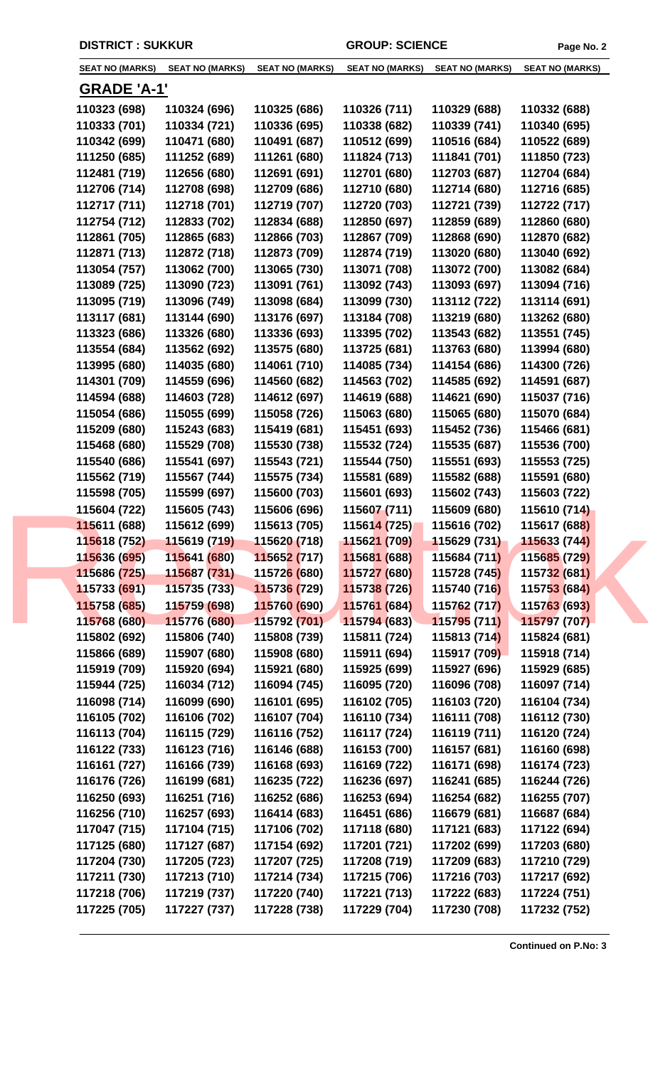**DISTRICT : SUKKUR** **GROUP: SCIENCE**

| SEAT NO (MARKS) | SEAT NO (MARKS) | SEAT NO (MARKS) | SEAT NO (MARKS) | SEAT NO (MARKS) | SEAT NO (MARKS) |
|---|---|---|---|---|---|

## GRADE 'A-1'

| | | | | | |
|---|---|---|---|---|---|
| 110323 (698) | 110324 (696) | 110325 (686) | 110326 (711) | 110329 (688) | 110332 (688) |
| 110333 (701) | 110334 (721) | 110336 (695) | 110338 (682) | 110339 (741) | 110340 (695) |
| 110342 (699) | 110471 (680) | 110491 (687) | 110512 (699) | 110516 (684) | 110522 (689) |
| 111250 (685) | 111252 (689) | 111261 (680) | 111824 (713) | 111841 (701) | 111850 (723) |
| 112481 (719) | 112656 (680) | 112691 (691) | 112701 (680) | 112703 (687) | 112704 (684) |
| 112706 (714) | 112708 (698) | 112709 (686) | 112710 (680) | 112714 (680) | 112716 (685) |
| 112717 (711) | 112718 (701) | 112719 (707) | 112720 (703) | 112721 (739) | 112722 (717) |
| 112754 (712) | 112833 (702) | 112834 (688) | 112850 (697) | 112859 (689) | 112860 (680) |
| 112861 (705) | 112865 (683) | 112866 (703) | 112867 (709) | 112868 (690) | 112870 (682) |
| 112871 (713) | 112872 (718) | 112873 (709) | 112874 (719) | 113020 (680) | 113040 (692) |
| 113054 (757) | 113062 (700) | 113065 (730) | 113071 (708) | 113072 (700) | 113082 (684) |
| 113089 (725) | 113090 (723) | 113091 (761) | 113092 (743) | 113093 (697) | 113094 (716) |
| 113095 (719) | 113096 (749) | 113098 (684) | 113099 (730) | 113112 (722) | 113114 (691) |
| 113117 (681) | 113144 (690) | 113176 (697) | 113184 (708) | 113219 (680) | 113262 (680) |
| 113323 (686) | 113326 (680) | 113336 (693) | 113395 (702) | 113543 (682) | 113551 (745) |
| 113554 (684) | 113562 (692) | 113575 (680) | 113725 (681) | 113763 (680) | 113994 (680) |
| 113995 (680) | 114035 (680) | 114061 (710) | 114085 (734) | 114154 (686) | 114300 (726) |
| 114301 (709) | 114559 (696) | 114560 (682) | 114563 (702) | 114585 (692) | 114591 (687) |
| 114594 (688) | 114603 (728) | 114612 (697) | 114619 (688) | 114621 (690) | 115037 (716) |
| 115054 (686) | 115055 (699) | 115058 (726) | 115063 (680) | 115065 (680) | 115070 (684) |
| 115209 (680) | 115243 (683) | 115419 (681) | 115451 (693) | 115452 (736) | 115466 (681) |
| 115468 (680) | 115529 (708) | 115530 (738) | 115532 (724) | 115535 (687) | 115536 (700) |
| 115540 (686) | 115541 (697) | 115543 (721) | 115544 (750) | 115551 (693) | 115553 (725) |
| 115562 (719) | 115567 (744) | 115575 (734) | 115581 (689) | 115582 (688) | 115591 (680) |
| 115598 (705) | 115599 (697) | 115600 (703) | 115601 (693) | 115602 (743) | 115603 (722) |
| 115604 (722) | 115605 (743) | 115606 (696) | 115607 (711) | 115609 (680) | 115610 (714) |
| 115611 (688) | 115612 (699) | 115613 (705) | 115614 (725) | 115616 (702) | 115617 (688) |
| 115618 (752) | 115619 (719) | 115620 (718) | 115621 (709) | 115629 (731) | 115633 (744) |
| 115636 (695) | 115641 (680) | 115652 (717) | 115681 (688) | 115684 (711) | 115685 (729) |
| 115686 (725) | 115687 (731) | 115726 (680) | 115727 (680) | 115728 (745) | 115732 (681) |
| 115733 (691) | 115735 (733) | 115736 (729) | 115738 (726) | 115740 (716) | 115753 (684) |
| 115758 (685) | 115759 (698) | 115760 (690) | 115761 (684) | 115762 (717) | 115763 (693) |
| 115768 (680) | 115776 (680) | 115792 (701) | 115794 (683) | 115795 (711) | 115797 (707) |
| 115802 (692) | 115806 (740) | 115808 (739) | 115811 (724) | 115813 (714) | 115824 (681) |
| 115866 (689) | 115907 (680) | 115908 (680) | 115911 (694) | 115917 (709) | 115918 (714) |
| 115919 (709) | 115920 (694) | 115921 (680) | 115925 (699) | 115927 (696) | 115929 (685) |
| 115944 (725) | 116034 (712) | 116094 (745) | 116095 (720) | 116096 (708) | 116097 (714) |
| 116098 (714) | 116099 (690) | 116101 (695) | 116102 (705) | 116103 (720) | 116104 (734) |
| 116105 (702) | 116106 (702) | 116107 (704) | 116110 (734) | 116111 (708) | 116112 (730) |
| 116113 (704) | 116115 (729) | 116116 (752) | 116117 (724) | 116119 (711) | 116120 (724) |
| 116122 (733) | 116123 (716) | 116146 (688) | 116153 (700) | 116157 (681) | 116160 (698) |
| 116161 (727) | 116166 (739) | 116168 (693) | 116169 (722) | 116171 (698) | 116174 (723) |
| 116176 (726) | 116199 (681) | 116235 (722) | 116236 (697) | 116241 (685) | 116244 (726) |
| 116250 (693) | 116251 (716) | 116252 (686) | 116253 (694) | 116254 (682) | 116255 (707) |
| 116256 (710) | 116257 (693) | 116414 (683) | 116451 (686) | 116679 (681) | 116687 (684) |
| 117047 (715) | 117104 (715) | 117106 (702) | 117118 (680) | 117121 (683) | 117122 (694) |
| 117125 (680) | 117127 (687) | 117154 (692) | 117201 (721) | 117202 (699) | 117203 (680) |
| 117204 (730) | 117205 (723) | 117207 (725) | 117208 (719) | 117209 (683) | 117210 (729) |
| 117211 (730) | 117213 (710) | 117214 (734) | 117215 (706) | 117216 (703) | 117217 (692) |
| 117218 (706) | 117219 (737) | 117220 (740) | 117221 (713) | 117222 (683) | 117224 (751) |
| 117225 (705) | 117227 (737) | 117228 (738) | 117229 (704) | 117230 (708) | 117232 (752) |

**Continued on P.No: 3**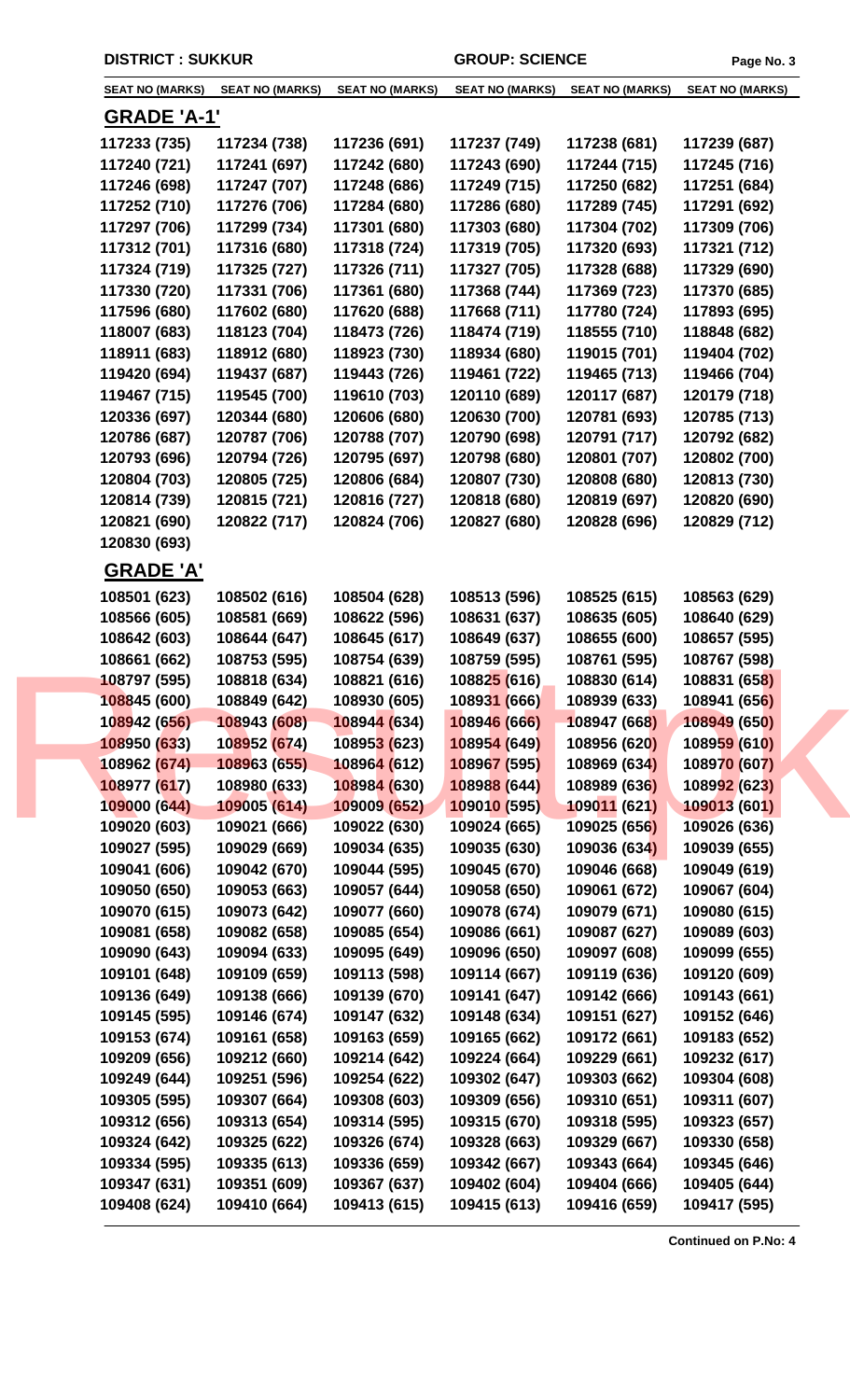**DISTRICT : SUKKUR** **GROUP: SCIENCE**

| SEAT NO (MARKS) | SEAT NO (MARKS) | SEAT NO (MARKS) | SEAT NO (MARKS) | SEAT NO (MARKS) | SEAT NO (MARKS) |
|---|---|---|---|---|---|

## GRADE 'A-1'

| | | | | | |
|---|---|---|---|---|---|
| 117233 (735) | 117234 (738) | 117236 (691) | 117237 (749) | 117238 (681) | 117239 (687) |
| 117240 (721) | 117241 (697) | 117242 (680) | 117243 (690) | 117244 (715) | 117245 (716) |
| 117246 (698) | 117247 (707) | 117248 (686) | 117249 (715) | 117250 (682) | 117251 (684) |
| 117252 (710) | 117276 (706) | 117284 (680) | 117286 (680) | 117289 (745) | 117291 (692) |
| 117297 (706) | 117299 (734) | 117301 (680) | 117303 (680) | 117304 (702) | 117309 (706) |
| 117312 (701) | 117316 (680) | 117318 (724) | 117319 (705) | 117320 (693) | 117321 (712) |
| 117324 (719) | 117325 (727) | 117326 (711) | 117327 (705) | 117328 (688) | 117329 (690) |
| 117330 (720) | 117331 (706) | 117361 (680) | 117368 (744) | 117369 (723) | 117370 (685) |
| 117596 (680) | 117602 (680) | 117620 (688) | 117668 (711) | 117780 (724) | 117893 (695) |
| 118007 (683) | 118123 (704) | 118473 (726) | 118474 (719) | 118555 (710) | 118848 (682) |
| 118911 (683) | 118912 (680) | 118923 (730) | 118934 (680) | 119015 (701) | 119404 (702) |
| 119420 (694) | 119437 (687) | 119443 (726) | 119461 (722) | 119465 (713) | 119466 (704) |
| 119467 (715) | 119545 (700) | 119610 (703) | 120110 (689) | 120117 (687) | 120179 (718) |
| 120336 (697) | 120344 (680) | 120606 (680) | 120630 (700) | 120781 (693) | 120785 (713) |
| 120786 (687) | 120787 (706) | 120788 (707) | 120790 (698) | 120791 (717) | 120792 (682) |
| 120793 (696) | 120794 (726) | 120795 (697) | 120798 (680) | 120801 (707) | 120802 (700) |
| 120804 (703) | 120805 (725) | 120806 (684) | 120807 (730) | 120808 (680) | 120813 (730) |
| 120814 (739) | 120815 (721) | 120816 (727) | 120818 (680) | 120819 (697) | 120820 (690) |
| 120821 (690) | 120822 (717) | 120824 (706) | 120827 (680) | 120828 (696) | 120829 (712) |
| 120830 (693) | | | | | |

## GRADE 'A'

| | | | | | |
|---|---|---|---|---|---|
| 108501 (623) | 108502 (616) | 108504 (628) | 108513 (596) | 108525 (615) | 108563 (629) |
| 108566 (605) | 108581 (669) | 108622 (596) | 108631 (637) | 108635 (605) | 108640 (629) |
| 108642 (603) | 108644 (647) | 108645 (617) | 108649 (637) | 108655 (600) | 108657 (595) |
| 108661 (662) | 108753 (595) | 108754 (639) | 108759 (595) | 108761 (595) | 108767 (598) |
| 108797 (595) | 108818 (634) | 108821 (616) | 108825 (616) | 108830 (614) | 108831 (658) |
| 108845 (600) | 108849 (642) | 108930 (605) | 108931 (666) | 108939 (633) | 108941 (656) |
| 108942 (656) | 108943 (608) | 108944 (634) | 108946 (666) | 108947 (668) | 108949 (650) |
| 108950 (633) | 108952 (674) | 108953 (623) | 108954 (649) | 108956 (620) | 108959 (610) |
| 108962 (674) | 108963 (655) | 108964 (612) | 108967 (595) | 108969 (634) | 108970 (607) |
| 108977 (617) | 108980 (633) | 108984 (630) | 108988 (644) | 108989 (636) | 108992 (623) |
| 109000 (644) | 109005 (614) | 109009 (652) | 109010 (595) | 109011 (621) | 109013 (601) |
| 109020 (603) | 109021 (666) | 109022 (630) | 109024 (665) | 109025 (656) | 109026 (636) |
| 109027 (595) | 109029 (669) | 109034 (635) | 109035 (630) | 109036 (634) | 109039 (655) |
| 109041 (606) | 109042 (670) | 109044 (595) | 109045 (670) | 109046 (668) | 109049 (619) |
| 109050 (650) | 109053 (663) | 109057 (644) | 109058 (650) | 109061 (672) | 109067 (604) |
| 109070 (615) | 109073 (642) | 109077 (660) | 109078 (674) | 109079 (671) | 109080 (615) |
| 109081 (658) | 109082 (658) | 109085 (654) | 109086 (661) | 109087 (627) | 109089 (603) |
| 109090 (643) | 109094 (633) | 109095 (649) | 109096 (650) | 109097 (608) | 109099 (655) |
| 109101 (648) | 109109 (659) | 109113 (598) | 109114 (667) | 109119 (636) | 109120 (609) |
| 109136 (649) | 109138 (666) | 109139 (670) | 109141 (647) | 109142 (666) | 109143 (661) |
| 109145 (595) | 109146 (674) | 109147 (632) | 109148 (634) | 109151 (627) | 109152 (646) |
| 109153 (674) | 109161 (658) | 109163 (659) | 109165 (662) | 109172 (661) | 109183 (652) |
| 109209 (656) | 109212 (660) | 109214 (642) | 109224 (664) | 109229 (661) | 109232 (617) |
| 109249 (644) | 109251 (596) | 109254 (622) | 109302 (647) | 109303 (662) | 109304 (608) |
| 109305 (595) | 109307 (664) | 109308 (603) | 109309 (656) | 109310 (651) | 109311 (607) |
| 109312 (656) | 109313 (654) | 109314 (595) | 109315 (670) | 109318 (595) | 109323 (657) |
| 109324 (642) | 109325 (622) | 109326 (674) | 109328 (663) | 109329 (667) | 109330 (658) |
| 109334 (595) | 109335 (613) | 109336 (659) | 109342 (667) | 109343 (664) | 109345 (646) |
| 109347 (631) | 109351 (609) | 109367 (637) | 109402 (604) | 109404 (666) | 109405 (644) |
| 109408 (624) | 109410 (664) | 109413 (615) | 109415 (613) | 109416 (659) | 109417 (595) |

**Continued on P.No: 4**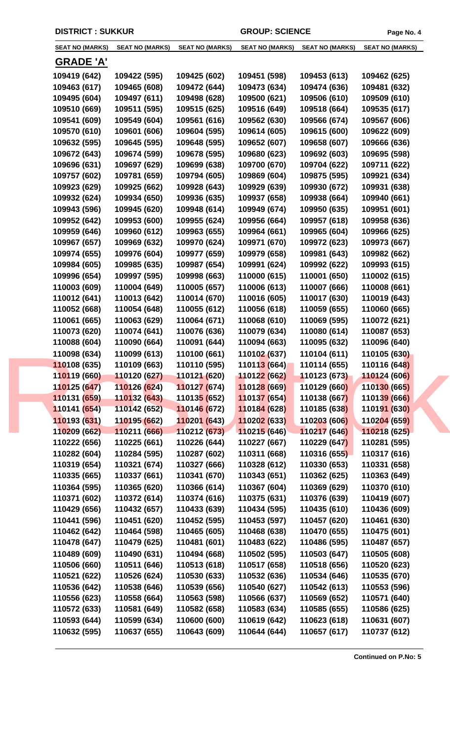**DISTRICT : SUKKUR** **GROUP: SCIENCE**

| SEAT NO (MARKS) | SEAT NO (MARKS) | SEAT NO (MARKS) | SEAT NO (MARKS) | SEAT NO (MARKS) | SEAT NO (MARKS) |
|---|---|---|---|---|---|

## GRADE 'A'

| | | | | | |
|---|---|---|---|---|---|
| 109419 (642) | 109422 (595) | 109425 (602) | 109451 (598) | 109453 (613) | 109462 (625) |
| 109463 (617) | 109465 (608) | 109472 (644) | 109473 (634) | 109474 (636) | 109481 (632) |
| 109495 (604) | 109497 (611) | 109498 (628) | 109500 (621) | 109506 (610) | 109509 (610) |
| 109510 (669) | 109511 (595) | 109515 (625) | 109516 (649) | 109518 (664) | 109535 (617) |
| 109541 (609) | 109549 (604) | 109561 (616) | 109562 (630) | 109566 (674) | 109567 (606) |
| 109570 (610) | 109601 (606) | 109604 (595) | 109614 (605) | 109615 (600) | 109622 (609) |
| 109632 (595) | 109645 (595) | 109648 (595) | 109652 (607) | 109658 (607) | 109666 (636) |
| 109672 (643) | 109674 (599) | 109678 (595) | 109680 (623) | 109692 (603) | 109695 (598) |
| 109696 (631) | 109697 (629) | 109699 (638) | 109700 (670) | 109704 (622) | 109711 (622) |
| 109757 (602) | 109781 (659) | 109794 (605) | 109869 (604) | 109875 (595) | 109921 (634) |
| 109923 (629) | 109925 (662) | 109928 (643) | 109929 (639) | 109930 (672) | 109931 (638) |
| 109932 (624) | 109934 (650) | 109936 (635) | 109937 (658) | 109938 (664) | 109940 (661) |
| 109943 (596) | 109945 (620) | 109948 (614) | 109949 (674) | 109950 (635) | 109951 (601) |
| 109952 (642) | 109953 (600) | 109955 (624) | 109956 (664) | 109957 (618) | 109958 (636) |
| 109959 (646) | 109960 (612) | 109963 (655) | 109964 (661) | 109965 (604) | 109966 (625) |
| 109967 (657) | 109969 (632) | 109970 (624) | 109971 (670) | 109972 (623) | 109973 (667) |
| 109974 (655) | 109976 (604) | 109977 (659) | 109979 (658) | 109981 (643) | 109982 (662) |
| 109984 (605) | 109985 (635) | 109987 (654) | 109991 (624) | 109992 (622) | 109993 (615) |
| 109996 (654) | 109997 (595) | 109998 (663) | 110000 (615) | 110001 (650) | 110002 (615) |
| 110003 (609) | 110004 (649) | 110005 (657) | 110006 (613) | 110007 (666) | 110008 (661) |
| 110012 (641) | 110013 (642) | 110014 (670) | 110016 (605) | 110017 (630) | 110019 (643) |
| 110052 (668) | 110054 (648) | 110055 (612) | 110056 (618) | 110059 (655) | 110060 (665) |
| 110061 (665) | 110063 (629) | 110064 (671) | 110068 (610) | 110069 (595) | 110072 (621) |
| 110073 (620) | 110074 (641) | 110076 (636) | 110079 (634) | 110080 (614) | 110087 (653) |
| 110088 (604) | 110090 (664) | 110091 (644) | 110094 (663) | 110095 (632) | 110096 (640) |
| 110098 (634) | 110099 (613) | 110100 (661) | 110102 (637) | 110104 (611) | 110105 (630) |
| 110108 (635) | 110109 (663) | 110110 (595) | 110113 (664) | 110114 (655) | 110116 (648) |
| 110119 (660) | 110120 (627) | 110121 (620) | 110122 (662) | 110123 (673) | 110124 (606) |
| 110125 (647) | 110126 (624) | 110127 (674) | 110128 (669) | 110129 (660) | 110130 (665) |
| 110131 (659) | 110132 (643) | 110135 (652) | 110137 (654) | 110138 (667) | 110139 (666) |
| 110141 (654) | 110142 (652) | 110146 (672) | 110184 (628) | 110185 (638) | 110191 (630) |
| 110193 (631) | 110195 (662) | 110201 (643) | 110202 (633) | 110203 (606) | 110204 (659) |
| 110209 (662) | 110211 (666) | 110212 (673) | 110215 (646) | 110217 (646) | 110218 (625) |
| 110222 (656) | 110225 (661) | 110226 (644) | 110227 (667) | 110229 (647) | 110281 (595) |
| 110282 (604) | 110284 (595) | 110287 (602) | 110311 (668) | 110316 (655) | 110317 (616) |
| 110319 (654) | 110321 (674) | 110327 (666) | 110328 (612) | 110330 (653) | 110331 (658) |
| 110335 (665) | 110337 (661) | 110341 (670) | 110343 (651) | 110362 (625) | 110363 (649) |
| 110364 (595) | 110365 (620) | 110366 (614) | 110367 (604) | 110369 (629) | 110370 (610) |
| 110371 (602) | 110372 (614) | 110374 (616) | 110375 (631) | 110376 (639) | 110419 (607) |
| 110429 (656) | 110432 (657) | 110433 (639) | 110434 (595) | 110435 (610) | 110436 (609) |
| 110441 (596) | 110451 (620) | 110452 (595) | 110453 (597) | 110457 (620) | 110461 (630) |
| 110462 (642) | 110464 (598) | 110465 (605) | 110468 (638) | 110470 (655) | 110475 (601) |
| 110478 (647) | 110479 (625) | 110481 (601) | 110483 (622) | 110486 (595) | 110487 (657) |
| 110489 (609) | 110490 (631) | 110494 (668) | 110502 (595) | 110503 (647) | 110505 (608) |
| 110506 (660) | 110511 (646) | 110513 (618) | 110517 (658) | 110518 (656) | 110520 (623) |
| 110521 (622) | 110526 (624) | 110530 (633) | 110532 (636) | 110534 (646) | 110535 (670) |
| 110536 (642) | 110538 (646) | 110539 (656) | 110540 (627) | 110542 (613) | 110553 (596) |
| 110556 (623) | 110558 (664) | 110563 (598) | 110566 (637) | 110569 (652) | 110571 (640) |
| 110572 (633) | 110581 (649) | 110582 (658) | 110583 (634) | 110585 (655) | 110586 (625) |
| 110593 (644) | 110599 (634) | 110600 (600) | 110619 (642) | 110623 (618) | 110631 (607) |
| 110632 (595) | 110637 (655) | 110643 (609) | 110644 (644) | 110657 (617) | 110737 (612) |

**Continued on P.No: 5**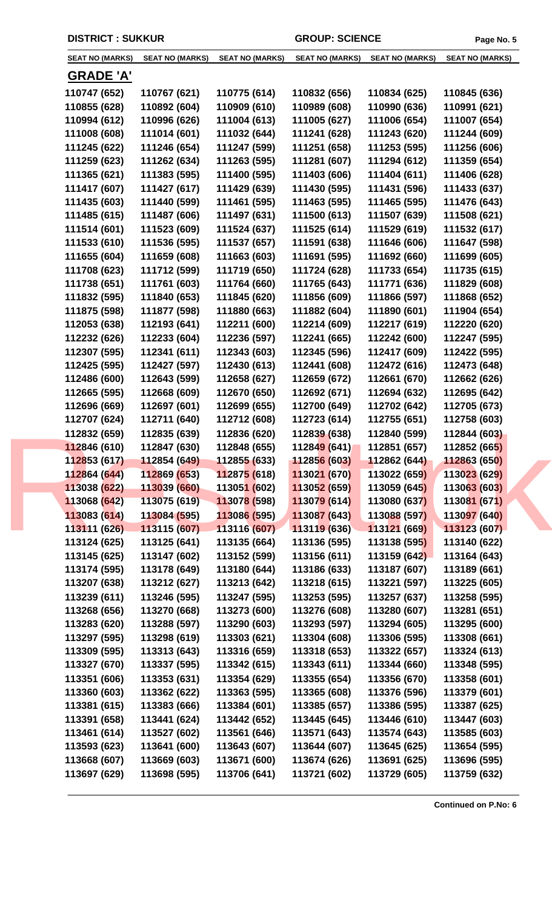DISTRICT : SUKKUR    GROUP: SCIENCE

| SEAT NO (MARKS) | SEAT NO (MARKS) | SEAT NO (MARKS) | SEAT NO (MARKS) | SEAT NO (MARKS) | SEAT NO (MARKS) |
|---|---|---|---|---|---|

## GRADE 'A'

| | | | | | |
|---|---|---|---|---|---|
| 110747 (652) | 110767 (621) | 110775 (614) | 110832 (656) | 110834 (625) | 110845 (636) |
| 110855 (628) | 110892 (604) | 110909 (610) | 110989 (608) | 110990 (636) | 110991 (621) |
| 110994 (612) | 110996 (626) | 111004 (613) | 111005 (627) | 111006 (654) | 111007 (654) |
| 111008 (608) | 111014 (601) | 111032 (644) | 111241 (628) | 111243 (620) | 111244 (609) |
| 111245 (622) | 111246 (654) | 111247 (599) | 111251 (658) | 111253 (595) | 111256 (606) |
| 111259 (623) | 111262 (634) | 111263 (595) | 111281 (607) | 111294 (612) | 111359 (654) |
| 111365 (621) | 111383 (595) | 111400 (595) | 111403 (606) | 111404 (611) | 111406 (628) |
| 111417 (607) | 111427 (617) | 111429 (639) | 111430 (595) | 111431 (596) | 111433 (637) |
| 111435 (603) | 111440 (599) | 111461 (595) | 111463 (595) | 111465 (595) | 111476 (643) |
| 111485 (615) | 111487 (606) | 111497 (631) | 111500 (613) | 111507 (639) | 111508 (621) |
| 111514 (601) | 111523 (609) | 111524 (637) | 111525 (614) | 111529 (619) | 111532 (617) |
| 111533 (610) | 111536 (595) | 111537 (657) | 111591 (638) | 111646 (606) | 111647 (598) |
| 111655 (604) | 111659 (608) | 111663 (603) | 111691 (595) | 111692 (660) | 111699 (605) |
| 111708 (623) | 111712 (599) | 111719 (650) | 111724 (628) | 111733 (654) | 111735 (615) |
| 111738 (651) | 111761 (603) | 111764 (660) | 111765 (643) | 111771 (636) | 111829 (608) |
| 111832 (595) | 111840 (653) | 111845 (620) | 111856 (609) | 111866 (597) | 111868 (652) |
| 111875 (598) | 111877 (598) | 111880 (663) | 111882 (604) | 111890 (601) | 111904 (654) |
| 112053 (638) | 112193 (641) | 112211 (600) | 112214 (609) | 112217 (619) | 112220 (620) |
| 112232 (626) | 112233 (604) | 112236 (597) | 112241 (665) | 112242 (600) | 112247 (595) |
| 112307 (595) | 112341 (611) | 112343 (603) | 112345 (596) | 112417 (609) | 112422 (595) |
| 112425 (595) | 112427 (597) | 112430 (613) | 112441 (608) | 112472 (616) | 112473 (648) |
| 112486 (600) | 112643 (599) | 112658 (627) | 112659 (672) | 112661 (670) | 112662 (626) |
| 112665 (595) | 112668 (609) | 112670 (650) | 112692 (671) | 112694 (632) | 112695 (642) |
| 112696 (669) | 112697 (601) | 112699 (655) | 112700 (649) | 112702 (642) | 112705 (673) |
| 112707 (624) | 112711 (640) | 112712 (608) | 112723 (614) | 112755 (651) | 112758 (603) |
| 112832 (659) | 112835 (639) | 112836 (620) | 112839 (638) | 112840 (599) | 112844 (603) |
| 112846 (610) | 112847 (630) | 112848 (655) | 112849 (641) | 112851 (657) | 112852 (665) |
| 112853 (617) | 112854 (649) | 112855 (633) | 112856 (603) | 112862 (644) | 112863 (650) |
| 112864 (644) | 112869 (653) | 112875 (618) | 113021 (670) | 113022 (659) | 113023 (629) |
| 113038 (622) | 113039 (660) | 113051 (602) | 113052 (659) | 113059 (645) | 113063 (603) |
| 113068 (642) | 113075 (619) | 113078 (598) | 113079 (614) | 113080 (637) | 113081 (671) |
| 113083 (614) | 113084 (595) | 113086 (595) | 113087 (643) | 113088 (597) | 113097 (640) |
| 113111 (626) | 113115 (607) | 113116 (607) | 113119 (636) | 113121 (669) | 113123 (607) |
| 113124 (625) | 113125 (641) | 113135 (664) | 113136 (595) | 113138 (595) | 113140 (622) |
| 113145 (625) | 113147 (602) | 113152 (599) | 113156 (611) | 113159 (642) | 113164 (643) |
| 113174 (595) | 113178 (649) | 113180 (644) | 113186 (633) | 113187 (607) | 113189 (661) |
| 113207 (638) | 113212 (627) | 113213 (642) | 113218 (615) | 113221 (597) | 113225 (605) |
| 113239 (611) | 113246 (595) | 113247 (595) | 113253 (595) | 113257 (637) | 113258 (595) |
| 113268 (656) | 113270 (668) | 113273 (600) | 113276 (608) | 113280 (607) | 113281 (651) |
| 113283 (620) | 113288 (597) | 113290 (603) | 113293 (597) | 113294 (605) | 113295 (600) |
| 113297 (595) | 113298 (619) | 113303 (621) | 113304 (608) | 113306 (595) | 113308 (661) |
| 113309 (595) | 113313 (643) | 113316 (659) | 113318 (653) | 113322 (657) | 113324 (613) |
| 113327 (670) | 113337 (595) | 113342 (615) | 113343 (611) | 113344 (660) | 113348 (595) |
| 113351 (606) | 113353 (631) | 113354 (629) | 113355 (654) | 113356 (670) | 113358 (601) |
| 113360 (603) | 113362 (622) | 113363 (595) | 113365 (608) | 113376 (596) | 113379 (601) |
| 113381 (615) | 113383 (666) | 113384 (601) | 113385 (657) | 113386 (595) | 113387 (625) |
| 113391 (658) | 113441 (624) | 113442 (652) | 113445 (645) | 113446 (610) | 113447 (603) |
| 113461 (614) | 113527 (602) | 113561 (646) | 113571 (643) | 113574 (643) | 113585 (603) |
| 113593 (623) | 113641 (600) | 113643 (607) | 113644 (607) | 113645 (625) | 113654 (595) |
| 113668 (607) | 113669 (603) | 113671 (600) | 113674 (626) | 113691 (625) | 113696 (595) |
| 113697 (629) | 113698 (595) | 113706 (641) | 113721 (602) | 113729 (605) | 113759 (632) |

**Continued on P.No: 6**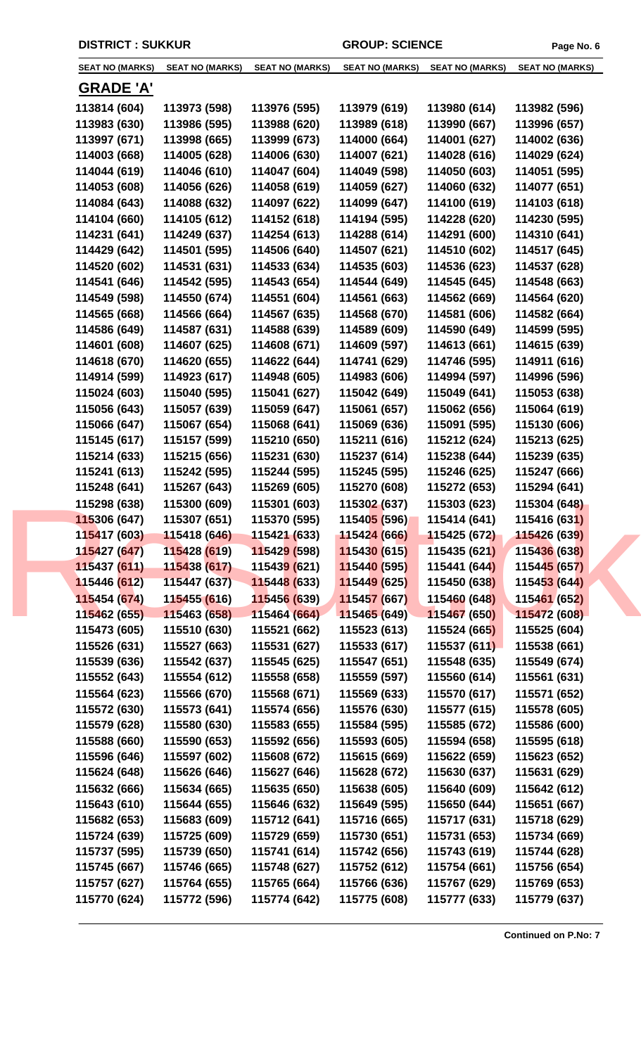**DISTRICT : SUKKUR** **GROUP: SCIENCE**

| SEAT NO (MARKS) | SEAT NO (MARKS) | SEAT NO (MARKS) | SEAT NO (MARKS) | SEAT NO (MARKS) | SEAT NO (MARKS) |
|---|---|---|---|---|---|

## GRADE 'A'

| | | | | | |
|---|---|---|---|---|---|
| 113814 (604) | 113973 (598) | 113976 (595) | 113979 (619) | 113980 (614) | 113982 (596) |
| 113983 (630) | 113986 (595) | 113988 (620) | 113989 (618) | 113990 (667) | 113996 (657) |
| 113997 (671) | 113998 (665) | 113999 (673) | 114000 (664) | 114001 (627) | 114002 (636) |
| 114003 (668) | 114005 (628) | 114006 (630) | 114007 (621) | 114028 (616) | 114029 (624) |
| 114044 (619) | 114046 (610) | 114047 (604) | 114049 (598) | 114050 (603) | 114051 (595) |
| 114053 (608) | 114056 (626) | 114058 (619) | 114059 (627) | 114060 (632) | 114077 (651) |
| 114084 (643) | 114088 (632) | 114097 (622) | 114099 (647) | 114100 (619) | 114103 (618) |
| 114104 (660) | 114105 (612) | 114152 (618) | 114194 (595) | 114228 (620) | 114230 (595) |
| 114231 (641) | 114249 (637) | 114254 (613) | 114288 (614) | 114291 (600) | 114310 (641) |
| 114429 (642) | 114501 (595) | 114506 (640) | 114507 (621) | 114510 (602) | 114517 (645) |
| 114520 (602) | 114531 (631) | 114533 (634) | 114535 (603) | 114536 (623) | 114537 (628) |
| 114541 (646) | 114542 (595) | 114543 (654) | 114544 (649) | 114545 (645) | 114548 (663) |
| 114549 (598) | 114550 (674) | 114551 (604) | 114561 (663) | 114562 (669) | 114564 (620) |
| 114565 (668) | 114566 (664) | 114567 (635) | 114568 (670) | 114581 (606) | 114582 (664) |
| 114586 (649) | 114587 (631) | 114588 (639) | 114589 (609) | 114590 (649) | 114599 (595) |
| 114601 (608) | 114607 (625) | 114608 (671) | 114609 (597) | 114613 (661) | 114615 (639) |
| 114618 (670) | 114620 (655) | 114622 (644) | 114741 (629) | 114746 (595) | 114911 (616) |
| 114914 (599) | 114923 (617) | 114948 (605) | 114983 (606) | 114994 (597) | 114996 (596) |
| 115024 (603) | 115040 (595) | 115041 (627) | 115042 (649) | 115049 (641) | 115053 (638) |
| 115056 (643) | 115057 (639) | 115059 (647) | 115061 (657) | 115062 (656) | 115064 (619) |
| 115066 (647) | 115067 (654) | 115068 (641) | 115069 (636) | 115091 (595) | 115130 (606) |
| 115145 (617) | 115157 (599) | 115210 (650) | 115211 (616) | 115212 (624) | 115213 (625) |
| 115214 (633) | 115215 (656) | 115231 (630) | 115237 (614) | 115238 (644) | 115239 (635) |
| 115241 (613) | 115242 (595) | 115244 (595) | 115245 (595) | 115246 (625) | 115247 (666) |
| 115248 (641) | 115267 (643) | 115269 (605) | 115270 (608) | 115272 (653) | 115294 (641) |
| 115298 (638) | 115300 (609) | 115301 (603) | 115302 (637) | 115303 (623) | 115304 (648) |
| 115306 (647) | 115307 (651) | 115370 (595) | 115405 (596) | 115414 (641) | 115416 (631) |
| 115417 (603) | 115418 (646) | 115421 (633) | 115424 (666) | 115425 (672) | 115426 (639) |
| 115427 (647) | 115428 (619) | 115429 (598) | 115430 (615) | 115435 (621) | 115436 (638) |
| 115437 (611) | 115438 (617) | 115439 (621) | 115440 (595) | 115441 (644) | 115445 (657) |
| 115446 (612) | 115447 (637) | 115448 (633) | 115449 (625) | 115450 (638) | 115453 (644) |
| 115454 (674) | 115455 (616) | 115456 (639) | 115457 (667) | 115460 (648) | 115461 (652) |
| 115462 (655) | 115463 (658) | 115464 (664) | 115465 (649) | 115467 (650) | 115472 (608) |
| 115473 (605) | 115510 (630) | 115521 (662) | 115523 (613) | 115524 (665) | 115525 (604) |
| 115526 (631) | 115527 (663) | 115531 (627) | 115533 (617) | 115537 (611) | 115538 (661) |
| 115539 (636) | 115542 (637) | 115545 (625) | 115547 (651) | 115548 (635) | 115549 (674) |
| 115552 (643) | 115554 (612) | 115558 (658) | 115559 (597) | 115560 (614) | 115561 (631) |
| 115564 (623) | 115566 (670) | 115568 (671) | 115569 (633) | 115570 (617) | 115571 (652) |
| 115572 (630) | 115573 (641) | 115574 (656) | 115576 (630) | 115577 (615) | 115578 (605) |
| 115579 (628) | 115580 (630) | 115583 (655) | 115584 (595) | 115585 (672) | 115586 (600) |
| 115588 (660) | 115590 (653) | 115592 (656) | 115593 (605) | 115594 (658) | 115595 (618) |
| 115596 (646) | 115597 (602) | 115608 (672) | 115615 (669) | 115622 (659) | 115623 (652) |
| 115624 (648) | 115626 (646) | 115627 (646) | 115628 (672) | 115630 (637) | 115631 (629) |
| 115632 (666) | 115634 (665) | 115635 (650) | 115638 (605) | 115640 (609) | 115642 (612) |
| 115643 (610) | 115644 (655) | 115646 (632) | 115649 (595) | 115650 (644) | 115651 (667) |
| 115682 (653) | 115683 (609) | 115712 (641) | 115716 (665) | 115717 (631) | 115718 (629) |
| 115724 (639) | 115725 (609) | 115729 (659) | 115730 (651) | 115731 (653) | 115734 (669) |
| 115737 (595) | 115739 (650) | 115741 (614) | 115742 (656) | 115743 (619) | 115744 (628) |
| 115745 (667) | 115746 (665) | 115748 (627) | 115752 (612) | 115754 (661) | 115756 (654) |
| 115757 (627) | 115764 (655) | 115765 (664) | 115766 (636) | 115767 (629) | 115769 (653) |
| 115770 (624) | 115772 (596) | 115774 (642) | 115775 (608) | 115777 (633) | 115779 (637) |

**Continued on P.No: 7**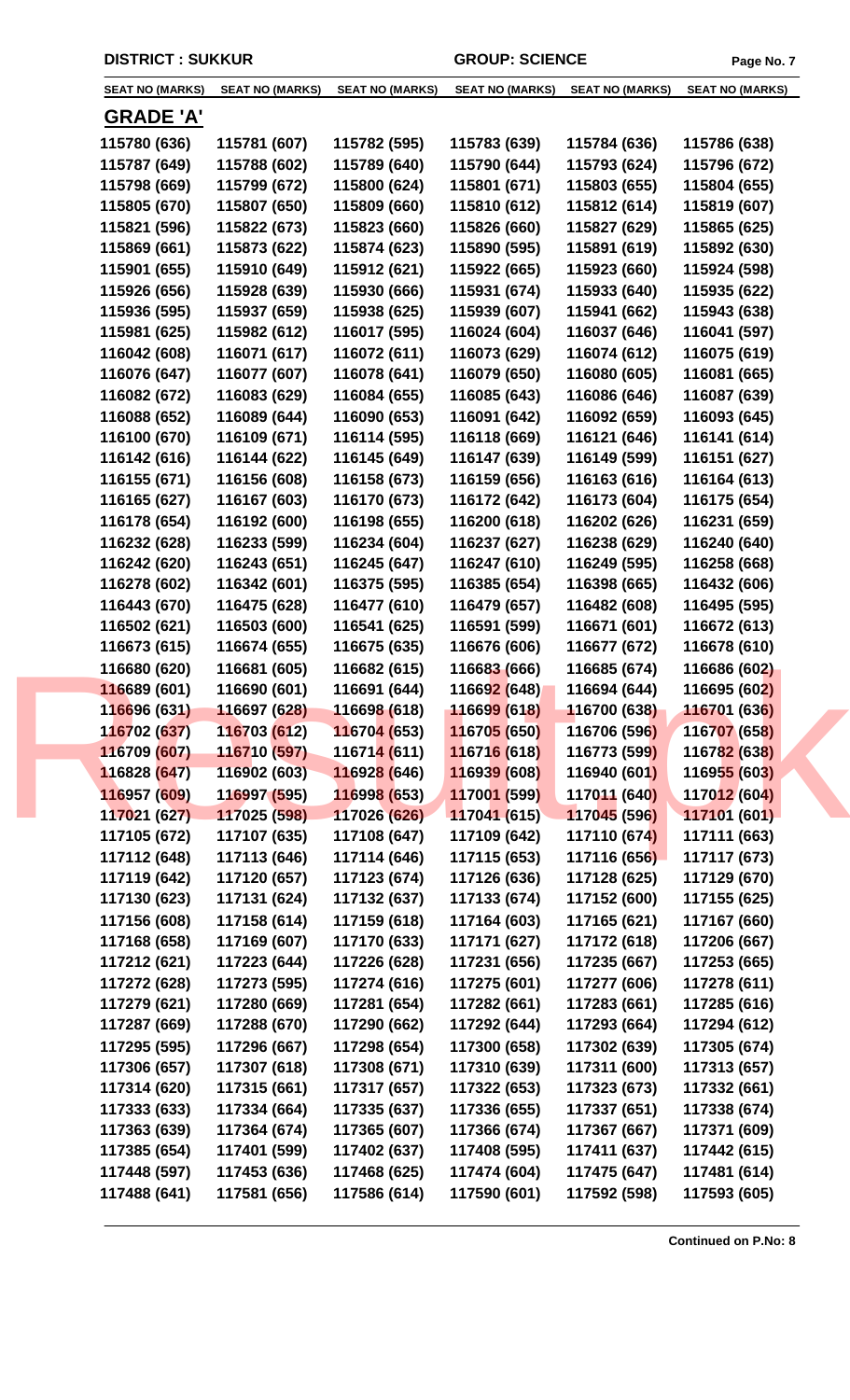DISTRICT : SUKKUR | GROUP: SCIENCE

| SEAT NO (MARKS) | SEAT NO (MARKS) | SEAT NO (MARKS) | SEAT NO (MARKS) | SEAT NO (MARKS) | SEAT NO (MARKS) |
|---|---|---|---|---|---|

## GRADE 'A'

| | | | | | |
|---|---|---|---|---|---|
| 115780 (636) | 115781 (607) | 115782 (595) | 115783 (639) | 115784 (636) | 115786 (638) |
| 115787 (649) | 115788 (602) | 115789 (640) | 115790 (644) | 115793 (624) | 115796 (672) |
| 115798 (669) | 115799 (672) | 115800 (624) | 115801 (671) | 115803 (655) | 115804 (655) |
| 115805 (670) | 115807 (650) | 115809 (660) | 115810 (612) | 115812 (614) | 115819 (607) |
| 115821 (596) | 115822 (673) | 115823 (660) | 115826 (660) | 115827 (629) | 115865 (625) |
| 115869 (661) | 115873 (622) | 115874 (623) | 115890 (595) | 115891 (619) | 115892 (630) |
| 115901 (655) | 115910 (649) | 115912 (621) | 115922 (665) | 115923 (660) | 115924 (598) |
| 115926 (656) | 115928 (639) | 115930 (666) | 115931 (674) | 115933 (640) | 115935 (622) |
| 115936 (595) | 115937 (659) | 115938 (625) | 115939 (607) | 115941 (662) | 115943 (638) |
| 115981 (625) | 115982 (612) | 116017 (595) | 116024 (604) | 116037 (646) | 116041 (597) |
| 116042 (608) | 116071 (617) | 116072 (611) | 116073 (629) | 116074 (612) | 116075 (619) |
| 116076 (647) | 116077 (607) | 116078 (641) | 116079 (650) | 116080 (605) | 116081 (665) |
| 116082 (672) | 116083 (629) | 116084 (655) | 116085 (643) | 116086 (646) | 116087 (639) |
| 116088 (652) | 116089 (644) | 116090 (653) | 116091 (642) | 116092 (659) | 116093 (645) |
| 116100 (670) | 116109 (671) | 116114 (595) | 116118 (669) | 116121 (646) | 116141 (614) |
| 116142 (616) | 116144 (622) | 116145 (649) | 116147 (639) | 116149 (599) | 116151 (627) |
| 116155 (671) | 116156 (608) | 116158 (673) | 116159 (656) | 116163 (616) | 116164 (613) |
| 116165 (627) | 116167 (603) | 116170 (673) | 116172 (642) | 116173 (604) | 116175 (654) |
| 116178 (654) | 116192 (600) | 116198 (655) | 116200 (618) | 116202 (626) | 116231 (659) |
| 116232 (628) | 116233 (599) | 116234 (604) | 116237 (627) | 116238 (629) | 116240 (640) |
| 116242 (620) | 116243 (651) | 116245 (647) | 116247 (610) | 116249 (595) | 116258 (668) |
| 116278 (602) | 116342 (601) | 116375 (595) | 116385 (654) | 116398 (665) | 116432 (606) |
| 116443 (670) | 116475 (628) | 116477 (610) | 116479 (657) | 116482 (608) | 116495 (595) |
| 116502 (621) | 116503 (600) | 116541 (625) | 116591 (599) | 116671 (601) | 116672 (613) |
| 116673 (615) | 116674 (655) | 116675 (635) | 116676 (606) | 116677 (672) | 116678 (610) |
| 116680 (620) | 116681 (605) | 116682 (615) | 116683 (666) | 116685 (674) | 116686 (602) |
| 116689 (601) | 116690 (601) | 116691 (644) | 116692 (648) | 116694 (644) | 116695 (602) |
| 116696 (631) | 116697 (628) | 116698 (618) | 116699 (618) | 116700 (638) | 116701 (636) |
| 116702 (637) | 116703 (612) | 116704 (653) | 116705 (650) | 116706 (596) | 116707 (658) |
| 116709 (607) | 116710 (597) | 116714 (611) | 116716 (618) | 116773 (599) | 116782 (638) |
| 116828 (647) | 116902 (603) | 116928 (646) | 116939 (608) | 116940 (601) | 116955 (603) |
| 116957 (609) | 116997 (595) | 116998 (653) | 117001 (599) | 117011 (640) | 117012 (604) |
| 117021 (627) | 117025 (598) | 117026 (626) | 117041 (615) | 117045 (596) | 117101 (601) |
| 117105 (672) | 117107 (635) | 117108 (647) | 117109 (642) | 117110 (674) | 117111 (663) |
| 117112 (648) | 117113 (646) | 117114 (646) | 117115 (653) | 117116 (656) | 117117 (673) |
| 117119 (642) | 117120 (657) | 117123 (674) | 117126 (636) | 117128 (625) | 117129 (670) |
| 117130 (623) | 117131 (624) | 117132 (637) | 117133 (674) | 117152 (600) | 117155 (625) |
| 117156 (608) | 117158 (614) | 117159 (618) | 117164 (603) | 117165 (621) | 117167 (660) |
| 117168 (658) | 117169 (607) | 117170 (633) | 117171 (627) | 117172 (618) | 117206 (667) |
| 117212 (621) | 117223 (644) | 117226 (628) | 117231 (656) | 117235 (667) | 117253 (665) |
| 117272 (628) | 117273 (595) | 117274 (616) | 117275 (601) | 117277 (606) | 117278 (611) |
| 117279 (621) | 117280 (669) | 117281 (654) | 117282 (661) | 117283 (661) | 117285 (616) |
| 117287 (669) | 117288 (670) | 117290 (662) | 117292 (644) | 117293 (664) | 117294 (612) |
| 117295 (595) | 117296 (667) | 117298 (654) | 117300 (658) | 117302 (639) | 117305 (674) |
| 117306 (657) | 117307 (618) | 117308 (671) | 117310 (639) | 117311 (600) | 117313 (657) |
| 117314 (620) | 117315 (661) | 117317 (657) | 117322 (653) | 117323 (673) | 117332 (661) |
| 117333 (633) | 117334 (664) | 117335 (637) | 117336 (655) | 117337 (651) | 117338 (674) |
| 117363 (639) | 117364 (674) | 117365 (607) | 117366 (674) | 117367 (667) | 117371 (609) |
| 117385 (654) | 117401 (599) | 117402 (637) | 117408 (595) | 117411 (637) | 117442 (615) |
| 117448 (597) | 117453 (636) | 117468 (625) | 117474 (604) | 117475 (647) | 117481 (614) |
| 117488 (641) | 117581 (656) | 117586 (614) | 117590 (601) | 117592 (598) | 117593 (605) |

**Continued on P.No: 8**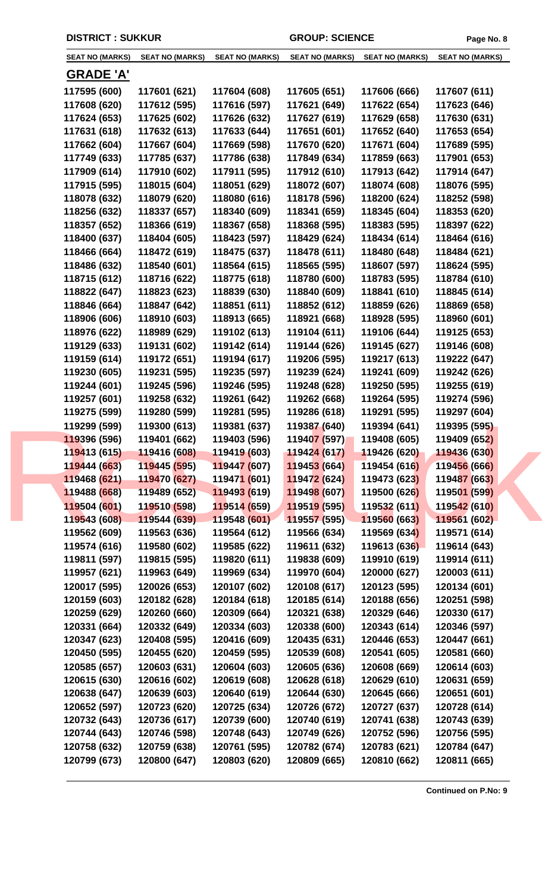**DISTRICT : SUKKUR** **GROUP: SCIENCE**

## GRADE 'A'

| SEAT NO (MARKS) | SEAT NO (MARKS) | SEAT NO (MARKS) | SEAT NO (MARKS) | SEAT NO (MARKS) | SEAT NO (MARKS) |
|---|---|---|---|---|---|
| 117595 (600) | 117601 (621) | 117604 (608) | 117605 (651) | 117606 (666) | 117607 (611) |
| 117608 (620) | 117612 (595) | 117616 (597) | 117621 (649) | 117622 (654) | 117623 (646) |
| 117624 (653) | 117625 (602) | 117626 (632) | 117627 (619) | 117629 (658) | 117630 (631) |
| 117631 (618) | 117632 (613) | 117633 (644) | 117651 (601) | 117652 (640) | 117653 (654) |
| 117662 (604) | 117667 (604) | 117669 (598) | 117670 (620) | 117671 (604) | 117689 (595) |
| 117749 (633) | 117785 (637) | 117786 (638) | 117849 (634) | 117859 (663) | 117901 (653) |
| 117909 (614) | 117910 (602) | 117911 (595) | 117912 (610) | 117913 (642) | 117914 (647) |
| 117915 (595) | 118015 (604) | 118051 (629) | 118072 (607) | 118074 (608) | 118076 (595) |
| 118078 (632) | 118079 (620) | 118080 (616) | 118178 (596) | 118200 (624) | 118252 (598) |
| 118256 (632) | 118337 (657) | 118340 (609) | 118341 (659) | 118345 (604) | 118353 (620) |
| 118357 (652) | 118366 (619) | 118367 (658) | 118368 (595) | 118383 (595) | 118397 (622) |
| 118400 (637) | 118404 (605) | 118423 (597) | 118429 (624) | 118434 (614) | 118464 (616) |
| 118466 (664) | 118472 (619) | 118475 (637) | 118478 (611) | 118480 (648) | 118484 (621) |
| 118486 (632) | 118540 (601) | 118564 (615) | 118565 (595) | 118607 (597) | 118624 (595) |
| 118715 (612) | 118716 (622) | 118775 (618) | 118780 (600) | 118783 (595) | 118784 (610) |
| 118822 (647) | 118823 (623) | 118839 (630) | 118840 (609) | 118841 (610) | 118845 (614) |
| 118846 (664) | 118847 (642) | 118851 (611) | 118852 (612) | 118859 (626) | 118869 (658) |
| 118906 (606) | 118910 (603) | 118913 (665) | 118921 (668) | 118928 (595) | 118960 (601) |
| 118976 (622) | 118989 (629) | 119102 (613) | 119104 (611) | 119106 (644) | 119125 (653) |
| 119129 (633) | 119131 (602) | 119142 (614) | 119144 (626) | 119145 (627) | 119146 (608) |
| 119159 (614) | 119172 (651) | 119194 (617) | 119206 (595) | 119217 (613) | 119222 (647) |
| 119230 (605) | 119231 (595) | 119235 (597) | 119239 (624) | 119241 (609) | 119242 (626) |
| 119244 (601) | 119245 (596) | 119246 (595) | 119248 (628) | 119250 (595) | 119255 (619) |
| 119257 (601) | 119258 (632) | 119261 (642) | 119262 (668) | 119264 (595) | 119274 (596) |
| 119275 (599) | 119280 (599) | 119281 (595) | 119286 (618) | 119291 (595) | 119297 (604) |
| 119299 (599) | 119300 (613) | 119381 (637) | 119387 (640) | 119394 (641) | 119395 (595) |
| 119396 (596) | 119401 (662) | 119403 (596) | 119407 (597) | 119408 (605) | 119409 (652) |
| 119413 (615) | 119416 (608) | 119419 (603) | 119424 (617) | 119426 (620) | 119436 (630) |
| 119444 (663) | 119445 (595) | 119447 (607) | 119453 (664) | 119454 (616) | 119456 (666) |
| 119468 (621) | 119470 (627) | 119471 (601) | 119472 (624) | 119473 (623) | 119487 (663) |
| 119488 (668) | 119489 (652) | 119493 (619) | 119498 (607) | 119500 (626) | 119501 (599) |
| 119504 (601) | 119510 (598) | 119514 (659) | 119519 (595) | 119532 (611) | 119542 (610) |
| 119543 (608) | 119544 (639) | 119548 (601) | 119557 (595) | 119560 (663) | 119561 (602) |
| 119562 (609) | 119563 (636) | 119564 (612) | 119566 (634) | 119569 (634) | 119571 (614) |
| 119574 (616) | 119580 (602) | 119585 (622) | 119611 (632) | 119613 (636) | 119614 (643) |
| 119811 (597) | 119815 (595) | 119820 (611) | 119838 (609) | 119910 (619) | 119914 (611) |
| 119957 (621) | 119963 (649) | 119969 (634) | 119970 (604) | 120000 (627) | 120003 (611) |
| 120017 (595) | 120026 (653) | 120107 (602) | 120108 (617) | 120123 (595) | 120134 (601) |
| 120159 (603) | 120182 (628) | 120184 (618) | 120185 (614) | 120188 (656) | 120251 (598) |
| 120259 (629) | 120260 (660) | 120309 (664) | 120321 (638) | 120329 (646) | 120330 (617) |
| 120331 (664) | 120332 (649) | 120334 (603) | 120338 (600) | 120343 (614) | 120346 (597) |
| 120347 (623) | 120408 (595) | 120416 (609) | 120435 (631) | 120446 (653) | 120447 (661) |
| 120450 (595) | 120455 (620) | 120459 (595) | 120539 (608) | 120541 (605) | 120581 (660) |
| 120585 (657) | 120603 (631) | 120604 (603) | 120605 (636) | 120608 (669) | 120614 (603) |
| 120615 (630) | 120616 (602) | 120619 (608) | 120628 (618) | 120629 (610) | 120631 (659) |
| 120638 (647) | 120639 (603) | 120640 (619) | 120644 (630) | 120645 (666) | 120651 (601) |
| 120652 (597) | 120723 (620) | 120725 (634) | 120726 (672) | 120727 (637) | 120728 (614) |
| 120732 (643) | 120736 (617) | 120739 (600) | 120740 (619) | 120741 (638) | 120743 (639) |
| 120744 (643) | 120746 (598) | 120748 (643) | 120749 (626) | 120752 (596) | 120756 (595) |
| 120758 (632) | 120759 (638) | 120761 (595) | 120782 (674) | 120783 (621) | 120784 (647) |
| 120799 (673) | 120800 (647) | 120803 (620) | 120809 (665) | 120810 (662) | 120811 (665) |

**Continued on P.No: 9**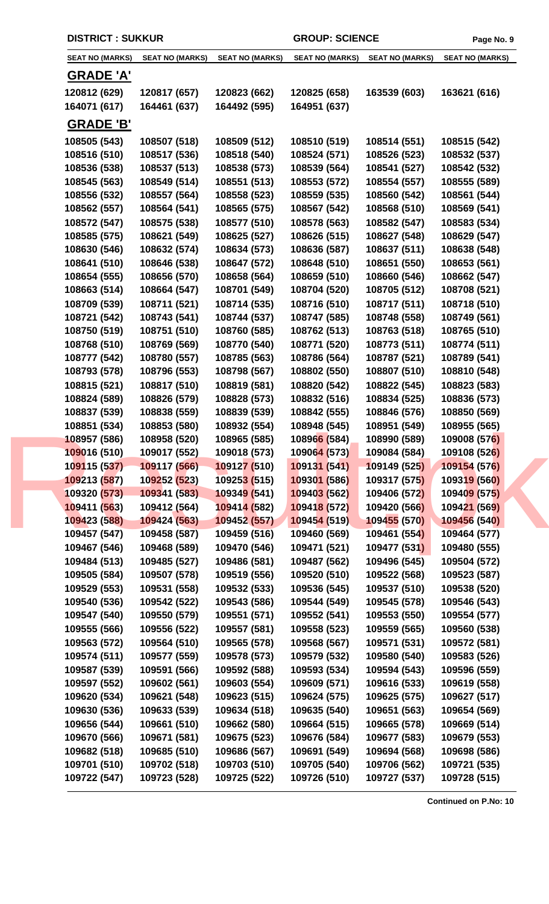**DISTRICT : SUKKUR** | **GROUP: SCIENCE**

| SEAT NO (MARKS) | SEAT NO (MARKS) | SEAT NO (MARKS) | SEAT NO (MARKS) | SEAT NO (MARKS) | SEAT NO (MARKS) |
|---|---|---|---|---|---|

## GRADE 'A'

| | | | | | |
|---|---|---|---|---|---|
| 120812 (629) | 120817 (657) | 120823 (662) | 120825 (658) | 163539 (603) | 163621 (616) |
| 164071 (617) | 164461 (637) | 164492 (595) | 164951 (637) | | |

## GRADE 'B'

| | | | | | |
|---|---|---|---|---|---|
| 108505 (543) | 108507 (518) | 108509 (512) | 108510 (519) | 108514 (551) | 108515 (542) |
| 108516 (510) | 108517 (536) | 108518 (540) | 108524 (571) | 108526 (523) | 108532 (537) |
| 108536 (538) | 108537 (513) | 108538 (573) | 108539 (564) | 108541 (527) | 108542 (532) |
| 108545 (563) | 108549 (514) | 108551 (513) | 108553 (572) | 108554 (557) | 108555 (589) |
| 108556 (532) | 108557 (564) | 108558 (523) | 108559 (535) | 108560 (542) | 108561 (544) |
| 108562 (557) | 108564 (541) | 108565 (575) | 108567 (542) | 108568 (510) | 108569 (541) |
| 108572 (547) | 108575 (538) | 108577 (510) | 108578 (563) | 108582 (547) | 108583 (534) |
| 108585 (575) | 108621 (549) | 108625 (527) | 108626 (515) | 108627 (548) | 108629 (547) |
| 108630 (546) | 108632 (574) | 108634 (573) | 108636 (587) | 108637 (511) | 108638 (548) |
| 108641 (510) | 108646 (538) | 108647 (572) | 108648 (510) | 108651 (550) | 108653 (561) |
| 108654 (555) | 108656 (570) | 108658 (564) | 108659 (510) | 108660 (546) | 108662 (547) |
| 108663 (514) | 108664 (547) | 108701 (549) | 108704 (520) | 108705 (512) | 108708 (521) |
| 108709 (539) | 108711 (521) | 108714 (535) | 108716 (510) | 108717 (511) | 108718 (510) |
| 108721 (542) | 108743 (541) | 108744 (537) | 108747 (585) | 108748 (558) | 108749 (561) |
| 108750 (519) | 108751 (510) | 108760 (585) | 108762 (513) | 108763 (518) | 108765 (510) |
| 108768 (510) | 108769 (569) | 108770 (540) | 108771 (520) | 108773 (511) | 108774 (511) |
| 108777 (542) | 108780 (557) | 108785 (563) | 108786 (564) | 108787 (521) | 108789 (541) |
| 108793 (578) | 108796 (553) | 108798 (567) | 108802 (550) | 108807 (510) | 108810 (548) |
| 108815 (521) | 108817 (510) | 108819 (581) | 108820 (542) | 108822 (545) | 108823 (583) |
| 108824 (589) | 108826 (579) | 108828 (573) | 108832 (516) | 108834 (525) | 108836 (573) |
| 108837 (539) | 108838 (559) | 108839 (539) | 108842 (555) | 108846 (576) | 108850 (569) |
| 108851 (534) | 108853 (580) | 108932 (554) | 108948 (545) | 108951 (549) | 108955 (565) |
| 108957 (586) | 108958 (520) | 108965 (585) | 108966 (584) | 108990 (589) | 109008 (576) |
| 109016 (510) | 109017 (552) | 109018 (573) | 109064 (573) | 109084 (584) | 109108 (526) |
| 109115 (537) | 109117 (566) | 109127 (510) | 109131 (541) | 109149 (525) | 109154 (576) |
| 109213 (587) | 109252 (523) | 109253 (515) | 109301 (586) | 109317 (575) | 109319 (560) |
| 109320 (573) | 109341 (583) | 109349 (541) | 109403 (562) | 109406 (572) | 109409 (575) |
| 109411 (563) | 109412 (564) | 109414 (582) | 109418 (572) | 109420 (566) | 109421 (569) |
| 109423 (588) | 109424 (563) | 109452 (557) | 109454 (519) | 109455 (570) | 109456 (540) |
| 109457 (547) | 109458 (587) | 109459 (516) | 109460 (569) | 109461 (554) | 109464 (577) |
| 109467 (546) | 109468 (589) | 109470 (546) | 109471 (521) | 109477 (531) | 109480 (555) |
| 109484 (513) | 109485 (527) | 109486 (581) | 109487 (562) | 109496 (545) | 109504 (572) |
| 109505 (584) | 109507 (578) | 109519 (556) | 109520 (510) | 109522 (568) | 109523 (587) |
| 109529 (553) | 109531 (558) | 109532 (533) | 109536 (545) | 109537 (510) | 109538 (520) |
| 109540 (536) | 109542 (522) | 109543 (586) | 109544 (549) | 109545 (578) | 109546 (543) |
| 109547 (540) | 109550 (579) | 109551 (571) | 109552 (541) | 109553 (550) | 109554 (577) |
| 109555 (566) | 109556 (522) | 109557 (581) | 109558 (523) | 109559 (565) | 109560 (538) |
| 109563 (572) | 109564 (510) | 109565 (578) | 109568 (567) | 109571 (531) | 109572 (581) |
| 109574 (511) | 109577 (559) | 109578 (573) | 109579 (532) | 109580 (540) | 109583 (526) |
| 109587 (539) | 109591 (566) | 109592 (588) | 109593 (534) | 109594 (543) | 109596 (559) |
| 109597 (552) | 109602 (561) | 109603 (554) | 109609 (571) | 109616 (533) | 109619 (558) |
| 109620 (534) | 109621 (548) | 109623 (515) | 109624 (575) | 109625 (575) | 109627 (517) |
| 109630 (536) | 109633 (539) | 109634 (518) | 109635 (540) | 109651 (563) | 109654 (569) |
| 109656 (544) | 109661 (510) | 109662 (580) | 109664 (515) | 109665 (578) | 109669 (514) |
| 109670 (566) | 109671 (581) | 109675 (523) | 109676 (584) | 109677 (583) | 109679 (553) |
| 109682 (518) | 109685 (510) | 109686 (567) | 109691 (549) | 109694 (568) | 109698 (586) |
| 109701 (510) | 109702 (518) | 109703 (510) | 109705 (540) | 109706 (562) | 109721 (535) |
| 109722 (547) | 109723 (528) | 109725 (522) | 109726 (510) | 109727 (537) | 109728 (515) |

**Continued on P.No: 10**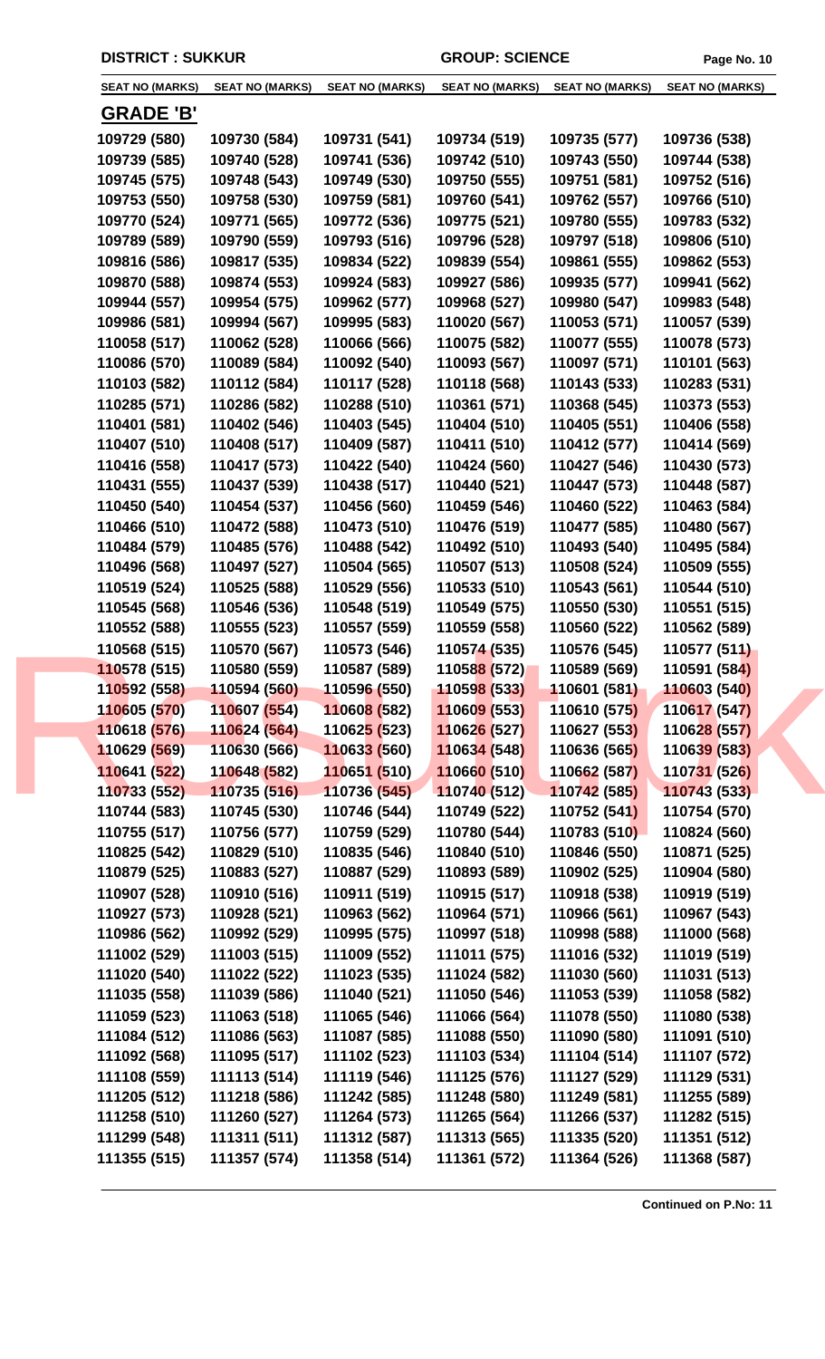**DISTRICT : SUKKUR** **GROUP: SCIENCE**

| SEAT NO (MARKS) | SEAT NO (MARKS) | SEAT NO (MARKS) | SEAT NO (MARKS) | SEAT NO (MARKS) | SEAT NO (MARKS) |
|---|---|---|---|---|---|

## GRADE 'B'

| | | | | | |
|---|---|---|---|---|---|
| 109729 (580) | 109730 (584) | 109731 (541) | 109734 (519) | 109735 (577) | 109736 (538) |
| 109739 (585) | 109740 (528) | 109741 (536) | 109742 (510) | 109743 (550) | 109744 (538) |
| 109745 (575) | 109748 (543) | 109749 (530) | 109750 (555) | 109751 (581) | 109752 (516) |
| 109753 (550) | 109758 (530) | 109759 (581) | 109760 (541) | 109762 (557) | 109766 (510) |
| 109770 (524) | 109771 (565) | 109772 (536) | 109775 (521) | 109780 (555) | 109783 (532) |
| 109789 (589) | 109790 (559) | 109793 (516) | 109796 (528) | 109797 (518) | 109806 (510) |
| 109816 (586) | 109817 (535) | 109834 (522) | 109839 (554) | 109861 (555) | 109862 (553) |
| 109870 (588) | 109874 (553) | 109924 (583) | 109927 (586) | 109935 (577) | 109941 (562) |
| 109944 (557) | 109954 (575) | 109962 (577) | 109968 (527) | 109980 (547) | 109983 (548) |
| 109986 (581) | 109994 (567) | 109995 (583) | 110020 (567) | 110053 (571) | 110057 (539) |
| 110058 (517) | 110062 (528) | 110066 (566) | 110075 (582) | 110077 (555) | 110078 (573) |
| 110086 (570) | 110089 (584) | 110092 (540) | 110093 (567) | 110097 (571) | 110101 (563) |
| 110103 (582) | 110112 (584) | 110117 (528) | 110118 (568) | 110143 (533) | 110283 (531) |
| 110285 (571) | 110286 (582) | 110288 (510) | 110361 (571) | 110368 (545) | 110373 (553) |
| 110401 (581) | 110402 (546) | 110403 (545) | 110404 (510) | 110405 (551) | 110406 (558) |
| 110407 (510) | 110408 (517) | 110409 (587) | 110411 (510) | 110412 (577) | 110414 (569) |
| 110416 (558) | 110417 (573) | 110422 (540) | 110424 (560) | 110427 (546) | 110430 (573) |
| 110431 (555) | 110437 (539) | 110438 (517) | 110440 (521) | 110447 (573) | 110448 (587) |
| 110450 (540) | 110454 (537) | 110456 (560) | 110459 (546) | 110460 (522) | 110463 (584) |
| 110466 (510) | 110472 (588) | 110473 (510) | 110476 (519) | 110477 (585) | 110480 (567) |
| 110484 (579) | 110485 (576) | 110488 (542) | 110492 (510) | 110493 (540) | 110495 (584) |
| 110496 (568) | 110497 (527) | 110504 (565) | 110507 (513) | 110508 (524) | 110509 (555) |
| 110519 (524) | 110525 (588) | 110529 (556) | 110533 (510) | 110543 (561) | 110544 (510) |
| 110545 (568) | 110546 (536) | 110548 (519) | 110549 (575) | 110550 (530) | 110551 (515) |
| 110552 (588) | 110555 (523) | 110557 (559) | 110559 (558) | 110560 (522) | 110562 (589) |
| 110568 (515) | 110570 (567) | 110573 (546) | 110574 (535) | 110576 (545) | 110577 (511) |
| 110578 (515) | 110580 (559) | 110587 (589) | 110588 (572) | 110589 (569) | 110591 (584) |
| 110592 (558) | 110594 (560) | 110596 (550) | 110598 (533) | 110601 (581) | 110603 (540) |
| 110605 (570) | 110607 (554) | 110608 (582) | 110609 (553) | 110610 (575) | 110617 (547) |
| 110618 (576) | 110624 (564) | 110625 (523) | 110626 (527) | 110627 (553) | 110628 (557) |
| 110629 (569) | 110630 (566) | 110633 (560) | 110634 (548) | 110636 (565) | 110639 (583) |
| 110641 (522) | 110648 (582) | 110651 (510) | 110660 (510) | 110662 (587) | 110731 (526) |
| 110733 (552) | 110735 (516) | 110736 (545) | 110740 (512) | 110742 (585) | 110743 (533) |
| 110744 (583) | 110745 (530) | 110746 (544) | 110749 (522) | 110752 (541) | 110754 (570) |
| 110755 (517) | 110756 (577) | 110759 (529) | 110780 (544) | 110783 (510) | 110824 (560) |
| 110825 (542) | 110829 (510) | 110835 (546) | 110840 (510) | 110846 (550) | 110871 (525) |
| 110879 (525) | 110883 (527) | 110887 (529) | 110893 (589) | 110902 (525) | 110904 (580) |
| 110907 (528) | 110910 (516) | 110911 (519) | 110915 (517) | 110918 (538) | 110919 (519) |
| 110927 (573) | 110928 (521) | 110963 (562) | 110964 (571) | 110966 (561) | 110967 (543) |
| 110986 (562) | 110992 (529) | 110995 (575) | 110997 (518) | 110998 (588) | 111000 (568) |
| 111002 (529) | 111003 (515) | 111009 (552) | 111011 (575) | 111016 (532) | 111019 (519) |
| 111020 (540) | 111022 (522) | 111023 (535) | 111024 (582) | 111030 (560) | 111031 (513) |
| 111035 (558) | 111039 (586) | 111040 (521) | 111050 (546) | 111053 (539) | 111058 (582) |
| 111059 (523) | 111063 (518) | 111065 (546) | 111066 (564) | 111078 (550) | 111080 (538) |
| 111084 (512) | 111086 (563) | 111087 (585) | 111088 (550) | 111090 (580) | 111091 (510) |
| 111092 (568) | 111095 (517) | 111102 (523) | 111103 (534) | 111104 (514) | 111107 (572) |
| 111108 (559) | 111113 (514) | 111119 (546) | 111125 (576) | 111127 (529) | 111129 (531) |
| 111205 (512) | 111218 (586) | 111242 (585) | 111248 (580) | 111249 (581) | 111255 (589) |
| 111258 (510) | 111260 (527) | 111264 (573) | 111265 (564) | 111266 (537) | 111282 (515) |
| 111299 (548) | 111311 (511) | 111312 (587) | 111313 (565) | 111335 (520) | 111351 (512) |
| 111355 (515) | 111357 (574) | 111358 (514) | 111361 (572) | 111364 (526) | 111368 (587) |

**Continued on P.No: 11**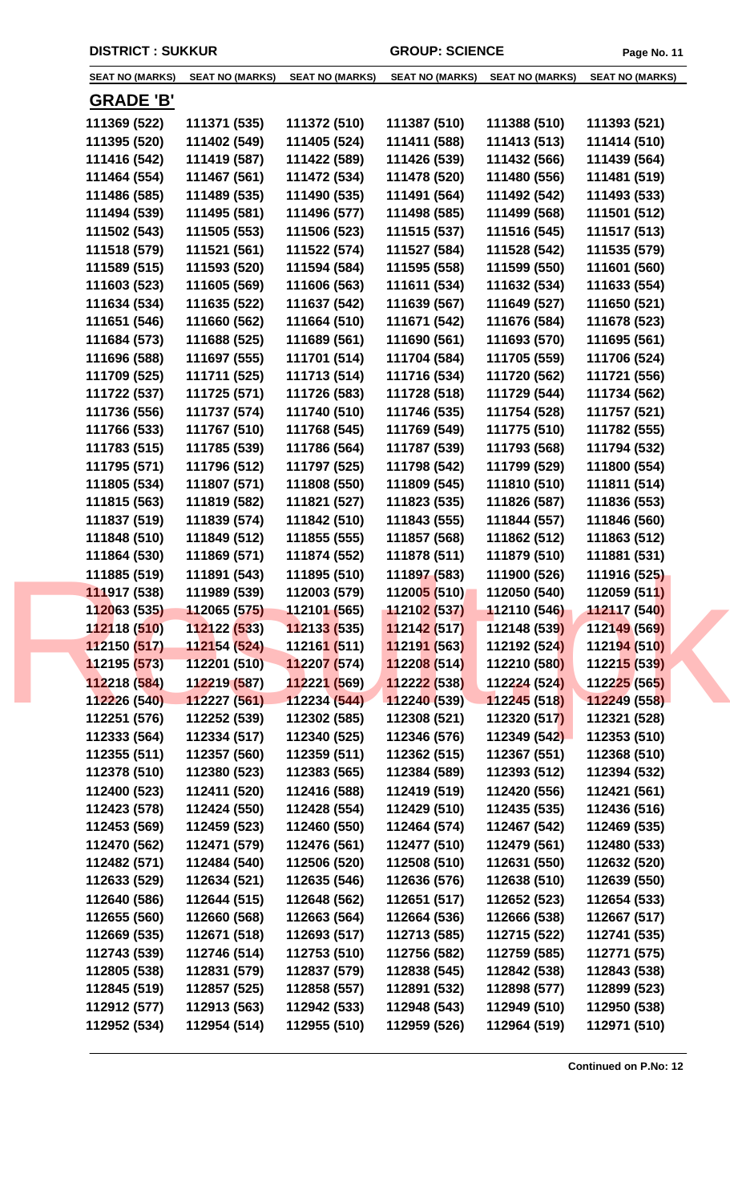**DISTRICT : SUKKUR** **GROUP: SCIENCE**

| SEAT NO (MARKS) | SEAT NO (MARKS) | SEAT NO (MARKS) | SEAT NO (MARKS) | SEAT NO (MARKS) | SEAT NO (MARKS) |
|---|---|---|---|---|---|

## GRADE 'B'

| | | | | | |
|---|---|---|---|---|---|
| 111369 (522) | 111371 (535) | 111372 (510) | 111387 (510) | 111388 (510) | 111393 (521) |
| 111395 (520) | 111402 (549) | 111405 (524) | 111411 (588) | 111413 (513) | 111414 (510) |
| 111416 (542) | 111419 (587) | 111422 (589) | 111426 (539) | 111432 (566) | 111439 (564) |
| 111464 (554) | 111467 (561) | 111472 (534) | 111478 (520) | 111480 (556) | 111481 (519) |
| 111486 (585) | 111489 (535) | 111490 (535) | 111491 (564) | 111492 (542) | 111493 (533) |
| 111494 (539) | 111495 (581) | 111496 (577) | 111498 (585) | 111499 (568) | 111501 (512) |
| 111502 (543) | 111505 (553) | 111506 (523) | 111515 (537) | 111516 (545) | 111517 (513) |
| 111518 (579) | 111521 (561) | 111522 (574) | 111527 (584) | 111528 (542) | 111535 (579) |
| 111589 (515) | 111593 (520) | 111594 (584) | 111595 (558) | 111599 (550) | 111601 (560) |
| 111603 (523) | 111605 (569) | 111606 (563) | 111611 (534) | 111632 (534) | 111633 (554) |
| 111634 (534) | 111635 (522) | 111637 (542) | 111639 (567) | 111649 (527) | 111650 (521) |
| 111651 (546) | 111660 (562) | 111664 (510) | 111671 (542) | 111676 (584) | 111678 (523) |
| 111684 (573) | 111688 (525) | 111689 (561) | 111690 (561) | 111693 (570) | 111695 (561) |
| 111696 (588) | 111697 (555) | 111701 (514) | 111704 (584) | 111705 (559) | 111706 (524) |
| 111709 (525) | 111711 (525) | 111713 (514) | 111716 (534) | 111720 (562) | 111721 (556) |
| 111722 (537) | 111725 (571) | 111726 (583) | 111728 (518) | 111729 (544) | 111734 (562) |
| 111736 (556) | 111737 (574) | 111740 (510) | 111746 (535) | 111754 (528) | 111757 (521) |
| 111766 (533) | 111767 (510) | 111768 (545) | 111769 (549) | 111775 (510) | 111782 (555) |
| 111783 (515) | 111785 (539) | 111786 (564) | 111787 (539) | 111793 (568) | 111794 (532) |
| 111795 (571) | 111796 (512) | 111797 (525) | 111798 (542) | 111799 (529) | 111800 (554) |
| 111805 (534) | 111807 (571) | 111808 (550) | 111809 (545) | 111810 (510) | 111811 (514) |
| 111815 (563) | 111819 (582) | 111821 (527) | 111823 (535) | 111826 (587) | 111836 (553) |
| 111837 (519) | 111839 (574) | 111842 (510) | 111843 (555) | 111844 (557) | 111846 (560) |
| 111848 (510) | 111849 (512) | 111855 (555) | 111857 (568) | 111862 (512) | 111863 (512) |
| 111864 (530) | 111869 (571) | 111874 (552) | 111878 (511) | 111879 (510) | 111881 (531) |
| 111885 (519) | 111891 (543) | 111895 (510) | 111897 (583) | 111900 (526) | 111916 (525) |
| 111917 (538) | 111989 (539) | 112003 (579) | 112005 (510) | 112050 (540) | 112059 (511) |
| 112063 (535) | 112065 (575) | 112101 (565) | 112102 (537) | 112110 (546) | 112117 (540) |
| 112118 (510) | 112122 (533) | 112133 (535) | 112142 (517) | 112148 (539) | 112149 (569) |
| 112150 (517) | 112154 (524) | 112161 (511) | 112191 (563) | 112192 (524) | 112194 (510) |
| 112195 (573) | 112201 (510) | 112207 (574) | 112208 (514) | 112210 (580) | 112215 (539) |
| 112218 (584) | 112219 (587) | 112221 (569) | 112222 (538) | 112224 (524) | 112225 (565) |
| 112226 (540) | 112227 (561) | 112234 (544) | 112240 (539) | 112245 (518) | 112249 (558) |
| 112251 (576) | 112252 (539) | 112302 (585) | 112308 (521) | 112320 (517) | 112321 (528) |
| 112333 (564) | 112334 (517) | 112340 (525) | 112346 (576) | 112349 (542) | 112353 (510) |
| 112355 (511) | 112357 (560) | 112359 (511) | 112362 (515) | 112367 (551) | 112368 (510) |
| 112378 (510) | 112380 (523) | 112383 (565) | 112384 (589) | 112393 (512) | 112394 (532) |
| 112400 (523) | 112411 (520) | 112416 (588) | 112419 (519) | 112420 (556) | 112421 (561) |
| 112423 (578) | 112424 (550) | 112428 (554) | 112429 (510) | 112435 (535) | 112436 (516) |
| 112453 (569) | 112459 (523) | 112460 (550) | 112464 (574) | 112467 (542) | 112469 (535) |
| 112470 (562) | 112471 (579) | 112476 (561) | 112477 (510) | 112479 (561) | 112480 (533) |
| 112482 (571) | 112484 (540) | 112506 (520) | 112508 (510) | 112631 (550) | 112632 (520) |
| 112633 (529) | 112634 (521) | 112635 (546) | 112636 (576) | 112638 (510) | 112639 (550) |
| 112640 (586) | 112644 (515) | 112648 (562) | 112651 (517) | 112652 (523) | 112654 (533) |
| 112655 (560) | 112660 (568) | 112663 (564) | 112664 (536) | 112666 (538) | 112667 (517) |
| 112669 (535) | 112671 (518) | 112693 (517) | 112713 (585) | 112715 (522) | 112741 (535) |
| 112743 (539) | 112746 (514) | 112753 (510) | 112756 (582) | 112759 (585) | 112771 (575) |
| 112805 (538) | 112831 (579) | 112837 (579) | 112838 (545) | 112842 (538) | 112843 (538) |
| 112845 (519) | 112857 (525) | 112858 (557) | 112891 (532) | 112898 (577) | 112899 (523) |
| 112912 (577) | 112913 (563) | 112942 (533) | 112948 (543) | 112949 (510) | 112950 (538) |
| 112952 (534) | 112954 (514) | 112955 (510) | 112959 (526) | 112964 (519) | 112971 (510) |

**Continued on P.No: 12**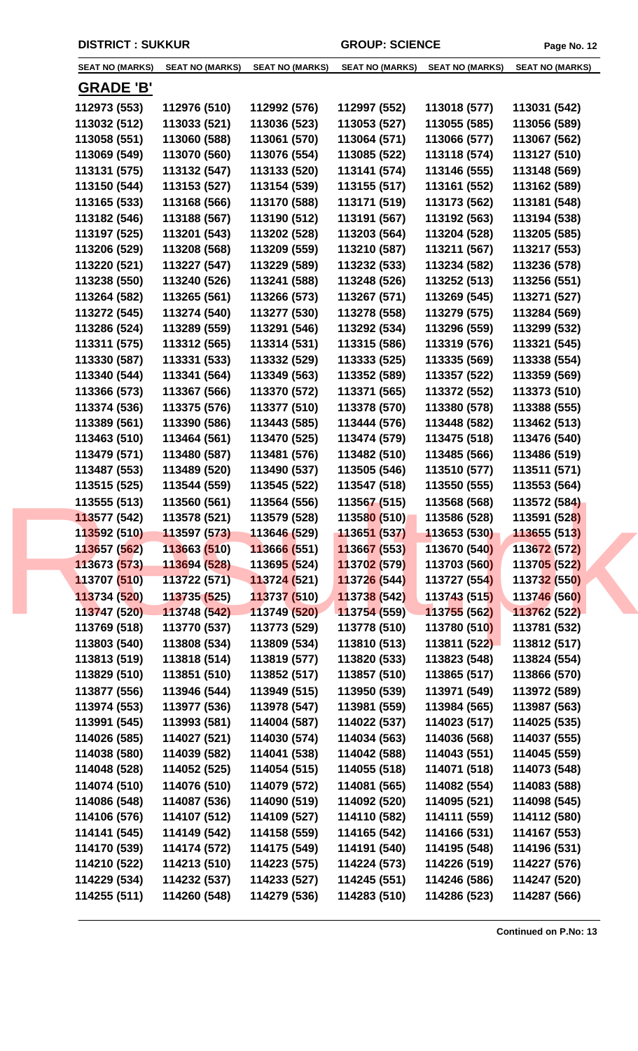DISTRICT : SUKKUR GROUP: SCIENCE

| SEAT NO (MARKS) | SEAT NO (MARKS) | SEAT NO (MARKS) | SEAT NO (MARKS) | SEAT NO (MARKS) | SEAT NO (MARKS) |
|---|---|---|---|---|---|

## GRADE 'B'

| | | | | | |
|---|---|---|---|---|---|
| 112973 (553) | 112976 (510) | 112992 (576) | 112997 (552) | 113018 (577) | 113031 (542) |
| 113032 (512) | 113033 (521) | 113036 (523) | 113053 (527) | 113055 (585) | 113056 (589) |
| 113058 (551) | 113060 (588) | 113061 (570) | 113064 (571) | 113066 (577) | 113067 (562) |
| 113069 (549) | 113070 (560) | 113076 (554) | 113085 (522) | 113118 (574) | 113127 (510) |
| 113131 (575) | 113132 (547) | 113133 (520) | 113141 (574) | 113146 (555) | 113148 (569) |
| 113150 (544) | 113153 (527) | 113154 (539) | 113155 (517) | 113161 (552) | 113162 (589) |
| 113165 (533) | 113168 (566) | 113170 (588) | 113171 (519) | 113173 (562) | 113181 (548) |
| 113182 (546) | 113188 (567) | 113190 (512) | 113191 (567) | 113192 (563) | 113194 (538) |
| 113197 (525) | 113201 (543) | 113202 (528) | 113203 (564) | 113204 (528) | 113205 (585) |
| 113206 (529) | 113208 (568) | 113209 (559) | 113210 (587) | 113211 (567) | 113217 (553) |
| 113220 (521) | 113227 (547) | 113229 (589) | 113232 (533) | 113234 (582) | 113236 (578) |
| 113238 (550) | 113240 (526) | 113241 (588) | 113248 (526) | 113252 (513) | 113256 (551) |
| 113264 (582) | 113265 (561) | 113266 (573) | 113267 (571) | 113269 (545) | 113271 (527) |
| 113272 (545) | 113274 (540) | 113277 (530) | 113278 (558) | 113279 (575) | 113284 (569) |
| 113286 (524) | 113289 (559) | 113291 (546) | 113292 (534) | 113296 (559) | 113299 (532) |
| 113311 (575) | 113312 (565) | 113314 (531) | 113315 (586) | 113319 (576) | 113321 (545) |
| 113330 (587) | 113331 (533) | 113332 (529) | 113333 (525) | 113335 (569) | 113338 (554) |
| 113340 (544) | 113341 (564) | 113349 (563) | 113352 (589) | 113357 (522) | 113359 (569) |
| 113366 (573) | 113367 (566) | 113370 (572) | 113371 (565) | 113372 (552) | 113373 (510) |
| 113374 (536) | 113375 (576) | 113377 (510) | 113378 (570) | 113380 (578) | 113388 (555) |
| 113389 (561) | 113390 (586) | 113443 (585) | 113444 (576) | 113448 (582) | 113462 (513) |
| 113463 (510) | 113464 (561) | 113470 (525) | 113474 (579) | 113475 (518) | 113476 (540) |
| 113479 (571) | 113480 (587) | 113481 (576) | 113482 (510) | 113485 (566) | 113486 (519) |
| 113487 (553) | 113489 (520) | 113490 (537) | 113505 (546) | 113510 (577) | 113511 (571) |
| 113515 (525) | 113544 (559) | 113545 (522) | 113547 (518) | 113550 (555) | 113553 (564) |
| 113555 (513) | 113560 (561) | 113564 (556) | 113567 (515) | 113568 (568) | 113572 (584) |
| 113577 (542) | 113578 (521) | 113579 (528) | 113580 (510) | 113586 (528) | 113591 (528) |
| 113592 (510) | 113597 (573) | 113646 (529) | 113651 (537) | 113653 (530) | 113655 (513) |
| 113657 (562) | 113663 (510) | 113666 (551) | 113667 (553) | 113670 (540) | 113672 (572) |
| 113673 (573) | 113694 (528) | 113695 (524) | 113702 (579) | 113703 (560) | 113705 (522) |
| 113707 (510) | 113722 (571) | 113724 (521) | 113726 (544) | 113727 (554) | 113732 (550) |
| 113734 (520) | 113735 (525) | 113737 (510) | 113738 (542) | 113743 (515) | 113746 (560) |
| 113747 (520) | 113748 (542) | 113749 (520) | 113754 (559) | 113755 (562) | 113762 (522) |
| 113769 (518) | 113770 (537) | 113773 (529) | 113778 (510) | 113780 (510) | 113781 (532) |
| 113803 (540) | 113808 (534) | 113809 (534) | 113810 (513) | 113811 (522) | 113812 (517) |
| 113813 (519) | 113818 (514) | 113819 (577) | 113820 (533) | 113823 (548) | 113824 (554) |
| 113829 (510) | 113851 (510) | 113852 (517) | 113857 (510) | 113865 (517) | 113866 (570) |
| 113877 (556) | 113946 (544) | 113949 (515) | 113950 (539) | 113971 (549) | 113972 (589) |
| 113974 (553) | 113977 (536) | 113978 (547) | 113981 (559) | 113984 (565) | 113987 (563) |
| 113991 (545) | 113993 (581) | 114004 (587) | 114022 (537) | 114023 (517) | 114025 (535) |
| 114026 (585) | 114027 (521) | 114030 (574) | 114034 (563) | 114036 (568) | 114037 (555) |
| 114038 (580) | 114039 (582) | 114041 (538) | 114042 (588) | 114043 (551) | 114045 (559) |
| 114048 (528) | 114052 (525) | 114054 (515) | 114055 (518) | 114071 (518) | 114073 (548) |
| 114074 (510) | 114076 (510) | 114079 (572) | 114081 (565) | 114082 (554) | 114083 (588) |
| 114086 (548) | 114087 (536) | 114090 (519) | 114092 (520) | 114095 (521) | 114098 (545) |
| 114106 (576) | 114107 (512) | 114109 (527) | 114110 (582) | 114111 (559) | 114112 (580) |
| 114141 (545) | 114149 (542) | 114158 (559) | 114165 (542) | 114166 (531) | 114167 (553) |
| 114170 (539) | 114174 (572) | 114175 (549) | 114191 (540) | 114195 (548) | 114196 (531) |
| 114210 (522) | 114213 (510) | 114223 (575) | 114224 (573) | 114226 (519) | 114227 (576) |
| 114229 (534) | 114232 (537) | 114233 (527) | 114245 (551) | 114246 (586) | 114247 (520) |
| 114255 (511) | 114260 (548) | 114279 (536) | 114283 (510) | 114286 (523) | 114287 (566) |

**Continued on P.No: 13**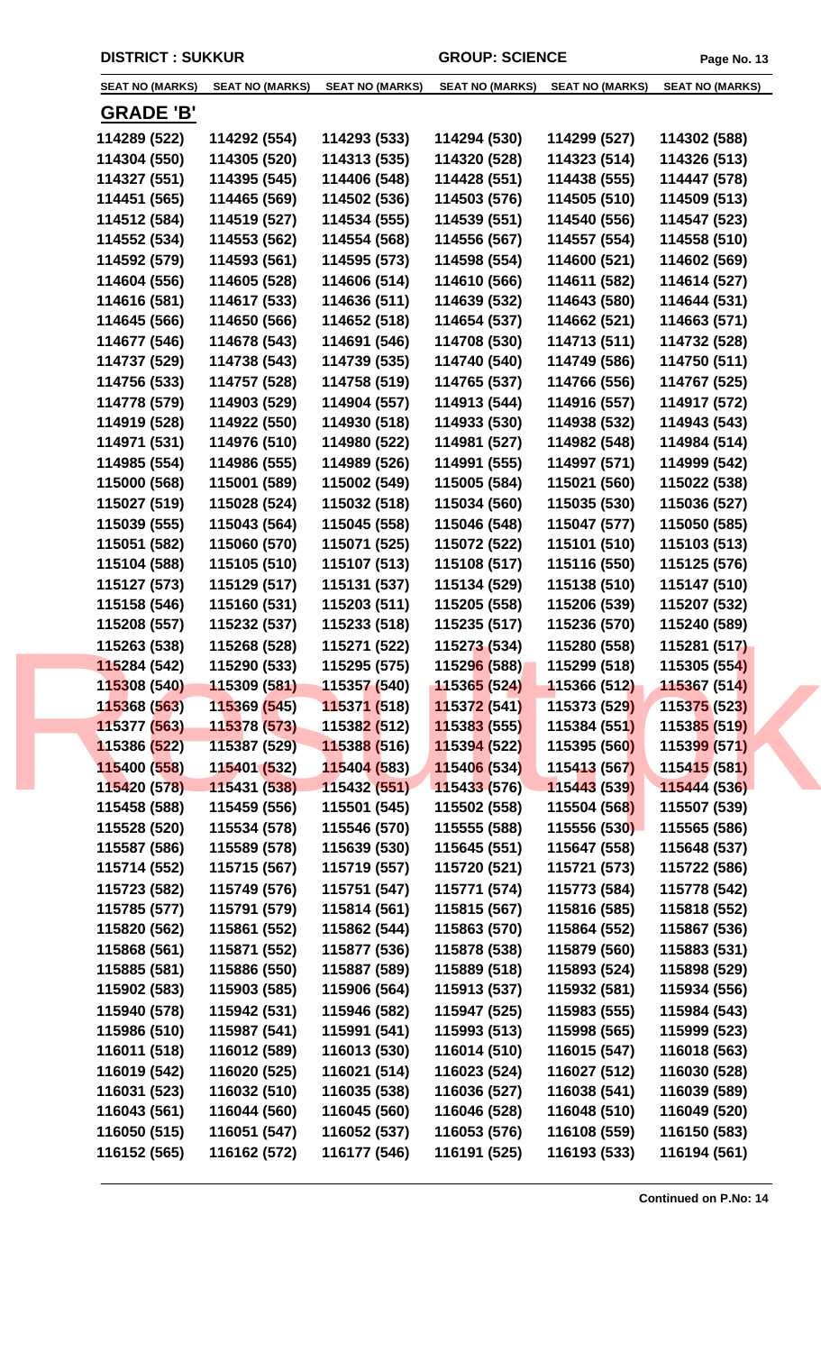**DISTRICT : SUKKUR** **GROUP: SCIENCE**

| SEAT NO (MARKS) | SEAT NO (MARKS) | SEAT NO (MARKS) | SEAT NO (MARKS) | SEAT NO (MARKS) | SEAT NO (MARKS) |
|---|---|---|---|---|---|

## GRADE 'B'

| | | | | | |
|---|---|---|---|---|---|
| 114289 (522) | 114292 (554) | 114293 (533) | 114294 (530) | 114299 (527) | 114302 (588) |
| 114304 (550) | 114305 (520) | 114313 (535) | 114320 (528) | 114323 (514) | 114326 (513) |
| 114327 (551) | 114395 (545) | 114406 (548) | 114428 (551) | 114438 (555) | 114447 (578) |
| 114451 (565) | 114465 (569) | 114502 (536) | 114503 (576) | 114505 (510) | 114509 (513) |
| 114512 (584) | 114519 (527) | 114534 (555) | 114539 (551) | 114540 (556) | 114547 (523) |
| 114552 (534) | 114553 (562) | 114554 (568) | 114556 (567) | 114557 (554) | 114558 (510) |
| 114592 (579) | 114593 (561) | 114595 (573) | 114598 (554) | 114600 (521) | 114602 (569) |
| 114604 (556) | 114605 (528) | 114606 (514) | 114610 (566) | 114611 (582) | 114614 (527) |
| 114616 (581) | 114617 (533) | 114636 (511) | 114639 (532) | 114643 (580) | 114644 (531) |
| 114645 (566) | 114650 (566) | 114652 (518) | 114654 (537) | 114662 (521) | 114663 (571) |
| 114677 (546) | 114678 (543) | 114691 (546) | 114708 (530) | 114713 (511) | 114732 (528) |
| 114737 (529) | 114738 (543) | 114739 (535) | 114740 (540) | 114749 (586) | 114750 (511) |
| 114756 (533) | 114757 (528) | 114758 (519) | 114765 (537) | 114766 (556) | 114767 (525) |
| 114778 (579) | 114903 (529) | 114904 (557) | 114913 (544) | 114916 (557) | 114917 (572) |
| 114919 (528) | 114922 (550) | 114930 (518) | 114933 (530) | 114938 (532) | 114943 (543) |
| 114971 (531) | 114976 (510) | 114980 (522) | 114981 (527) | 114982 (548) | 114984 (514) |
| 114985 (554) | 114986 (555) | 114989 (526) | 114991 (555) | 114997 (571) | 114999 (542) |
| 115000 (568) | 115001 (589) | 115002 (549) | 115005 (584) | 115021 (560) | 115022 (538) |
| 115027 (519) | 115028 (524) | 115032 (518) | 115034 (560) | 115035 (530) | 115036 (527) |
| 115039 (555) | 115043 (564) | 115045 (558) | 115046 (548) | 115047 (577) | 115050 (585) |
| 115051 (582) | 115060 (570) | 115071 (525) | 115072 (522) | 115101 (510) | 115103 (513) |
| 115104 (588) | 115105 (510) | 115107 (513) | 115108 (517) | 115116 (550) | 115125 (576) |
| 115127 (573) | 115129 (517) | 115131 (537) | 115134 (529) | 115138 (510) | 115147 (510) |
| 115158 (546) | 115160 (531) | 115203 (511) | 115205 (558) | 115206 (539) | 115207 (532) |
| 115208 (557) | 115232 (537) | 115233 (518) | 115235 (517) | 115236 (570) | 115240 (589) |
| 115263 (538) | 115268 (528) | 115271 (522) | 115273 (534) | 115280 (558) | 115281 (517) |
| 115284 (542) | 115290 (533) | 115295 (575) | 115296 (588) | 115299 (518) | 115305 (554) |
| 115308 (540) | 115309 (581) | 115357 (540) | 115365 (524) | 115366 (512) | 115367 (514) |
| 115368 (563) | 115369 (545) | 115371 (518) | 115372 (541) | 115373 (529) | 115375 (523) |
| 115377 (563) | 115378 (573) | 115382 (512) | 115383 (555) | 115384 (551) | 115385 (519) |
| 115386 (522) | 115387 (529) | 115388 (516) | 115394 (522) | 115395 (560) | 115399 (571) |
| 115400 (558) | 115401 (532) | 115404 (583) | 115406 (534) | 115413 (567) | 115415 (581) |
| 115420 (578) | 115431 (538) | 115432 (551) | 115433 (576) | 115443 (539) | 115444 (536) |
| 115458 (588) | 115459 (556) | 115501 (545) | 115502 (558) | 115504 (568) | 115507 (539) |
| 115528 (520) | 115534 (578) | 115546 (570) | 115555 (588) | 115556 (530) | 115565 (586) |
| 115587 (586) | 115589 (578) | 115639 (530) | 115645 (551) | 115647 (558) | 115648 (537) |
| 115714 (552) | 115715 (567) | 115719 (557) | 115720 (521) | 115721 (573) | 115722 (586) |
| 115723 (582) | 115749 (576) | 115751 (547) | 115771 (574) | 115773 (584) | 115778 (542) |
| 115785 (577) | 115791 (579) | 115814 (561) | 115815 (567) | 115816 (585) | 115818 (552) |
| 115820 (562) | 115861 (552) | 115862 (544) | 115863 (570) | 115864 (552) | 115867 (536) |
| 115868 (561) | 115871 (552) | 115877 (536) | 115878 (538) | 115879 (560) | 115883 (531) |
| 115885 (581) | 115886 (550) | 115887 (589) | 115889 (518) | 115893 (524) | 115898 (529) |
| 115902 (583) | 115903 (585) | 115906 (564) | 115913 (537) | 115932 (581) | 115934 (556) |
| 115940 (578) | 115942 (531) | 115946 (582) | 115947 (525) | 115983 (555) | 115984 (543) |
| 115986 (510) | 115987 (541) | 115991 (541) | 115993 (513) | 115998 (565) | 115999 (523) |
| 116011 (518) | 116012 (589) | 116013 (530) | 116014 (510) | 116015 (547) | 116018 (563) |
| 116019 (542) | 116020 (525) | 116021 (514) | 116023 (524) | 116027 (512) | 116030 (528) |
| 116031 (523) | 116032 (510) | 116035 (538) | 116036 (527) | 116038 (541) | 116039 (589) |
| 116043 (561) | 116044 (560) | 116045 (560) | 116046 (528) | 116048 (510) | 116049 (520) |
| 116050 (515) | 116051 (547) | 116052 (537) | 116053 (576) | 116108 (559) | 116150 (583) |
| 116152 (565) | 116162 (572) | 116177 (546) | 116191 (525) | 116193 (533) | 116194 (561) |

**Continued on P.No: 14**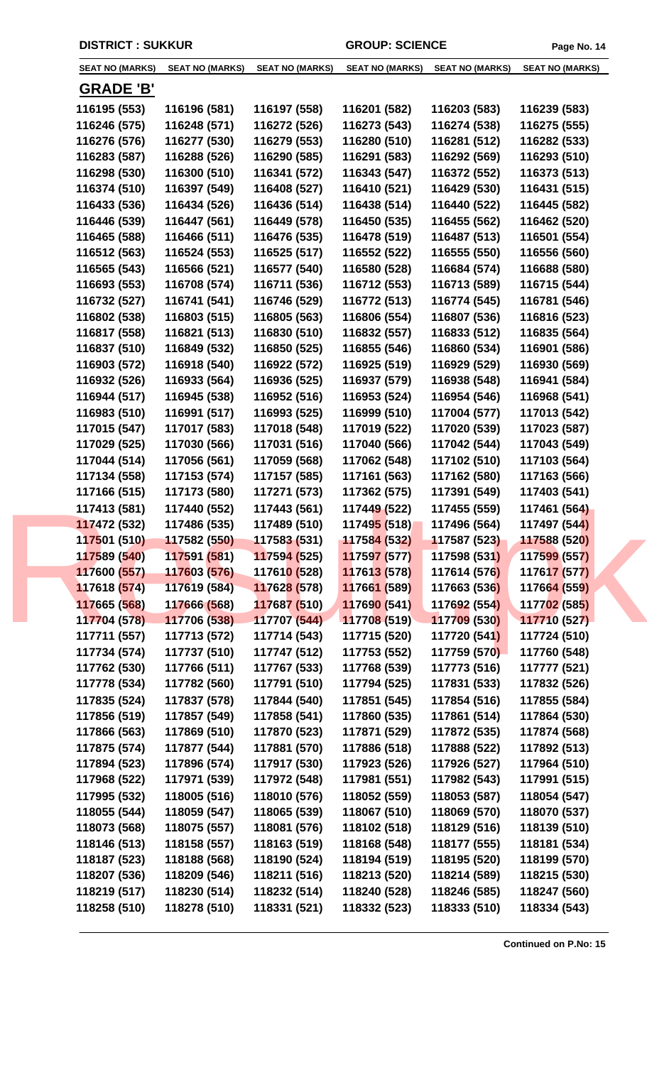DISTRICT : SUKKUR &nbsp;&nbsp;&nbsp;&nbsp; GROUP: SCIENCE

| SEAT NO (MARKS) | SEAT NO (MARKS) | SEAT NO (MARKS) | SEAT NO (MARKS) | SEAT NO (MARKS) | SEAT NO (MARKS) |
|---|---|---|---|---|---|

## GRADE 'B'

| | | | | | |
|---|---|---|---|---|---|
| 116195 (553) | 116196 (581) | 116197 (558) | 116201 (582) | 116203 (583) | 116239 (583) |
| 116246 (575) | 116248 (571) | 116272 (526) | 116273 (543) | 116274 (538) | 116275 (555) |
| 116276 (576) | 116277 (530) | 116279 (553) | 116280 (510) | 116281 (512) | 116282 (533) |
| 116283 (587) | 116288 (526) | 116290 (585) | 116291 (583) | 116292 (569) | 116293 (510) |
| 116298 (530) | 116300 (510) | 116341 (572) | 116343 (547) | 116372 (552) | 116373 (513) |
| 116374 (510) | 116397 (549) | 116408 (527) | 116410 (521) | 116429 (530) | 116431 (515) |
| 116433 (536) | 116434 (526) | 116436 (514) | 116438 (514) | 116440 (522) | 116445 (582) |
| 116446 (539) | 116447 (561) | 116449 (578) | 116450 (535) | 116455 (562) | 116462 (520) |
| 116465 (588) | 116466 (511) | 116476 (535) | 116478 (519) | 116487 (513) | 116501 (554) |
| 116512 (563) | 116524 (553) | 116525 (517) | 116552 (522) | 116555 (550) | 116556 (560) |
| 116565 (543) | 116566 (521) | 116577 (540) | 116580 (528) | 116684 (574) | 116688 (580) |
| 116693 (553) | 116708 (574) | 116711 (536) | 116712 (553) | 116713 (589) | 116715 (544) |
| 116732 (527) | 116741 (541) | 116746 (529) | 116772 (513) | 116774 (545) | 116781 (546) |
| 116802 (538) | 116803 (515) | 116805 (563) | 116806 (554) | 116807 (536) | 116816 (523) |
| 116817 (558) | 116821 (513) | 116830 (510) | 116832 (557) | 116833 (512) | 116835 (564) |
| 116837 (510) | 116849 (532) | 116850 (525) | 116855 (546) | 116860 (534) | 116901 (586) |
| 116903 (572) | 116918 (540) | 116922 (572) | 116925 (519) | 116929 (529) | 116930 (569) |
| 116932 (526) | 116933 (564) | 116936 (525) | 116937 (579) | 116938 (548) | 116941 (584) |
| 116944 (517) | 116945 (538) | 116952 (516) | 116953 (524) | 116954 (546) | 116968 (541) |
| 116983 (510) | 116991 (517) | 116993 (525) | 116999 (510) | 117004 (577) | 117013 (542) |
| 117015 (547) | 117017 (583) | 117018 (548) | 117019 (522) | 117020 (539) | 117023 (587) |
| 117029 (525) | 117030 (566) | 117031 (516) | 117040 (566) | 117042 (544) | 117043 (549) |
| 117044 (514) | 117056 (561) | 117059 (568) | 117062 (548) | 117102 (510) | 117103 (564) |
| 117134 (558) | 117153 (574) | 117157 (585) | 117161 (563) | 117162 (580) | 117163 (566) |
| 117166 (515) | 117173 (580) | 117271 (573) | 117362 (575) | 117391 (549) | 117403 (541) |
| 117413 (581) | 117440 (552) | 117443 (561) | 117449 (522) | 117455 (559) | 117461 (564) |
| 117472 (532) | 117486 (535) | 117489 (510) | 117495 (518) | 117496 (564) | 117497 (544) |
| 117501 (510) | 117582 (550) | 117583 (531) | 117584 (532) | 117587 (523) | 117588 (520) |
| 117589 (540) | 117591 (581) | 117594 (525) | 117597 (577) | 117598 (531) | 117599 (557) |
| 117600 (557) | 117603 (576) | 117610 (528) | 117613 (578) | 117614 (576) | 117617 (577) |
| 117618 (574) | 117619 (584) | 117628 (578) | 117661 (589) | 117663 (536) | 117664 (559) |
| 117665 (568) | 117666 (568) | 117687 (510) | 117690 (541) | 117692 (554) | 117702 (585) |
| 117704 (578) | 117706 (538) | 117707 (544) | 117708 (519) | 117709 (530) | 117710 (527) |
| 117711 (557) | 117713 (572) | 117714 (543) | 117715 (520) | 117720 (541) | 117724 (510) |
| 117734 (574) | 117737 (510) | 117747 (512) | 117753 (552) | 117759 (570) | 117760 (548) |
| 117762 (530) | 117766 (511) | 117767 (533) | 117768 (539) | 117773 (516) | 117777 (521) |
| 117778 (534) | 117782 (560) | 117791 (510) | 117794 (525) | 117831 (533) | 117832 (526) |
| 117835 (524) | 117837 (578) | 117844 (540) | 117851 (545) | 117854 (516) | 117855 (584) |
| 117856 (519) | 117857 (549) | 117858 (541) | 117860 (535) | 117861 (514) | 117864 (530) |
| 117866 (563) | 117869 (510) | 117870 (523) | 117871 (529) | 117872 (535) | 117874 (568) |
| 117875 (574) | 117877 (544) | 117881 (570) | 117886 (518) | 117888 (522) | 117892 (513) |
| 117894 (523) | 117896 (574) | 117917 (530) | 117923 (526) | 117926 (527) | 117964 (510) |
| 117968 (522) | 117971 (539) | 117972 (548) | 117981 (551) | 117982 (543) | 117991 (515) |
| 117995 (532) | 118005 (516) | 118010 (576) | 118052 (559) | 118053 (587) | 118054 (547) |
| 118055 (544) | 118059 (547) | 118065 (539) | 118067 (510) | 118069 (570) | 118070 (537) |
| 118073 (568) | 118075 (557) | 118081 (576) | 118102 (518) | 118129 (516) | 118139 (510) |
| 118146 (513) | 118158 (557) | 118163 (519) | 118168 (548) | 118177 (555) | 118181 (534) |
| 118187 (523) | 118188 (568) | 118190 (524) | 118194 (519) | 118195 (520) | 118199 (570) |
| 118207 (536) | 118209 (546) | 118211 (516) | 118213 (520) | 118214 (589) | 118215 (530) |
| 118219 (517) | 118230 (514) | 118232 (514) | 118240 (528) | 118246 (585) | 118247 (560) |
| 118258 (510) | 118278 (510) | 118331 (521) | 118332 (523) | 118333 (510) | 118334 (543) |

**Continued on P.No: 15**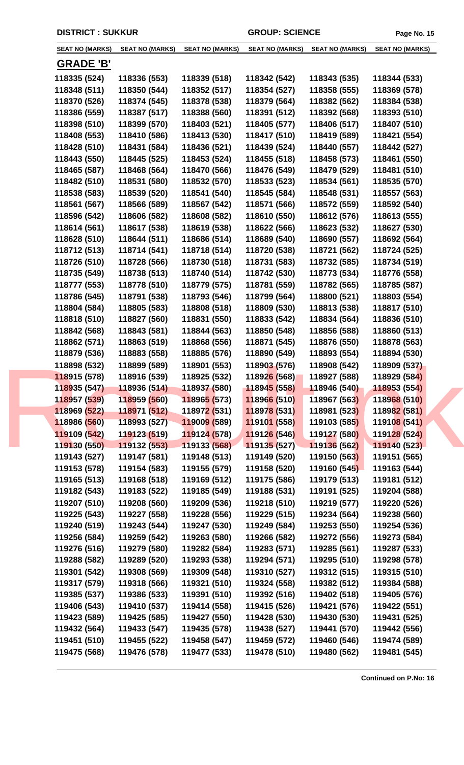DISTRICT : SUKKUR | GROUP: SCIENCE

| SEAT NO (MARKS) | SEAT NO (MARKS) | SEAT NO (MARKS) | SEAT NO (MARKS) | SEAT NO (MARKS) | SEAT NO (MARKS) |
|---|---|---|---|---|---|

## GRADE 'B'

| | | | | | |
|---|---|---|---|---|---|
| 118335 (524) | 118336 (553) | 118339 (518) | 118342 (542) | 118343 (535) | 118344 (533) |
| 118348 (511) | 118350 (544) | 118352 (517) | 118354 (527) | 118358 (555) | 118369 (578) |
| 118370 (526) | 118374 (545) | 118378 (538) | 118379 (564) | 118382 (562) | 118384 (538) |
| 118386 (559) | 118387 (517) | 118388 (560) | 118391 (512) | 118392 (568) | 118393 (510) |
| 118398 (510) | 118399 (570) | 118403 (521) | 118405 (577) | 118406 (517) | 118407 (510) |
| 118408 (553) | 118410 (586) | 118413 (530) | 118417 (510) | 118419 (589) | 118421 (554) |
| 118428 (510) | 118431 (584) | 118436 (521) | 118439 (524) | 118440 (557) | 118442 (527) |
| 118443 (550) | 118445 (525) | 118453 (524) | 118455 (518) | 118458 (573) | 118461 (550) |
| 118465 (587) | 118468 (564) | 118470 (566) | 118476 (549) | 118479 (529) | 118481 (510) |
| 118482 (510) | 118531 (580) | 118532 (570) | 118533 (523) | 118534 (561) | 118535 (570) |
| 118538 (583) | 118539 (520) | 118541 (540) | 118545 (584) | 118548 (531) | 118557 (563) |
| 118561 (567) | 118566 (589) | 118567 (542) | 118571 (566) | 118572 (559) | 118592 (540) |
| 118596 (542) | 118606 (582) | 118608 (582) | 118610 (550) | 118612 (576) | 118613 (555) |
| 118614 (561) | 118617 (538) | 118619 (538) | 118622 (566) | 118623 (532) | 118627 (530) |
| 118628 (510) | 118644 (511) | 118686 (514) | 118689 (540) | 118690 (557) | 118692 (564) |
| 118712 (513) | 118714 (541) | 118718 (514) | 118720 (538) | 118721 (562) | 118724 (525) |
| 118726 (510) | 118728 (566) | 118730 (518) | 118731 (583) | 118732 (585) | 118734 (519) |
| 118735 (549) | 118738 (513) | 118740 (514) | 118742 (530) | 118773 (534) | 118776 (558) |
| 118777 (553) | 118778 (510) | 118779 (575) | 118781 (559) | 118782 (565) | 118785 (587) |
| 118786 (545) | 118791 (538) | 118793 (546) | 118799 (564) | 118800 (521) | 118803 (554) |
| 118804 (584) | 118805 (583) | 118808 (518) | 118809 (530) | 118813 (538) | 118817 (510) |
| 118818 (510) | 118827 (560) | 118831 (550) | 118833 (542) | 118834 (564) | 118836 (510) |
| 118842 (568) | 118843 (581) | 118844 (563) | 118850 (548) | 118856 (588) | 118860 (513) |
| 118862 (571) | 118863 (519) | 118868 (556) | 118871 (545) | 118876 (550) | 118878 (563) |
| 118879 (536) | 118883 (558) | 118885 (576) | 118890 (549) | 118893 (554) | 118894 (530) |
| 118898 (532) | 118899 (589) | 118901 (553) | 118903 (576) | 118908 (542) | 118909 (537) |
| 118915 (578) | 118916 (539) | 118925 (532) | 118926 (568) | 118927 (588) | 118929 (584) |
| 118935 (547) | 118936 (514) | 118937 (580) | 118945 (558) | 118946 (540) | 118953 (554) |
| 118957 (539) | 118959 (560) | 118965 (573) | 118966 (510) | 118967 (563) | 118968 (510) |
| 118969 (522) | 118971 (512) | 118972 (531) | 118978 (531) | 118981 (523) | 118982 (581) |
| 118986 (560) | 118993 (527) | 119009 (589) | 119101 (558) | 119103 (585) | 119108 (541) |
| 119109 (542) | 119123 (519) | 119124 (578) | 119126 (546) | 119127 (580) | 119128 (524) |
| 119130 (550) | 119132 (553) | 119133 (568) | 119135 (527) | 119136 (562) | 119140 (523) |
| 119143 (527) | 119147 (581) | 119148 (513) | 119149 (520) | 119150 (563) | 119151 (565) |
| 119153 (578) | 119154 (583) | 119155 (579) | 119158 (520) | 119160 (545) | 119163 (544) |
| 119165 (513) | 119168 (518) | 119169 (512) | 119175 (586) | 119179 (513) | 119181 (512) |
| 119182 (543) | 119183 (522) | 119185 (549) | 119188 (531) | 119191 (525) | 119204 (588) |
| 119207 (510) | 119208 (560) | 119209 (536) | 119218 (510) | 119219 (577) | 119220 (526) |
| 119225 (543) | 119227 (558) | 119228 (556) | 119229 (515) | 119234 (564) | 119238 (560) |
| 119240 (519) | 119243 (544) | 119247 (530) | 119249 (584) | 119253 (550) | 119254 (536) |
| 119256 (584) | 119259 (542) | 119263 (580) | 119266 (582) | 119272 (556) | 119273 (584) |
| 119276 (516) | 119279 (580) | 119282 (584) | 119283 (571) | 119285 (561) | 119287 (533) |
| 119288 (582) | 119289 (520) | 119293 (538) | 119294 (571) | 119295 (510) | 119298 (578) |
| 119301 (542) | 119308 (569) | 119309 (548) | 119310 (527) | 119312 (515) | 119315 (510) |
| 119317 (579) | 119318 (566) | 119321 (510) | 119324 (558) | 119382 (512) | 119384 (588) |
| 119385 (537) | 119386 (533) | 119391 (510) | 119392 (516) | 119402 (518) | 119405 (576) |
| 119406 (543) | 119410 (537) | 119414 (558) | 119415 (526) | 119421 (576) | 119422 (551) |
| 119423 (589) | 119425 (585) | 119427 (550) | 119428 (530) | 119430 (530) | 119431 (525) |
| 119432 (564) | 119433 (547) | 119435 (578) | 119438 (527) | 119441 (570) | 119442 (556) |
| 119451 (510) | 119455 (522) | 119458 (547) | 119459 (572) | 119460 (546) | 119474 (589) |
| 119475 (568) | 119476 (578) | 119477 (533) | 119478 (510) | 119480 (562) | 119481 (545) |

**Continued on P.No: 16**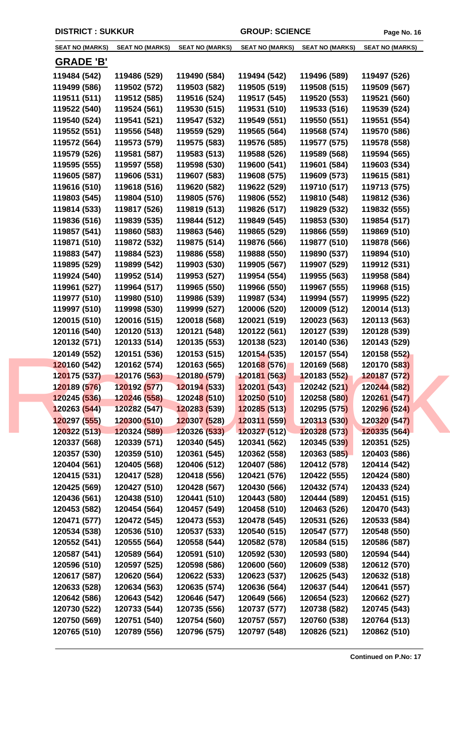**DISTRICT : SUKKUR** **GROUP: SCIENCE**

| SEAT NO (MARKS) | SEAT NO (MARKS) | SEAT NO (MARKS) | SEAT NO (MARKS) | SEAT NO (MARKS) | SEAT NO (MARKS) |
|---|---|---|---|---|---|

## GRADE 'B'

| | | | | | |
|---|---|---|---|---|---|
| 119484 (542) | 119486 (529) | 119490 (584) | 119494 (542) | 119496 (589) | 119497 (526) |
| 119499 (586) | 119502 (572) | 119503 (582) | 119505 (519) | 119508 (515) | 119509 (567) |
| 119511 (511) | 119512 (585) | 119516 (524) | 119517 (545) | 119520 (553) | 119521 (560) |
| 119522 (540) | 119524 (561) | 119530 (515) | 119531 (510) | 119533 (516) | 119539 (524) |
| 119540 (524) | 119541 (521) | 119547 (532) | 119549 (551) | 119550 (551) | 119551 (554) |
| 119552 (551) | 119556 (548) | 119559 (529) | 119565 (564) | 119568 (574) | 119570 (586) |
| 119572 (564) | 119573 (579) | 119575 (583) | 119576 (585) | 119577 (575) | 119578 (558) |
| 119579 (526) | 119581 (587) | 119583 (513) | 119588 (526) | 119589 (568) | 119594 (565) |
| 119595 (555) | 119597 (558) | 119598 (530) | 119600 (541) | 119601 (584) | 119603 (534) |
| 119605 (587) | 119606 (531) | 119607 (583) | 119608 (575) | 119609 (573) | 119615 (581) |
| 119616 (510) | 119618 (516) | 119620 (582) | 119622 (529) | 119710 (517) | 119713 (575) |
| 119803 (545) | 119804 (510) | 119805 (576) | 119806 (552) | 119810 (548) | 119812 (536) |
| 119814 (533) | 119817 (526) | 119819 (513) | 119826 (517) | 119829 (532) | 119832 (555) |
| 119836 (516) | 119839 (535) | 119844 (512) | 119849 (545) | 119853 (530) | 119854 (517) |
| 119857 (541) | 119860 (583) | 119863 (546) | 119865 (529) | 119866 (559) | 119869 (510) |
| 119871 (510) | 119872 (532) | 119875 (514) | 119876 (566) | 119877 (510) | 119878 (566) |
| 119883 (547) | 119884 (523) | 119886 (558) | 119888 (550) | 119890 (537) | 119894 (510) |
| 119895 (529) | 119899 (542) | 119903 (530) | 119905 (567) | 119907 (529) | 119912 (531) |
| 119924 (540) | 119952 (514) | 119953 (527) | 119954 (554) | 119955 (563) | 119958 (584) |
| 119961 (527) | 119964 (517) | 119965 (550) | 119966 (550) | 119967 (555) | 119968 (515) |
| 119977 (510) | 119980 (510) | 119986 (539) | 119987 (534) | 119994 (557) | 119995 (522) |
| 119997 (510) | 119998 (530) | 119999 (527) | 120006 (520) | 120009 (512) | 120014 (513) |
| 120015 (510) | 120016 (515) | 120018 (568) | 120021 (519) | 120023 (563) | 120113 (563) |
| 120116 (540) | 120120 (513) | 120121 (548) | 120122 (561) | 120127 (539) | 120128 (539) |
| 120132 (571) | 120133 (514) | 120135 (553) | 120138 (523) | 120140 (536) | 120143 (529) |
| 120149 (552) | 120151 (536) | 120153 (515) | 120154 (535) | 120157 (554) | 120158 (552) |
| 120160 (542) | 120162 (574) | 120163 (565) | 120168 (576) | 120169 (568) | 120170 (583) |
| 120175 (537) | 120176 (563) | 120180 (579) | 120181 (563) | 120183 (552) | 120187 (572) |
| 120189 (576) | 120192 (577) | 120194 (533) | 120201 (543) | 120242 (521) | 120244 (582) |
| 120245 (536) | 120246 (558) | 120248 (510) | 120250 (510) | 120258 (580) | 120261 (547) |
| 120263 (544) | 120282 (547) | 120283 (539) | 120285 (513) | 120295 (575) | 120296 (524) |
| 120297 (555) | 120300 (510) | 120307 (528) | 120311 (559) | 120313 (530) | 120320 (547) |
| 120322 (513) | 120324 (589) | 120326 (533) | 120327 (512) | 120328 (573) | 120335 (564) |
| 120337 (568) | 120339 (571) | 120340 (545) | 120341 (562) | 120345 (539) | 120351 (525) |
| 120357 (530) | 120359 (510) | 120361 (545) | 120362 (558) | 120363 (585) | 120403 (586) |
| 120404 (561) | 120405 (568) | 120406 (512) | 120407 (586) | 120412 (578) | 120414 (542) |
| 120415 (531) | 120417 (528) | 120418 (556) | 120421 (576) | 120422 (555) | 120424 (580) |
| 120425 (569) | 120427 (510) | 120428 (567) | 120430 (566) | 120432 (574) | 120433 (524) |
| 120436 (561) | 120438 (510) | 120441 (510) | 120443 (580) | 120444 (589) | 120451 (515) |
| 120453 (582) | 120454 (564) | 120457 (549) | 120458 (510) | 120463 (526) | 120470 (543) |
| 120471 (577) | 120472 (545) | 120473 (553) | 120478 (545) | 120531 (526) | 120533 (584) |
| 120534 (538) | 120536 (510) | 120537 (533) | 120540 (515) | 120547 (577) | 120548 (550) |
| 120552 (541) | 120555 (564) | 120558 (544) | 120582 (578) | 120584 (515) | 120586 (587) |
| 120587 (541) | 120589 (564) | 120591 (510) | 120592 (530) | 120593 (580) | 120594 (544) |
| 120596 (510) | 120597 (525) | 120598 (586) | 120600 (560) | 120609 (538) | 120612 (570) |
| 120617 (587) | 120620 (564) | 120622 (533) | 120623 (537) | 120625 (543) | 120632 (518) |
| 120633 (528) | 120634 (563) | 120635 (574) | 120636 (564) | 120637 (544) | 120641 (557) |
| 120642 (586) | 120643 (542) | 120646 (547) | 120649 (566) | 120654 (523) | 120662 (527) |
| 120730 (522) | 120733 (544) | 120735 (556) | 120737 (577) | 120738 (582) | 120745 (543) |
| 120750 (569) | 120751 (540) | 120754 (560) | 120757 (557) | 120760 (538) | 120764 (513) |
| 120765 (510) | 120789 (556) | 120796 (575) | 120797 (548) | 120826 (521) | 120862 (510) |

**Continued on P.No: 17**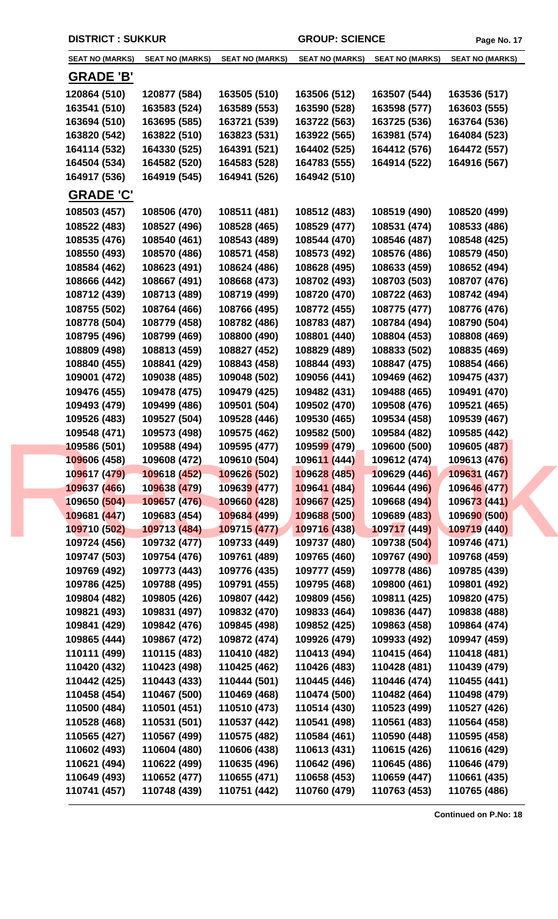**DISTRICT : SUKKUR** **GROUP: SCIENCE**

| SEAT NO (MARKS) | SEAT NO (MARKS) | SEAT NO (MARKS) | SEAT NO (MARKS) | SEAT NO (MARKS) | SEAT NO (MARKS) |
|---|---|---|---|---|---|

## GRADE 'B'

| | | | | | |
|---|---|---|---|---|---|
| 120864 (510) | 120877 (584) | 163505 (510) | 163506 (512) | 163507 (544) | 163536 (517) |
| 163541 (510) | 163583 (524) | 163589 (553) | 163590 (528) | 163598 (577) | 163603 (555) |
| 163694 (510) | 163695 (585) | 163721 (539) | 163722 (563) | 163725 (536) | 163764 (536) |
| 163820 (542) | 163822 (510) | 163823 (531) | 163922 (565) | 163981 (574) | 164084 (523) |
| 164114 (532) | 164330 (525) | 164391 (521) | 164402 (525) | 164412 (576) | 164472 (557) |
| 164504 (534) | 164582 (520) | 164583 (528) | 164783 (555) | 164914 (522) | 164916 (567) |
| 164917 (536) | 164919 (545) | 164941 (526) | 164942 (510) | | |

## GRADE 'C'

| | | | | | |
|---|---|---|---|---|---|
| 108503 (457) | 108506 (470) | 108511 (481) | 108512 (483) | 108519 (490) | 108520 (499) |
| 108522 (483) | 108527 (496) | 108528 (465) | 108529 (477) | 108531 (474) | 108533 (486) |
| 108535 (476) | 108540 (461) | 108543 (489) | 108544 (470) | 108546 (487) | 108548 (425) |
| 108550 (493) | 108570 (486) | 108571 (458) | 108573 (492) | 108576 (486) | 108579 (450) |
| 108584 (462) | 108623 (491) | 108624 (486) | 108628 (495) | 108633 (459) | 108652 (494) |
| 108666 (442) | 108667 (491) | 108668 (473) | 108702 (493) | 108703 (503) | 108707 (476) |
| 108712 (439) | 108713 (489) | 108719 (499) | 108720 (470) | 108722 (463) | 108742 (494) |
| 108755 (502) | 108764 (466) | 108766 (495) | 108772 (455) | 108775 (477) | 108776 (476) |
| 108778 (504) | 108779 (458) | 108782 (486) | 108783 (487) | 108784 (494) | 108790 (504) |
| 108795 (496) | 108799 (469) | 108800 (490) | 108801 (440) | 108804 (453) | 108808 (469) |
| 108809 (498) | 108813 (459) | 108827 (452) | 108829 (489) | 108833 (502) | 108835 (469) |
| 108840 (455) | 108841 (429) | 108843 (458) | 108844 (493) | 108847 (475) | 108854 (466) |
| 109001 (472) | 109038 (485) | 109048 (502) | 109056 (441) | 109469 (462) | 109475 (437) |
| 109476 (455) | 109478 (475) | 109479 (425) | 109482 (431) | 109488 (465) | 109491 (470) |
| 109493 (479) | 109499 (486) | 109501 (504) | 109502 (470) | 109508 (476) | 109521 (465) |
| 109526 (483) | 109527 (504) | 109528 (446) | 109530 (465) | 109534 (458) | 109539 (467) |
| 109548 (471) | 109573 (498) | 109575 (462) | 109582 (500) | 109584 (482) | 109585 (442) |
| 109586 (501) | 109588 (494) | 109595 (477) | 109599 (479) | 109600 (500) | 109605 (487) |
| 109606 (458) | 109608 (472) | 109610 (504) | 109611 (444) | 109612 (474) | 109613 (476) |
| 109617 (479) | 109618 (452) | 109626 (502) | 109628 (485) | 109629 (446) | 109631 (467) |
| 109637 (466) | 109638 (479) | 109639 (477) | 109641 (484) | 109644 (496) | 109646 (477) |
| 109650 (504) | 109657 (476) | 109660 (428) | 109667 (425) | 109668 (494) | 109673 (441) |
| 109681 (447) | 109683 (454) | 109684 (499) | 109688 (500) | 109689 (483) | 109690 (500) |
| 109710 (502) | 109713 (484) | 109715 (477) | 109716 (438) | 109717 (449) | 109719 (440) |
| 109724 (456) | 109732 (477) | 109733 (449) | 109737 (480) | 109738 (504) | 109746 (471) |
| 109747 (503) | 109754 (476) | 109761 (489) | 109765 (460) | 109767 (490) | 109768 (459) |
| 109769 (492) | 109773 (443) | 109776 (435) | 109777 (459) | 109778 (486) | 109785 (439) |
| 109786 (425) | 109788 (495) | 109791 (455) | 109795 (468) | 109800 (461) | 109801 (492) |
| 109804 (482) | 109805 (426) | 109807 (442) | 109809 (456) | 109811 (425) | 109820 (475) |
| 109821 (493) | 109831 (497) | 109832 (470) | 109833 (464) | 109836 (447) | 109838 (488) |
| 109841 (429) | 109842 (476) | 109845 (498) | 109852 (425) | 109863 (458) | 109864 (474) |
| 109865 (444) | 109867 (472) | 109872 (474) | 109926 (479) | 109933 (492) | 109947 (459) |
| 110111 (499) | 110115 (483) | 110410 (482) | 110413 (494) | 110415 (464) | 110418 (481) |
| 110420 (432) | 110423 (498) | 110425 (462) | 110426 (483) | 110428 (481) | 110439 (479) |
| 110442 (425) | 110443 (433) | 110444 (501) | 110445 (446) | 110446 (474) | 110455 (441) |
| 110458 (454) | 110467 (500) | 110469 (468) | 110474 (500) | 110482 (464) | 110498 (479) |
| 110500 (484) | 110501 (451) | 110510 (473) | 110514 (430) | 110523 (499) | 110527 (426) |
| 110528 (468) | 110531 (501) | 110537 (442) | 110541 (498) | 110561 (483) | 110564 (458) |
| 110565 (427) | 110567 (499) | 110575 (482) | 110584 (461) | 110590 (448) | 110595 (458) |
| 110602 (493) | 110604 (480) | 110606 (438) | 110613 (431) | 110615 (426) | 110616 (429) |
| 110621 (494) | 110622 (499) | 110635 (496) | 110642 (496) | 110645 (486) | 110646 (479) |
| 110649 (493) | 110652 (477) | 110655 (471) | 110658 (453) | 110659 (447) | 110661 (435) |
| 110741 (457) | 110748 (439) | 110751 (442) | 110760 (479) | 110763 (453) | 110765 (486) |

**Continued on P.No: 18**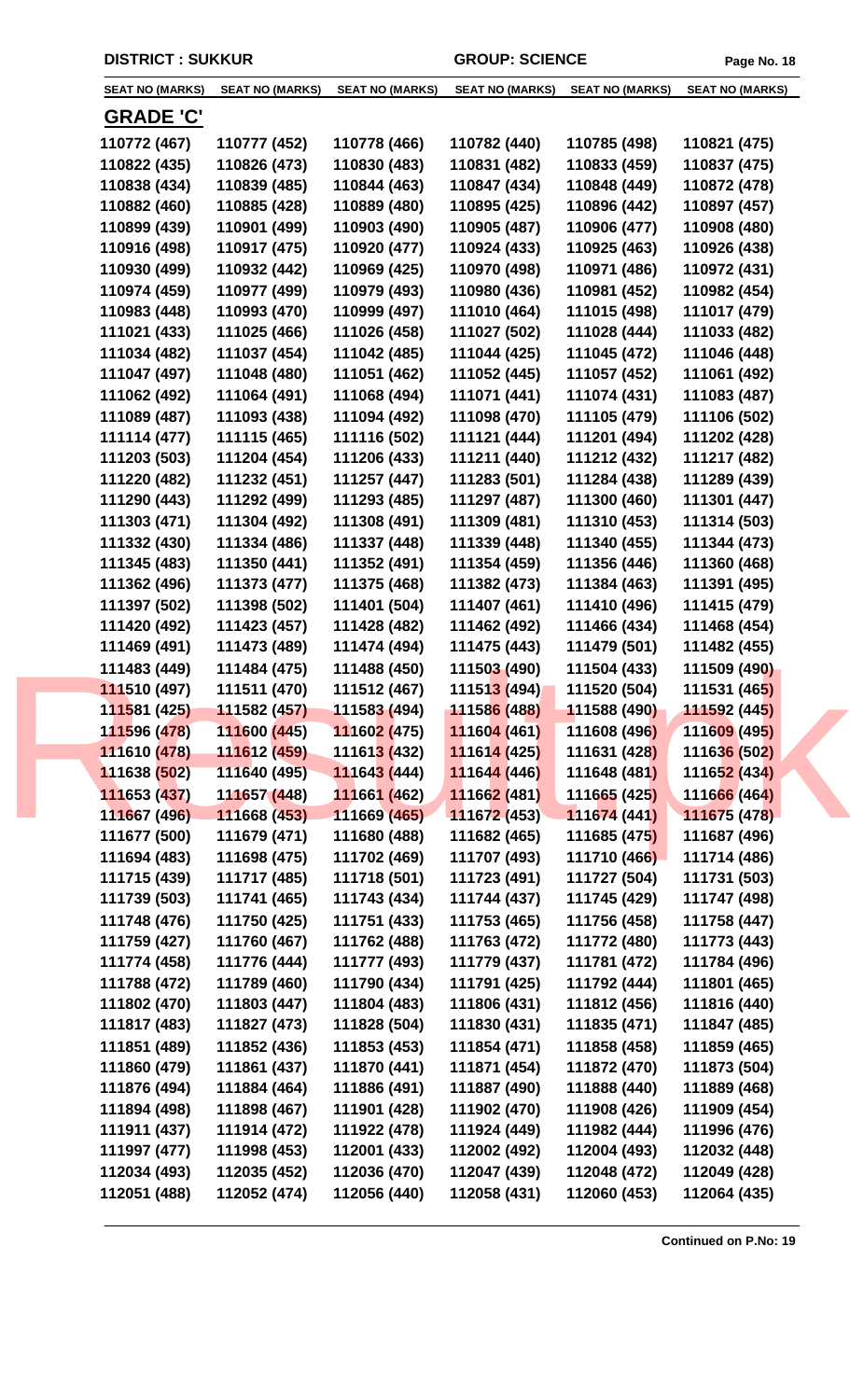DISTRICT : SUKKUR | GROUP: SCIENCE

| SEAT NO (MARKS) | SEAT NO (MARKS) | SEAT NO (MARKS) | SEAT NO (MARKS) | SEAT NO (MARKS) | SEAT NO (MARKS) |
|---|---|---|---|---|---|

## GRADE 'C'

| SEAT NO (MARKS) | SEAT NO (MARKS) | SEAT NO (MARKS) | SEAT NO (MARKS) | SEAT NO (MARKS) | SEAT NO (MARKS) |
|---|---|---|---|---|---|
| 110772 (467) | 110777 (452) | 110778 (466) | 110782 (440) | 110785 (498) | 110821 (475) |
| 110822 (435) | 110826 (473) | 110830 (483) | 110831 (482) | 110833 (459) | 110837 (475) |
| 110838 (434) | 110839 (485) | 110844 (463) | 110847 (434) | 110848 (449) | 110872 (478) |
| 110882 (460) | 110885 (428) | 110889 (480) | 110895 (425) | 110896 (442) | 110897 (457) |
| 110899 (439) | 110901 (499) | 110903 (490) | 110905 (487) | 110906 (477) | 110908 (480) |
| 110916 (498) | 110917 (475) | 110920 (477) | 110924 (433) | 110925 (463) | 110926 (438) |
| 110930 (499) | 110932 (442) | 110969 (425) | 110970 (498) | 110971 (486) | 110972 (431) |
| 110974 (459) | 110977 (499) | 110979 (493) | 110980 (436) | 110981 (452) | 110982 (454) |
| 110983 (448) | 110993 (470) | 110999 (497) | 111010 (464) | 111015 (498) | 111017 (479) |
| 111021 (433) | 111025 (466) | 111026 (458) | 111027 (502) | 111028 (444) | 111033 (482) |
| 111034 (482) | 111037 (454) | 111042 (485) | 111044 (425) | 111045 (472) | 111046 (448) |
| 111047 (497) | 111048 (480) | 111051 (462) | 111052 (445) | 111057 (452) | 111061 (492) |
| 111062 (492) | 111064 (491) | 111068 (494) | 111071 (441) | 111074 (431) | 111083 (487) |
| 111089 (487) | 111093 (438) | 111094 (492) | 111098 (470) | 111105 (479) | 111106 (502) |
| 111114 (477) | 111115 (465) | 111116 (502) | 111121 (444) | 111201 (494) | 111202 (428) |
| 111203 (503) | 111204 (454) | 111206 (433) | 111211 (440) | 111212 (432) | 111217 (482) |
| 111220 (482) | 111232 (451) | 111257 (447) | 111283 (501) | 111284 (438) | 111289 (439) |
| 111290 (443) | 111292 (499) | 111293 (485) | 111297 (487) | 111300 (460) | 111301 (447) |
| 111303 (471) | 111304 (492) | 111308 (491) | 111309 (481) | 111310 (453) | 111314 (503) |
| 111332 (430) | 111334 (486) | 111337 (448) | 111339 (448) | 111340 (455) | 111344 (473) |
| 111345 (483) | 111350 (441) | 111352 (491) | 111354 (459) | 111356 (446) | 111360 (468) |
| 111362 (496) | 111373 (477) | 111375 (468) | 111382 (473) | 111384 (463) | 111391 (495) |
| 111397 (502) | 111398 (502) | 111401 (504) | 111407 (461) | 111410 (496) | 111415 (479) |
| 111420 (492) | 111423 (457) | 111428 (482) | 111462 (492) | 111466 (434) | 111468 (454) |
| 111469 (491) | 111473 (489) | 111474 (494) | 111475 (443) | 111479 (501) | 111482 (455) |
| 111483 (449) | 111484 (475) | 111488 (450) | 111503 (490) | 111504 (433) | 111509 (490) |
| 111510 (497) | 111511 (470) | 111512 (467) | 111513 (494) | 111520 (504) | 111531 (465) |
| 111581 (425) | 111582 (457) | 111583 (494) | 111586 (488) | 111588 (490) | 111592 (445) |
| 111596 (478) | 111600 (445) | 111602 (475) | 111604 (461) | 111608 (496) | 111609 (495) |
| 111610 (478) | 111612 (459) | 111613 (432) | 111614 (425) | 111631 (428) | 111636 (502) |
| 111638 (502) | 111640 (495) | 111643 (444) | 111644 (446) | 111648 (481) | 111652 (434) |
| 111653 (437) | 111657 (448) | 111661 (462) | 111662 (481) | 111665 (425) | 111666 (464) |
| 111667 (496) | 111668 (453) | 111669 (465) | 111672 (453) | 111674 (441) | 111675 (478) |
| 111677 (500) | 111679 (471) | 111680 (488) | 111682 (465) | 111685 (475) | 111687 (496) |
| 111694 (483) | 111698 (475) | 111702 (469) | 111707 (493) | 111710 (466) | 111714 (486) |
| 111715 (439) | 111717 (485) | 111718 (501) | 111723 (491) | 111727 (504) | 111731 (503) |
| 111739 (503) | 111741 (465) | 111743 (434) | 111744 (437) | 111745 (429) | 111747 (498) |
| 111748 (476) | 111750 (425) | 111751 (433) | 111753 (465) | 111756 (458) | 111758 (447) |
| 111759 (427) | 111760 (467) | 111762 (488) | 111763 (472) | 111772 (480) | 111773 (443) |
| 111774 (458) | 111776 (444) | 111777 (493) | 111779 (437) | 111781 (472) | 111784 (496) |
| 111788 (472) | 111789 (460) | 111790 (434) | 111791 (425) | 111792 (444) | 111801 (465) |
| 111802 (470) | 111803 (447) | 111804 (483) | 111806 (431) | 111812 (456) | 111816 (440) |
| 111817 (483) | 111827 (473) | 111828 (504) | 111830 (431) | 111835 (471) | 111847 (485) |
| 111851 (489) | 111852 (436) | 111853 (453) | 111854 (471) | 111858 (458) | 111859 (465) |
| 111860 (479) | 111861 (437) | 111870 (441) | 111871 (454) | 111872 (470) | 111873 (504) |
| 111876 (494) | 111884 (464) | 111886 (491) | 111887 (490) | 111888 (440) | 111889 (468) |
| 111894 (498) | 111898 (467) | 111901 (428) | 111902 (470) | 111908 (426) | 111909 (454) |
| 111911 (437) | 111914 (472) | 111922 (478) | 111924 (449) | 111982 (444) | 111996 (476) |
| 111997 (477) | 111998 (453) | 112001 (433) | 112002 (492) | 112004 (493) | 112032 (448) |
| 112034 (493) | 112035 (452) | 112036 (470) | 112047 (439) | 112048 (472) | 112049 (428) |
| 112051 (488) | 112052 (474) | 112056 (440) | 112058 (431) | 112060 (453) | 112064 (435) |

**Continued on P.No: 19**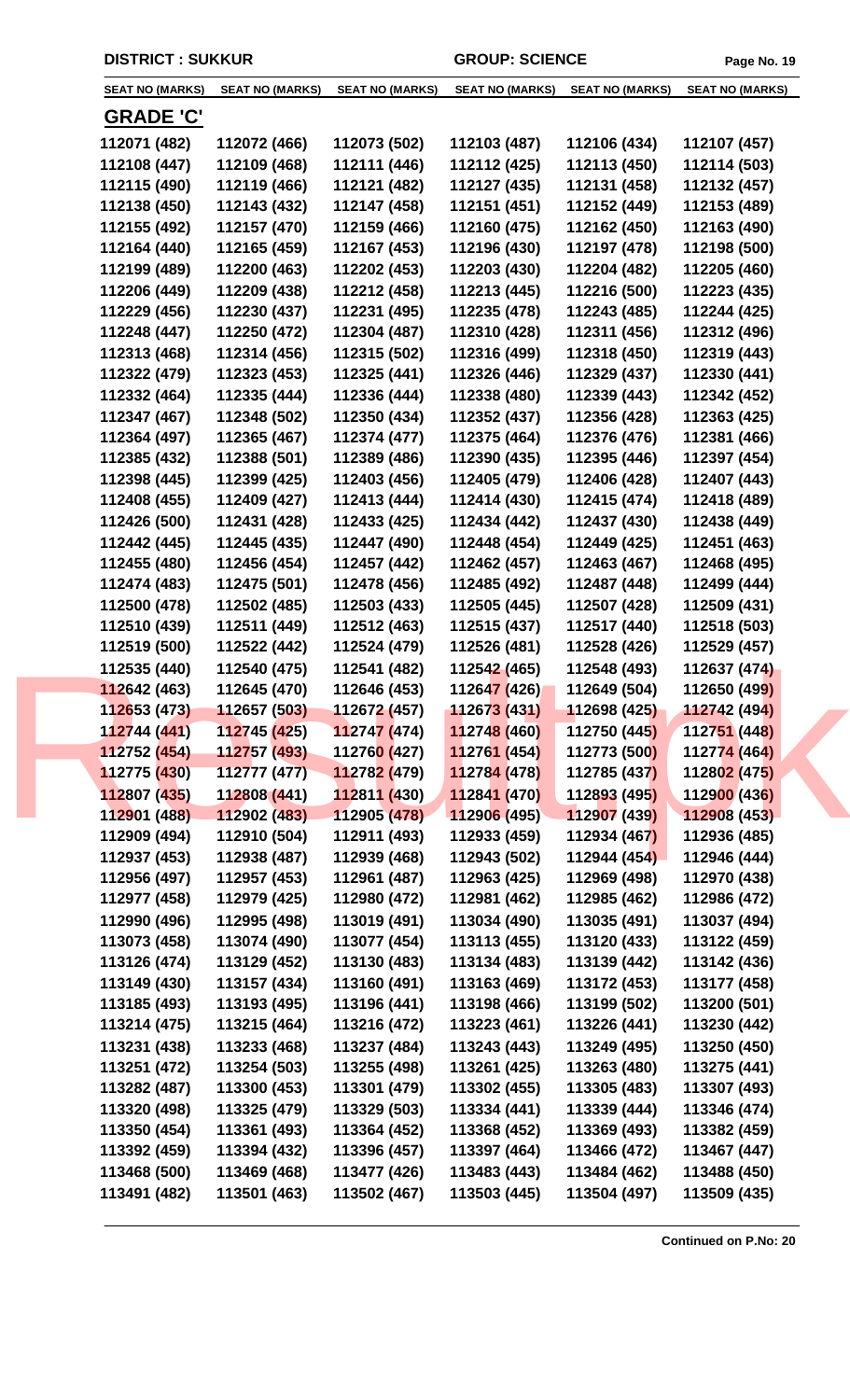DISTRICT : SUKKUR | GROUP: SCIENCE

| SEAT NO (MARKS) | SEAT NO (MARKS) | SEAT NO (MARKS) | SEAT NO (MARKS) | SEAT NO (MARKS) | SEAT NO (MARKS) |
|---|---|---|---|---|---|

## GRADE 'C'

| | | | | | |
|---|---|---|---|---|---|
| 112071 (482) | 112072 (466) | 112073 (502) | 112103 (487) | 112106 (434) | 112107 (457) |
| 112108 (447) | 112109 (468) | 112111 (446) | 112112 (425) | 112113 (450) | 112114 (503) |
| 112115 (490) | 112119 (466) | 112121 (482) | 112127 (435) | 112131 (458) | 112132 (457) |
| 112138 (450) | 112143 (432) | 112147 (458) | 112151 (451) | 112152 (449) | 112153 (489) |
| 112155 (492) | 112157 (470) | 112159 (466) | 112160 (475) | 112162 (450) | 112163 (490) |
| 112164 (440) | 112165 (459) | 112167 (453) | 112196 (430) | 112197 (478) | 112198 (500) |
| 112199 (489) | 112200 (463) | 112202 (453) | 112203 (430) | 112204 (482) | 112205 (460) |
| 112206 (449) | 112209 (438) | 112212 (458) | 112213 (445) | 112216 (500) | 112223 (435) |
| 112229 (456) | 112230 (437) | 112231 (495) | 112235 (478) | 112243 (485) | 112244 (425) |
| 112248 (447) | 112250 (472) | 112304 (487) | 112310 (428) | 112311 (456) | 112312 (496) |
| 112313 (468) | 112314 (456) | 112315 (502) | 112316 (499) | 112318 (450) | 112319 (443) |
| 112322 (479) | 112323 (453) | 112325 (441) | 112326 (446) | 112329 (437) | 112330 (441) |
| 112332 (464) | 112335 (444) | 112336 (444) | 112338 (480) | 112339 (443) | 112342 (452) |
| 112347 (467) | 112348 (502) | 112350 (434) | 112352 (437) | 112356 (428) | 112363 (425) |
| 112364 (497) | 112365 (467) | 112374 (477) | 112375 (464) | 112376 (476) | 112381 (466) |
| 112385 (432) | 112388 (501) | 112389 (486) | 112390 (435) | 112395 (446) | 112397 (454) |
| 112398 (445) | 112399 (425) | 112403 (456) | 112405 (479) | 112406 (428) | 112407 (443) |
| 112408 (455) | 112409 (427) | 112413 (444) | 112414 (430) | 112415 (474) | 112418 (489) |
| 112426 (500) | 112431 (428) | 112433 (425) | 112434 (442) | 112437 (430) | 112438 (449) |
| 112442 (445) | 112445 (435) | 112447 (490) | 112448 (454) | 112449 (425) | 112451 (463) |
| 112455 (480) | 112456 (454) | 112457 (442) | 112462 (457) | 112463 (467) | 112468 (495) |
| 112474 (483) | 112475 (501) | 112478 (456) | 112485 (492) | 112487 (448) | 112499 (444) |
| 112500 (478) | 112502 (485) | 112503 (433) | 112505 (445) | 112507 (428) | 112509 (431) |
| 112510 (439) | 112511 (449) | 112512 (463) | 112515 (437) | 112517 (440) | 112518 (503) |
| 112519 (500) | 112522 (442) | 112524 (479) | 112526 (481) | 112528 (426) | 112529 (457) |
| 112535 (440) | 112540 (475) | 112541 (482) | 112542 (465) | 112548 (493) | 112637 (474) |
| 112642 (463) | 112645 (470) | 112646 (453) | 112647 (426) | 112649 (504) | 112650 (499) |
| 112653 (473) | 112657 (503) | 112672 (457) | 112673 (431) | 112698 (425) | 112742 (494) |
| 112744 (441) | 112745 (425) | 112747 (474) | 112748 (460) | 112750 (445) | 112751 (448) |
| 112752 (454) | 112757 (493) | 112760 (427) | 112761 (454) | 112773 (500) | 112774 (464) |
| 112775 (430) | 112777 (477) | 112782 (479) | 112784 (478) | 112785 (437) | 112802 (475) |
| 112807 (435) | 112808 (441) | 112811 (430) | 112841 (470) | 112893 (495) | 112900 (436) |
| 112901 (488) | 112902 (483) | 112905 (478) | 112906 (495) | 112907 (439) | 112908 (453) |
| 112909 (494) | 112910 (504) | 112911 (493) | 112933 (459) | 112934 (467) | 112936 (485) |
| 112937 (453) | 112938 (487) | 112939 (468) | 112943 (502) | 112944 (454) | 112946 (444) |
| 112956 (497) | 112957 (453) | 112961 (487) | 112963 (425) | 112969 (498) | 112970 (438) |
| 112977 (458) | 112979 (425) | 112980 (472) | 112981 (462) | 112985 (462) | 112986 (472) |
| 112990 (496) | 112995 (498) | 113019 (491) | 113034 (490) | 113035 (491) | 113037 (494) |
| 113073 (458) | 113074 (490) | 113077 (454) | 113113 (455) | 113120 (433) | 113122 (459) |
| 113126 (474) | 113129 (452) | 113130 (483) | 113134 (483) | 113139 (442) | 113142 (436) |
| 113149 (430) | 113157 (434) | 113160 (491) | 113163 (469) | 113172 (453) | 113177 (458) |
| 113185 (493) | 113193 (495) | 113196 (441) | 113198 (466) | 113199 (502) | 113200 (501) |
| 113214 (475) | 113215 (464) | 113216 (472) | 113223 (461) | 113226 (441) | 113230 (442) |
| 113231 (438) | 113233 (468) | 113237 (484) | 113243 (443) | 113249 (495) | 113250 (450) |
| 113251 (472) | 113254 (503) | 113255 (498) | 113261 (425) | 113263 (480) | 113275 (441) |
| 113282 (487) | 113300 (453) | 113301 (479) | 113302 (455) | 113305 (483) | 113307 (493) |
| 113320 (498) | 113325 (479) | 113329 (503) | 113334 (441) | 113339 (444) | 113346 (474) |
| 113350 (454) | 113361 (493) | 113364 (452) | 113368 (452) | 113369 (493) | 113382 (459) |
| 113392 (459) | 113394 (432) | 113396 (457) | 113397 (464) | 113466 (472) | 113467 (447) |
| 113468 (500) | 113469 (468) | 113477 (426) | 113483 (443) | 113484 (462) | 113488 (450) |
| 113491 (482) | 113501 (463) | 113502 (467) | 113503 (445) | 113504 (497) | 113509 (435) |

**Continued on P.No: 20**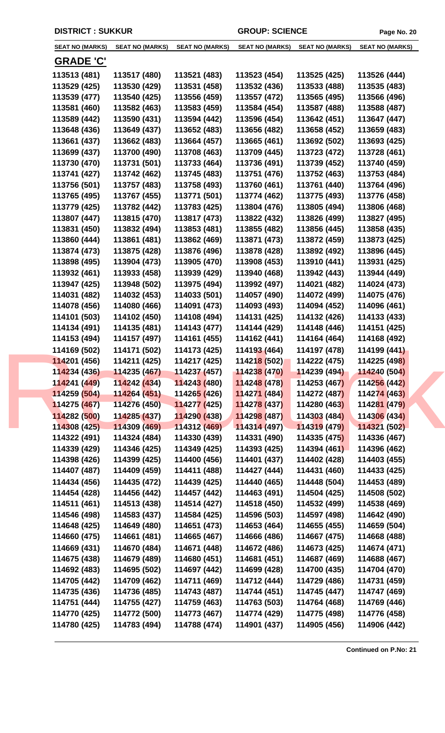DISTRICT : SUKKUR | GROUP: SCIENCE

| SEAT NO (MARKS) | SEAT NO (MARKS) | SEAT NO (MARKS) | SEAT NO (MARKS) | SEAT NO (MARKS) | SEAT NO (MARKS) |
|---|---|---|---|---|---|

## GRADE 'C'

| | | | | | |
|---|---|---|---|---|---|
| 113513 (481) | 113517 (480) | 113521 (483) | 113523 (454) | 113525 (425) | 113526 (444) |
| 113529 (425) | 113530 (429) | 113531 (458) | 113532 (436) | 113533 (488) | 113535 (483) |
| 113539 (477) | 113540 (425) | 113556 (459) | 113557 (472) | 113565 (495) | 113566 (496) |
| 113581 (460) | 113582 (463) | 113583 (459) | 113584 (454) | 113587 (488) | 113588 (487) |
| 113589 (442) | 113590 (431) | 113594 (442) | 113596 (454) | 113642 (451) | 113647 (447) |
| 113648 (436) | 113649 (437) | 113652 (483) | 113656 (482) | 113658 (452) | 113659 (483) |
| 113661 (437) | 113662 (483) | 113664 (457) | 113665 (461) | 113692 (502) | 113693 (425) |
| 113699 (437) | 113700 (490) | 113708 (463) | 113709 (445) | 113723 (472) | 113728 (461) |
| 113730 (470) | 113731 (501) | 113733 (464) | 113736 (491) | 113739 (452) | 113740 (459) |
| 113741 (427) | 113742 (462) | 113745 (483) | 113751 (476) | 113752 (463) | 113753 (484) |
| 113756 (501) | 113757 (483) | 113758 (493) | 113760 (461) | 113761 (440) | 113764 (496) |
| 113765 (495) | 113767 (455) | 113771 (501) | 113774 (462) | 113775 (493) | 113776 (458) |
| 113779 (425) | 113782 (442) | 113783 (425) | 113804 (476) | 113805 (494) | 113806 (468) |
| 113807 (447) | 113815 (470) | 113817 (473) | 113822 (432) | 113826 (499) | 113827 (495) |
| 113831 (450) | 113832 (494) | 113853 (481) | 113855 (482) | 113856 (445) | 113858 (435) |
| 113860 (444) | 113861 (481) | 113862 (469) | 113871 (473) | 113872 (459) | 113873 (425) |
| 113874 (473) | 113875 (428) | 113876 (496) | 113878 (428) | 113892 (492) | 113896 (445) |
| 113898 (495) | 113904 (473) | 113905 (470) | 113908 (453) | 113910 (441) | 113931 (425) |
| 113932 (461) | 113933 (458) | 113939 (429) | 113940 (468) | 113942 (443) | 113944 (449) |
| 113947 (425) | 113948 (502) | 113975 (494) | 113992 (497) | 114021 (482) | 114024 (473) |
| 114031 (482) | 114032 (453) | 114033 (501) | 114057 (490) | 114072 (499) | 114075 (476) |
| 114078 (456) | 114080 (466) | 114091 (473) | 114093 (493) | 114094 (452) | 114096 (461) |
| 114101 (503) | 114102 (450) | 114108 (494) | 114131 (425) | 114132 (426) | 114133 (433) |
| 114134 (491) | 114135 (481) | 114143 (477) | 114144 (429) | 114148 (446) | 114151 (425) |
| 114153 (494) | 114157 (497) | 114161 (455) | 114162 (441) | 114164 (464) | 114168 (492) |
| 114169 (502) | 114171 (502) | 114173 (425) | 114193 (464) | 114197 (478) | 114199 (441) |
| 114201 (456) | 114211 (425) | 114217 (425) | 114218 (502) | 114222 (475) | 114225 (498) |
| 114234 (436) | 114235 (467) | 114237 (457) | 114238 (470) | 114239 (494) | 114240 (504) |
| 114241 (449) | 114242 (434) | 114243 (480) | 114248 (478) | 114253 (467) | 114256 (442) |
| 114259 (504) | 114264 (451) | 114265 (426) | 114271 (484) | 114272 (487) | 114274 (463) |
| 114275 (467) | 114276 (450) | 114277 (425) | 114278 (437) | 114280 (463) | 114281 (479) |
| 114282 (500) | 114285 (437) | 114290 (438) | 114298 (487) | 114303 (484) | 114306 (434) |
| 114308 (425) | 114309 (469) | 114312 (469) | 114314 (497) | 114319 (479) | 114321 (502) |
| 114322 (491) | 114324 (484) | 114330 (439) | 114331 (490) | 114335 (475) | 114336 (467) |
| 114339 (429) | 114346 (425) | 114349 (425) | 114393 (425) | 114394 (461) | 114396 (462) |
| 114398 (426) | 114399 (425) | 114400 (456) | 114401 (437) | 114402 (428) | 114403 (455) |
| 114407 (487) | 114409 (459) | 114411 (488) | 114427 (444) | 114431 (460) | 114433 (425) |
| 114434 (456) | 114435 (472) | 114439 (425) | 114440 (465) | 114448 (504) | 114453 (489) |
| 114454 (428) | 114456 (442) | 114457 (442) | 114463 (491) | 114504 (425) | 114508 (502) |
| 114511 (461) | 114513 (438) | 114514 (427) | 114518 (450) | 114532 (499) | 114538 (469) |
| 114546 (498) | 114583 (437) | 114584 (425) | 114596 (503) | 114597 (498) | 114642 (490) |
| 114648 (425) | 114649 (480) | 114651 (473) | 114653 (464) | 114655 (455) | 114659 (504) |
| 114660 (475) | 114661 (481) | 114665 (467) | 114666 (486) | 114667 (475) | 114668 (488) |
| 114669 (431) | 114670 (484) | 114671 (448) | 114672 (486) | 114673 (425) | 114674 (471) |
| 114675 (438) | 114679 (489) | 114680 (451) | 114681 (451) | 114687 (469) | 114688 (467) |
| 114692 (483) | 114695 (502) | 114697 (442) | 114699 (428) | 114700 (435) | 114704 (470) |
| 114705 (442) | 114709 (462) | 114711 (469) | 114712 (444) | 114729 (486) | 114731 (459) |
| 114735 (436) | 114736 (485) | 114743 (487) | 114744 (451) | 114745 (447) | 114747 (469) |
| 114751 (444) | 114755 (427) | 114759 (463) | 114763 (503) | 114764 (468) | 114769 (446) |
| 114770 (425) | 114772 (500) | 114773 (467) | 114774 (429) | 114775 (498) | 114776 (458) |
| 114780 (425) | 114783 (494) | 114788 (474) | 114901 (437) | 114905 (456) | 114906 (442) |

**Continued on P.No: 21**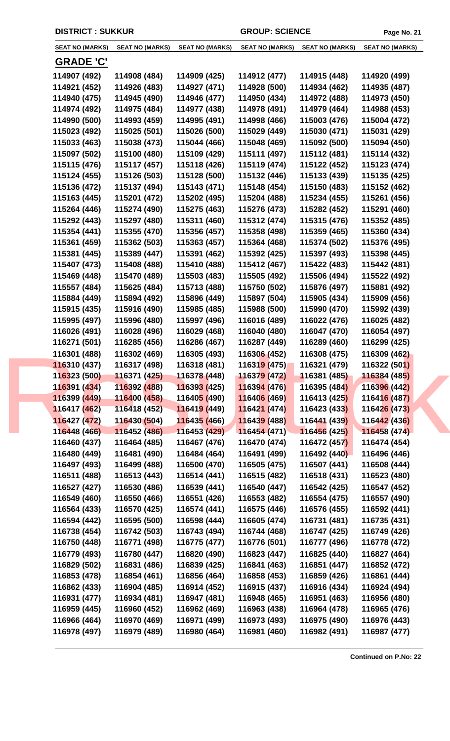**DISTRICT : SUKKUR** | **GROUP: SCIENCE**

| SEAT NO (MARKS) | SEAT NO (MARKS) | SEAT NO (MARKS) | SEAT NO (MARKS) | SEAT NO (MARKS) | SEAT NO (MARKS) |
|---|---|---|---|---|---|

## GRADE 'C'

| | | | | | |
|---|---|---|---|---|---|
| 114907 (492) | 114908 (484) | 114909 (425) | 114912 (477) | 114915 (448) | 114920 (499) |
| 114921 (452) | 114926 (483) | 114927 (471) | 114928 (500) | 114934 (462) | 114935 (487) |
| 114940 (475) | 114945 (490) | 114946 (477) | 114950 (434) | 114972 (488) | 114973 (450) |
| 114974 (492) | 114975 (484) | 114977 (438) | 114978 (491) | 114979 (464) | 114988 (453) |
| 114990 (500) | 114993 (459) | 114995 (491) | 114998 (466) | 115003 (476) | 115004 (472) |
| 115023 (492) | 115025 (501) | 115026 (500) | 115029 (449) | 115030 (471) | 115031 (429) |
| 115033 (463) | 115038 (473) | 115044 (466) | 115048 (469) | 115092 (500) | 115094 (450) |
| 115097 (502) | 115100 (480) | 115109 (429) | 115111 (497) | 115112 (481) | 115114 (432) |
| 115115 (476) | 115117 (457) | 115118 (426) | 115119 (474) | 115122 (452) | 115123 (474) |
| 115124 (455) | 115126 (503) | 115128 (500) | 115132 (446) | 115133 (439) | 115135 (425) |
| 115136 (472) | 115137 (494) | 115143 (471) | 115148 (454) | 115150 (483) | 115152 (462) |
| 115163 (445) | 115201 (472) | 115202 (495) | 115204 (488) | 115234 (455) | 115261 (456) |
| 115264 (446) | 115274 (490) | 115275 (463) | 115276 (473) | 115282 (452) | 115291 (460) |
| 115292 (443) | 115297 (480) | 115311 (460) | 115312 (474) | 115315 (476) | 115352 (485) |
| 115354 (441) | 115355 (470) | 115356 (457) | 115358 (498) | 115359 (465) | 115360 (434) |
| 115361 (459) | 115362 (503) | 115363 (457) | 115364 (468) | 115374 (502) | 115376 (495) |
| 115381 (445) | 115389 (447) | 115391 (462) | 115392 (425) | 115397 (493) | 115398 (445) |
| 115407 (473) | 115408 (488) | 115410 (488) | 115412 (467) | 115422 (483) | 115442 (481) |
| 115469 (448) | 115470 (489) | 115503 (483) | 115505 (492) | 115506 (494) | 115522 (492) |
| 115557 (484) | 115625 (484) | 115713 (488) | 115750 (502) | 115876 (497) | 115881 (492) |
| 115884 (449) | 115894 (492) | 115896 (449) | 115897 (504) | 115905 (434) | 115909 (456) |
| 115915 (435) | 115916 (490) | 115985 (485) | 115988 (500) | 115990 (470) | 115992 (439) |
| 115995 (497) | 115996 (480) | 115997 (496) | 116016 (489) | 116022 (476) | 116025 (482) |
| 116026 (491) | 116028 (496) | 116029 (468) | 116040 (480) | 116047 (470) | 116054 (497) |
| 116271 (501) | 116285 (456) | 116286 (467) | 116287 (449) | 116289 (460) | 116299 (425) |
| 116301 (488) | 116302 (469) | 116305 (493) | 116306 (452) | 116308 (475) | 116309 (462) |
| 116310 (437) | 116317 (498) | 116318 (481) | 116319 (475) | 116321 (479) | 116322 (501) |
| 116323 (500) | 116371 (425) | 116378 (448) | 116379 (472) | 116381 (485) | 116384 (485) |
| 116391 (434) | 116392 (488) | 116393 (425) | 116394 (476) | 116395 (484) | 116396 (442) |
| 116399 (449) | 116400 (458) | 116405 (490) | 116406 (469) | 116413 (425) | 116416 (487) |
| 116417 (462) | 116418 (452) | 116419 (449) | 116421 (474) | 116423 (433) | 116426 (473) |
| 116427 (472) | 116430 (504) | 116435 (466) | 116439 (488) | 116441 (439) | 116442 (436) |
| 116448 (466) | 116452 (486) | 116453 (429) | 116454 (471) | 116456 (425) | 116458 (474) |
| 116460 (437) | 116464 (485) | 116467 (476) | 116470 (474) | 116472 (457) | 116474 (454) |
| 116480 (449) | 116481 (490) | 116484 (464) | 116491 (499) | 116492 (440) | 116496 (446) |
| 116497 (493) | 116499 (488) | 116500 (470) | 116505 (475) | 116507 (441) | 116508 (444) |
| 116511 (488) | 116513 (443) | 116514 (441) | 116515 (482) | 116518 (431) | 116523 (480) |
| 116527 (427) | 116530 (486) | 116539 (441) | 116540 (447) | 116542 (425) | 116547 (452) |
| 116549 (460) | 116550 (466) | 116551 (426) | 116553 (482) | 116554 (475) | 116557 (490) |
| 116564 (433) | 116570 (425) | 116574 (441) | 116575 (446) | 116576 (455) | 116592 (441) |
| 116594 (442) | 116595 (500) | 116598 (444) | 116605 (474) | 116731 (481) | 116735 (431) |
| 116738 (454) | 116742 (503) | 116743 (494) | 116744 (468) | 116747 (425) | 116749 (426) |
| 116750 (448) | 116771 (498) | 116775 (477) | 116776 (501) | 116777 (496) | 116778 (472) |
| 116779 (493) | 116780 (447) | 116820 (490) | 116823 (447) | 116825 (440) | 116827 (464) |
| 116829 (502) | 116831 (486) | 116839 (425) | 116841 (463) | 116851 (447) | 116852 (472) |
| 116853 (478) | 116854 (461) | 116856 (464) | 116858 (453) | 116859 (426) | 116861 (444) |
| 116862 (433) | 116904 (485) | 116914 (452) | 116915 (437) | 116916 (434) | 116924 (494) |
| 116931 (477) | 116934 (481) | 116947 (481) | 116948 (465) | 116951 (463) | 116956 (480) |
| 116959 (445) | 116960 (452) | 116962 (469) | 116963 (438) | 116964 (478) | 116965 (476) |
| 116966 (464) | 116970 (469) | 116971 (499) | 116973 (493) | 116975 (490) | 116976 (443) |
| 116978 (497) | 116979 (489) | 116980 (464) | 116981 (460) | 116982 (491) | 116987 (477) |

**Continued on P.No: 22**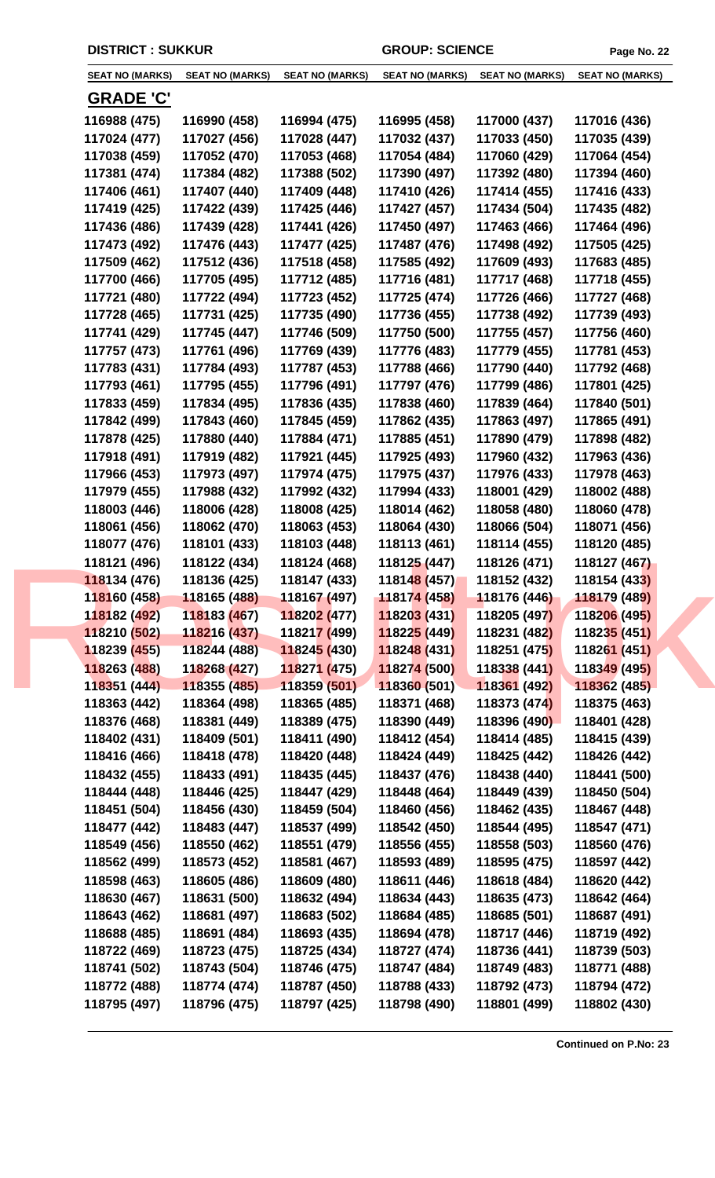**DISTRICT : SUKKUR** **GROUP: SCIENCE**

| SEAT NO (MARKS) | SEAT NO (MARKS) | SEAT NO (MARKS) | SEAT NO (MARKS) | SEAT NO (MARKS) | SEAT NO (MARKS) |
|---|---|---|---|---|---|

## GRADE 'C'

| | | | | | |
|---|---|---|---|---|---|
| 116988 (475) | 116990 (458) | 116994 (475) | 116995 (458) | 117000 (437) | 117016 (436) |
| 117024 (477) | 117027 (456) | 117028 (447) | 117032 (437) | 117033 (450) | 117035 (439) |
| 117038 (459) | 117052 (470) | 117053 (468) | 117054 (484) | 117060 (429) | 117064 (454) |
| 117381 (474) | 117384 (482) | 117388 (502) | 117390 (497) | 117392 (480) | 117394 (460) |
| 117406 (461) | 117407 (440) | 117409 (448) | 117410 (426) | 117414 (455) | 117416 (433) |
| 117419 (425) | 117422 (439) | 117425 (446) | 117427 (457) | 117434 (504) | 117435 (482) |
| 117436 (486) | 117439 (428) | 117441 (426) | 117450 (497) | 117463 (466) | 117464 (496) |
| 117473 (492) | 117476 (443) | 117477 (425) | 117487 (476) | 117498 (492) | 117505 (425) |
| 117509 (462) | 117512 (436) | 117518 (458) | 117585 (492) | 117609 (493) | 117683 (485) |
| 117700 (466) | 117705 (495) | 117712 (485) | 117716 (481) | 117717 (468) | 117718 (455) |
| 117721 (480) | 117722 (494) | 117723 (452) | 117725 (474) | 117726 (466) | 117727 (468) |
| 117728 (465) | 117731 (425) | 117735 (490) | 117736 (455) | 117738 (492) | 117739 (493) |
| 117741 (429) | 117745 (447) | 117746 (509) | 117750 (500) | 117755 (457) | 117756 (460) |
| 117757 (473) | 117761 (496) | 117769 (439) | 117776 (483) | 117779 (455) | 117781 (453) |
| 117783 (431) | 117784 (493) | 117787 (453) | 117788 (466) | 117790 (440) | 117792 (468) |
| 117793 (461) | 117795 (455) | 117796 (491) | 117797 (476) | 117799 (486) | 117801 (425) |
| 117833 (459) | 117834 (495) | 117836 (435) | 117838 (460) | 117839 (464) | 117840 (501) |
| 117842 (499) | 117843 (460) | 117845 (459) | 117862 (435) | 117863 (497) | 117865 (491) |
| 117878 (425) | 117880 (440) | 117884 (471) | 117885 (451) | 117890 (479) | 117898 (482) |
| 117918 (491) | 117919 (482) | 117921 (445) | 117925 (493) | 117960 (432) | 117963 (436) |
| 117966 (453) | 117973 (497) | 117974 (475) | 117975 (437) | 117976 (433) | 117978 (463) |
| 117979 (455) | 117988 (432) | 117992 (432) | 117994 (433) | 118001 (429) | 118002 (488) |
| 118003 (446) | 118006 (428) | 118008 (425) | 118014 (462) | 118058 (480) | 118060 (478) |
| 118061 (456) | 118062 (470) | 118063 (453) | 118064 (430) | 118066 (504) | 118071 (456) |
| 118077 (476) | 118101 (433) | 118103 (448) | 118113 (461) | 118114 (455) | 118120 (485) |
| 118121 (496) | 118122 (434) | 118124 (468) | 118125 (447) | 118126 (471) | 118127 (467) |
| 118134 (476) | 118136 (425) | 118147 (433) | 118148 (457) | 118152 (432) | 118154 (433) |
| 118160 (458) | 118165 (488) | 118167 (497) | 118174 (458) | 118176 (446) | 118179 (489) |
| 118182 (492) | 118183 (467) | 118202 (477) | 118203 (431) | 118205 (497) | 118206 (495) |
| 118210 (502) | 118216 (437) | 118217 (499) | 118225 (449) | 118231 (482) | 118235 (451) |
| 118239 (455) | 118244 (488) | 118245 (430) | 118248 (431) | 118251 (475) | 118261 (451) |
| 118263 (488) | 118268 (427) | 118271 (475) | 118274 (500) | 118338 (441) | 118349 (495) |
| 118351 (444) | 118355 (485) | 118359 (501) | 118360 (501) | 118361 (492) | 118362 (485) |
| 118363 (442) | 118364 (498) | 118365 (485) | 118371 (468) | 118373 (474) | 118375 (463) |
| 118376 (468) | 118381 (449) | 118389 (475) | 118390 (449) | 118396 (490) | 118401 (428) |
| 118402 (431) | 118409 (501) | 118411 (490) | 118412 (454) | 118414 (485) | 118415 (439) |
| 118416 (466) | 118418 (478) | 118420 (448) | 118424 (449) | 118425 (442) | 118426 (442) |
| 118432 (455) | 118433 (491) | 118435 (445) | 118437 (476) | 118438 (440) | 118441 (500) |
| 118444 (448) | 118446 (425) | 118447 (429) | 118448 (464) | 118449 (439) | 118450 (504) |
| 118451 (504) | 118456 (430) | 118459 (504) | 118460 (456) | 118462 (435) | 118467 (448) |
| 118477 (442) | 118483 (447) | 118537 (499) | 118542 (450) | 118544 (495) | 118547 (471) |
| 118549 (456) | 118550 (462) | 118551 (479) | 118556 (455) | 118558 (503) | 118560 (476) |
| 118562 (499) | 118573 (452) | 118581 (467) | 118593 (489) | 118595 (475) | 118597 (442) |
| 118598 (463) | 118605 (486) | 118609 (480) | 118611 (446) | 118618 (484) | 118620 (442) |
| 118630 (467) | 118631 (500) | 118632 (494) | 118634 (443) | 118635 (473) | 118642 (464) |
| 118643 (462) | 118681 (497) | 118683 (502) | 118684 (485) | 118685 (501) | 118687 (491) |
| 118688 (485) | 118691 (484) | 118693 (435) | 118694 (478) | 118717 (446) | 118719 (492) |
| 118722 (469) | 118723 (475) | 118725 (434) | 118727 (474) | 118736 (441) | 118739 (503) |
| 118741 (502) | 118743 (504) | 118746 (475) | 118747 (484) | 118749 (483) | 118771 (488) |
| 118772 (488) | 118774 (474) | 118787 (450) | 118788 (433) | 118792 (473) | 118794 (472) |
| 118795 (497) | 118796 (475) | 118797 (425) | 118798 (490) | 118801 (499) | 118802 (430) |

**Continued on P.No: 23**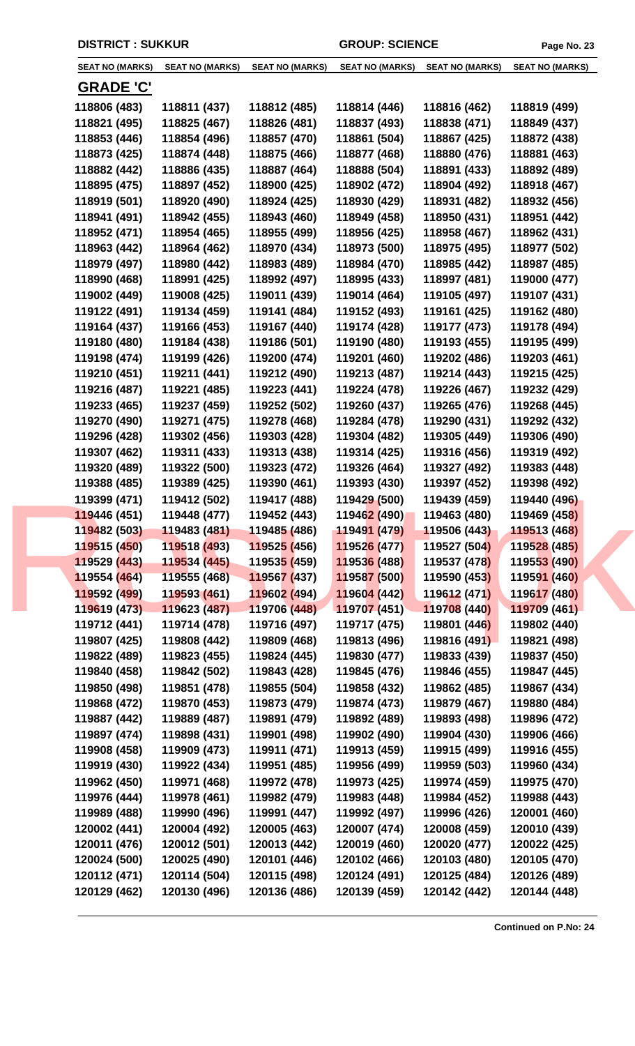DISTRICT : SUKKUR GROUP: SCIENCE

| SEAT NO (MARKS) | SEAT NO (MARKS) | SEAT NO (MARKS) | SEAT NO (MARKS) | SEAT NO (MARKS) | SEAT NO (MARKS) |
|---|---|---|---|---|---|

## GRADE 'C'

| | | | | | |
|---|---|---|---|---|---|
| 118806 (483) | 118811 (437) | 118812 (485) | 118814 (446) | 118816 (462) | 118819 (499) |
| 118821 (495) | 118825 (467) | 118826 (481) | 118837 (493) | 118838 (471) | 118849 (437) |
| 118853 (446) | 118854 (496) | 118857 (470) | 118861 (504) | 118867 (425) | 118872 (438) |
| 118873 (425) | 118874 (448) | 118875 (466) | 118877 (468) | 118880 (476) | 118881 (463) |
| 118882 (442) | 118886 (435) | 118887 (464) | 118888 (504) | 118891 (433) | 118892 (489) |
| 118895 (475) | 118897 (452) | 118900 (425) | 118902 (472) | 118904 (492) | 118918 (467) |
| 118919 (501) | 118920 (490) | 118924 (425) | 118930 (429) | 118931 (482) | 118932 (456) |
| 118941 (491) | 118942 (455) | 118943 (460) | 118949 (458) | 118950 (431) | 118951 (442) |
| 118952 (471) | 118954 (465) | 118955 (499) | 118956 (425) | 118958 (467) | 118962 (431) |
| 118963 (442) | 118964 (462) | 118970 (434) | 118973 (500) | 118975 (495) | 118977 (502) |
| 118979 (497) | 118980 (442) | 118983 (489) | 118984 (470) | 118985 (442) | 118987 (485) |
| 118990 (468) | 118991 (425) | 118992 (497) | 118995 (433) | 118997 (481) | 119000 (477) |
| 119002 (449) | 119008 (425) | 119011 (439) | 119014 (464) | 119105 (497) | 119107 (431) |
| 119122 (491) | 119134 (459) | 119141 (484) | 119152 (493) | 119161 (425) | 119162 (480) |
| 119164 (437) | 119166 (453) | 119167 (440) | 119174 (428) | 119177 (473) | 119178 (494) |
| 119180 (480) | 119184 (438) | 119186 (501) | 119190 (480) | 119193 (455) | 119195 (499) |
| 119198 (474) | 119199 (426) | 119200 (474) | 119201 (460) | 119202 (486) | 119203 (461) |
| 119210 (451) | 119211 (441) | 119212 (490) | 119213 (487) | 119214 (443) | 119215 (425) |
| 119216 (487) | 119221 (485) | 119223 (441) | 119224 (478) | 119226 (467) | 119232 (429) |
| 119233 (465) | 119237 (459) | 119252 (502) | 119260 (437) | 119265 (476) | 119268 (445) |
| 119270 (490) | 119271 (475) | 119278 (468) | 119284 (478) | 119290 (431) | 119292 (432) |
| 119296 (428) | 119302 (456) | 119303 (428) | 119304 (482) | 119305 (449) | 119306 (490) |
| 119307 (462) | 119311 (433) | 119313 (438) | 119314 (425) | 119316 (456) | 119319 (492) |
| 119320 (489) | 119322 (500) | 119323 (472) | 119326 (464) | 119327 (492) | 119383 (448) |
| 119388 (485) | 119389 (425) | 119390 (461) | 119393 (430) | 119397 (452) | 119398 (492) |
| 119399 (471) | 119412 (502) | 119417 (488) | 119429 (500) | 119439 (459) | 119440 (496) |
| 119446 (451) | 119448 (477) | 119452 (443) | 119462 (490) | 119463 (480) | 119469 (458) |
| 119482 (503) | 119483 (481) | 119485 (486) | 119491 (479) | 119506 (443) | 119513 (468) |
| 119515 (450) | 119518 (493) | 119525 (456) | 119526 (477) | 119527 (504) | 119528 (485) |
| 119529 (443) | 119534 (445) | 119535 (459) | 119536 (488) | 119537 (478) | 119553 (490) |
| 119554 (464) | 119555 (468) | 119567 (437) | 119587 (500) | 119590 (453) | 119591 (460) |
| 119592 (499) | 119593 (461) | 119602 (494) | 119604 (442) | 119612 (471) | 119617 (480) |
| 119619 (473) | 119623 (487) | 119706 (448) | 119707 (451) | 119708 (440) | 119709 (461) |
| 119712 (441) | 119714 (478) | 119716 (497) | 119717 (475) | 119801 (446) | 119802 (440) |
| 119807 (425) | 119808 (442) | 119809 (468) | 119813 (496) | 119816 (491) | 119821 (498) |
| 119822 (489) | 119823 (455) | 119824 (445) | 119830 (477) | 119833 (439) | 119837 (450) |
| 119840 (458) | 119842 (502) | 119843 (428) | 119845 (476) | 119846 (455) | 119847 (445) |
| 119850 (498) | 119851 (478) | 119855 (504) | 119858 (432) | 119862 (485) | 119867 (434) |
| 119868 (472) | 119870 (453) | 119873 (479) | 119874 (473) | 119879 (467) | 119880 (484) |
| 119887 (442) | 119889 (487) | 119891 (479) | 119892 (489) | 119893 (498) | 119896 (472) |
| 119897 (474) | 119898 (431) | 119901 (498) | 119902 (490) | 119904 (430) | 119906 (466) |
| 119908 (458) | 119909 (473) | 119911 (471) | 119913 (459) | 119915 (499) | 119916 (455) |
| 119919 (430) | 119922 (434) | 119951 (485) | 119956 (499) | 119959 (503) | 119960 (434) |
| 119962 (450) | 119971 (468) | 119972 (478) | 119973 (425) | 119974 (459) | 119975 (470) |
| 119976 (444) | 119978 (461) | 119982 (479) | 119983 (448) | 119984 (452) | 119988 (443) |
| 119989 (488) | 119990 (496) | 119991 (447) | 119992 (497) | 119996 (426) | 120001 (460) |
| 120002 (441) | 120004 (492) | 120005 (463) | 120007 (474) | 120008 (459) | 120010 (439) |
| 120011 (476) | 120012 (501) | 120013 (442) | 120019 (460) | 120020 (477) | 120022 (425) |
| 120024 (500) | 120025 (490) | 120101 (446) | 120102 (466) | 120103 (480) | 120105 (470) |
| 120112 (471) | 120114 (504) | 120115 (498) | 120124 (491) | 120125 (484) | 120126 (489) |
| 120129 (462) | 120130 (496) | 120136 (486) | 120139 (459) | 120142 (442) | 120144 (448) |

**Continued on P.No: 24**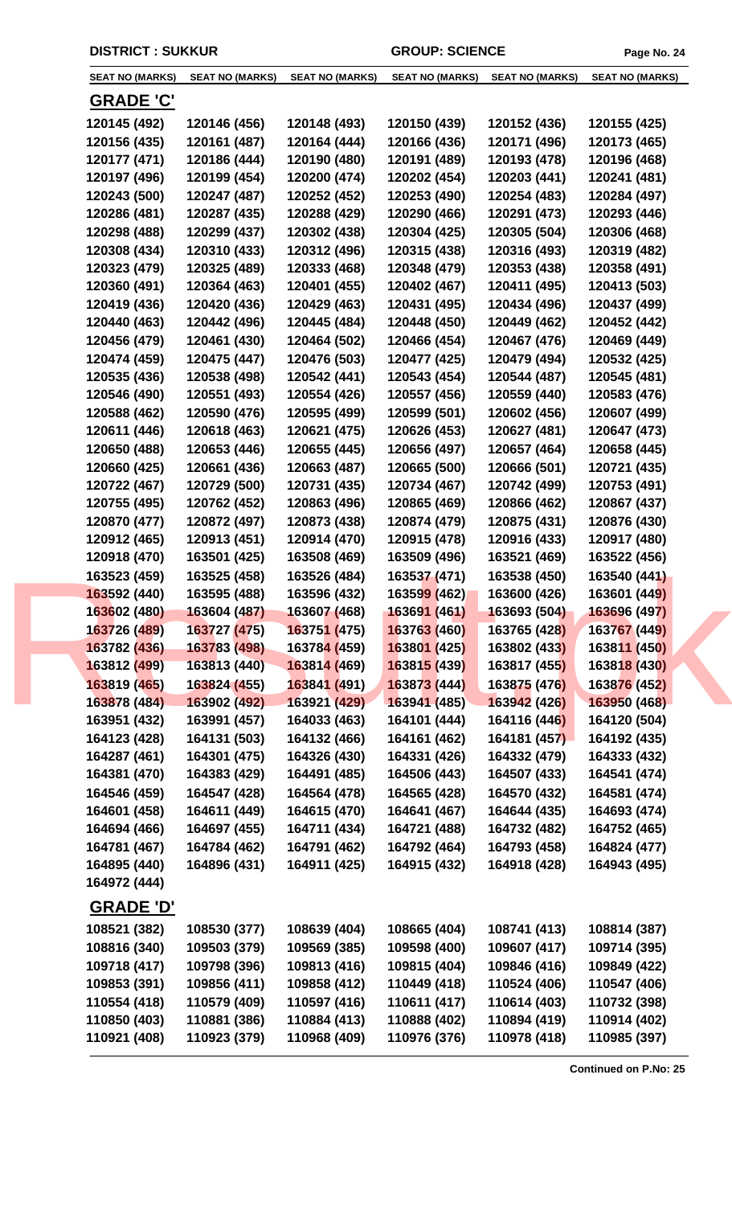**DISTRICT : SUKKUR** **GROUP: SCIENCE**

| SEAT NO (MARKS) | SEAT NO (MARKS) | SEAT NO (MARKS) | SEAT NO (MARKS) | SEAT NO (MARKS) | SEAT NO (MARKS) |
|---|---|---|---|---|---|

## GRADE 'C'

| | | | | | |
|---|---|---|---|---|---|
| 120145 (492) | 120146 (456) | 120148 (493) | 120150 (439) | 120152 (436) | 120155 (425) |
| 120156 (435) | 120161 (487) | 120164 (444) | 120166 (436) | 120171 (496) | 120173 (465) |
| 120177 (471) | 120186 (444) | 120190 (480) | 120191 (489) | 120193 (478) | 120196 (468) |
| 120197 (496) | 120199 (454) | 120200 (474) | 120202 (454) | 120203 (441) | 120241 (481) |
| 120243 (500) | 120247 (487) | 120252 (452) | 120253 (490) | 120254 (483) | 120284 (497) |
| 120286 (481) | 120287 (435) | 120288 (429) | 120290 (466) | 120291 (473) | 120293 (446) |
| 120298 (488) | 120299 (437) | 120302 (438) | 120304 (425) | 120305 (504) | 120306 (468) |
| 120308 (434) | 120310 (433) | 120312 (496) | 120315 (438) | 120316 (493) | 120319 (482) |
| 120323 (479) | 120325 (489) | 120333 (468) | 120348 (479) | 120353 (438) | 120358 (491) |
| 120360 (491) | 120364 (463) | 120401 (455) | 120402 (467) | 120411 (495) | 120413 (503) |
| 120419 (436) | 120420 (436) | 120429 (463) | 120431 (495) | 120434 (496) | 120437 (499) |
| 120440 (463) | 120442 (496) | 120445 (484) | 120448 (450) | 120449 (462) | 120452 (442) |
| 120456 (479) | 120461 (430) | 120464 (502) | 120466 (454) | 120467 (476) | 120469 (449) |
| 120474 (459) | 120475 (447) | 120476 (503) | 120477 (425) | 120479 (494) | 120532 (425) |
| 120535 (436) | 120538 (498) | 120542 (441) | 120543 (454) | 120544 (487) | 120545 (481) |
| 120546 (490) | 120551 (493) | 120554 (426) | 120557 (456) | 120559 (440) | 120583 (476) |
| 120588 (462) | 120590 (476) | 120595 (499) | 120599 (501) | 120602 (456) | 120607 (499) |
| 120611 (446) | 120618 (463) | 120621 (475) | 120626 (453) | 120627 (481) | 120647 (473) |
| 120650 (488) | 120653 (446) | 120655 (445) | 120656 (497) | 120657 (464) | 120658 (445) |
| 120660 (425) | 120661 (436) | 120663 (487) | 120665 (500) | 120666 (501) | 120721 (435) |
| 120722 (467) | 120729 (500) | 120731 (435) | 120734 (467) | 120742 (499) | 120753 (491) |
| 120755 (495) | 120762 (452) | 120863 (496) | 120865 (469) | 120866 (462) | 120867 (437) |
| 120870 (477) | 120872 (497) | 120873 (438) | 120874 (479) | 120875 (431) | 120876 (430) |
| 120912 (465) | 120913 (451) | 120914 (470) | 120915 (478) | 120916 (433) | 120917 (480) |
| 120918 (470) | 163501 (425) | 163508 (469) | 163509 (496) | 163521 (469) | 163522 (456) |
| 163523 (459) | 163525 (458) | 163526 (484) | 163537 (471) | 163538 (450) | 163540 (441) |
| 163592 (440) | 163595 (488) | 163596 (432) | 163599 (462) | 163600 (426) | 163601 (449) |
| 163602 (480) | 163604 (487) | 163607 (468) | 163691 (461) | 163693 (504) | 163696 (497) |
| 163726 (489) | 163727 (475) | 163751 (475) | 163763 (460) | 163765 (428) | 163767 (449) |
| 163782 (436) | 163783 (498) | 163784 (459) | 163801 (425) | 163802 (433) | 163811 (450) |
| 163812 (499) | 163813 (440) | 163814 (469) | 163815 (439) | 163817 (455) | 163818 (430) |
| 163819 (465) | 163824 (455) | 163841 (491) | 163873 (444) | 163875 (476) | 163876 (452) |
| 163878 (484) | 163902 (492) | 163921 (429) | 163941 (485) | 163942 (426) | 163950 (468) |
| 163951 (432) | 163991 (457) | 164033 (463) | 164101 (444) | 164116 (446) | 164120 (504) |
| 164123 (428) | 164131 (503) | 164132 (466) | 164161 (462) | 164181 (457) | 164192 (435) |
| 164287 (461) | 164301 (475) | 164326 (430) | 164331 (426) | 164332 (479) | 164333 (432) |
| 164381 (470) | 164383 (429) | 164491 (485) | 164506 (443) | 164507 (433) | 164541 (474) |
| 164546 (459) | 164547 (428) | 164564 (478) | 164565 (428) | 164570 (432) | 164581 (474) |
| 164601 (458) | 164611 (449) | 164615 (470) | 164641 (467) | 164644 (435) | 164693 (474) |
| 164694 (466) | 164697 (455) | 164711 (434) | 164721 (488) | 164732 (482) | 164752 (465) |
| 164781 (467) | 164784 (462) | 164791 (462) | 164792 (464) | 164793 (458) | 164824 (477) |
| 164895 (440) | 164896 (431) | 164911 (425) | 164915 (432) | 164918 (428) | 164943 (495) |
| 164972 (444) | | | | | |

## GRADE 'D'

| | | | | | |
|---|---|---|---|---|---|
| 108521 (382) | 108530 (377) | 108639 (404) | 108665 (404) | 108741 (413) | 108814 (387) |
| 108816 (340) | 109503 (379) | 109569 (385) | 109598 (400) | 109607 (417) | 109714 (395) |
| 109718 (417) | 109798 (396) | 109813 (416) | 109815 (404) | 109846 (416) | 109849 (422) |
| 109853 (391) | 109856 (411) | 109858 (412) | 110449 (418) | 110524 (406) | 110547 (406) |
| 110554 (418) | 110579 (409) | 110597 (416) | 110611 (417) | 110614 (403) | 110732 (398) |
| 110850 (403) | 110881 (386) | 110884 (413) | 110888 (402) | 110894 (419) | 110914 (402) |
| 110921 (408) | 110923 (379) | 110968 (409) | 110976 (376) | 110978 (418) | 110985 (397) |

**Continued on P.No: 25**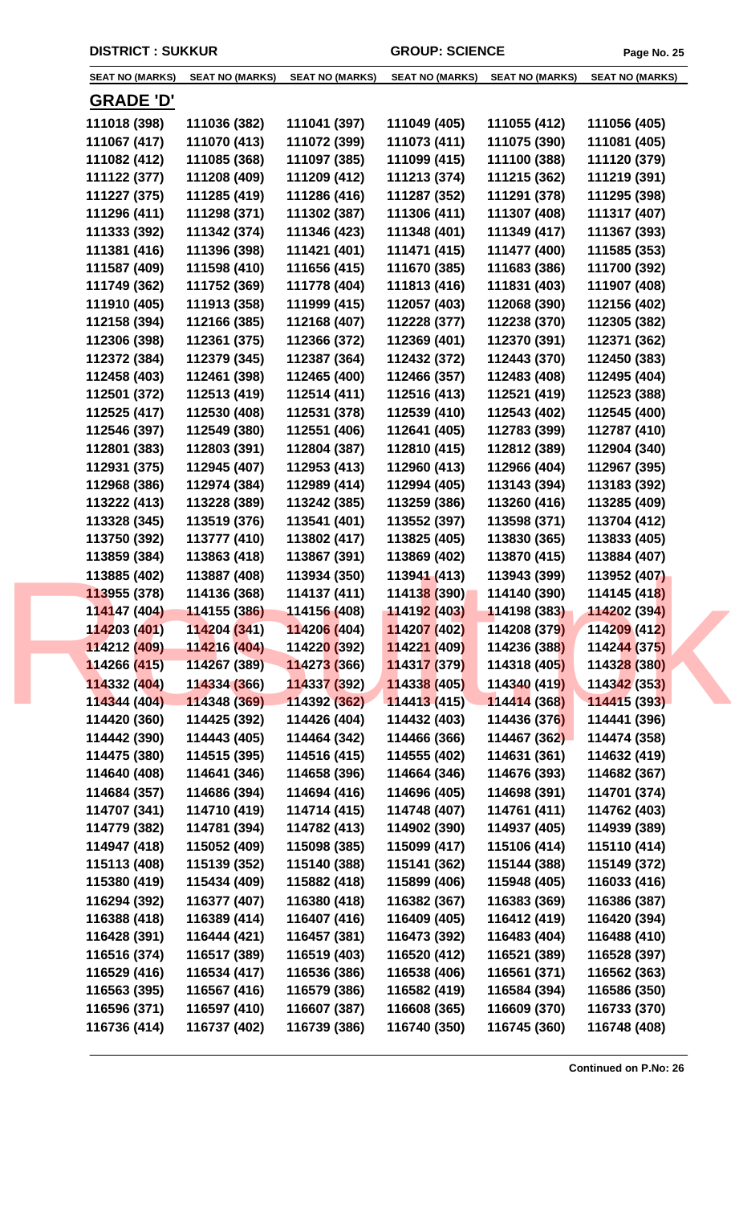DISTRICT : SUKKUR GROUP: SCIENCE

| SEAT NO (MARKS) | SEAT NO (MARKS) | SEAT NO (MARKS) | SEAT NO (MARKS) | SEAT NO (MARKS) | SEAT NO (MARKS) |
|---|---|---|---|---|---|

## GRADE 'D'

| | | | | | |
|---|---|---|---|---|---|
| 111018 (398) | 111036 (382) | 111041 (397) | 111049 (405) | 111055 (412) | 111056 (405) |
| 111067 (417) | 111070 (413) | 111072 (399) | 111073 (411) | 111075 (390) | 111081 (405) |
| 111082 (412) | 111085 (368) | 111097 (385) | 111099 (415) | 111100 (388) | 111120 (379) |
| 111122 (377) | 111208 (409) | 111209 (412) | 111213 (374) | 111215 (362) | 111219 (391) |
| 111227 (375) | 111285 (419) | 111286 (416) | 111287 (352) | 111291 (378) | 111295 (398) |
| 111296 (411) | 111298 (371) | 111302 (387) | 111306 (411) | 111307 (408) | 111317 (407) |
| 111333 (392) | 111342 (374) | 111346 (423) | 111348 (401) | 111349 (417) | 111367 (393) |
| 111381 (416) | 111396 (398) | 111421 (401) | 111471 (415) | 111477 (400) | 111585 (353) |
| 111587 (409) | 111598 (410) | 111656 (415) | 111670 (385) | 111683 (386) | 111700 (392) |
| 111749 (362) | 111752 (369) | 111778 (404) | 111813 (416) | 111831 (403) | 111907 (408) |
| 111910 (405) | 111913 (358) | 111999 (415) | 112057 (403) | 112068 (390) | 112156 (402) |
| 112158 (394) | 112166 (385) | 112168 (407) | 112228 (377) | 112238 (370) | 112305 (382) |
| 112306 (398) | 112361 (375) | 112366 (372) | 112369 (401) | 112370 (391) | 112371 (362) |
| 112372 (384) | 112379 (345) | 112387 (364) | 112432 (372) | 112443 (370) | 112450 (383) |
| 112458 (403) | 112461 (398) | 112465 (400) | 112466 (357) | 112483 (408) | 112495 (404) |
| 112501 (372) | 112513 (419) | 112514 (411) | 112516 (413) | 112521 (419) | 112523 (388) |
| 112525 (417) | 112530 (408) | 112531 (378) | 112539 (410) | 112543 (402) | 112545 (400) |
| 112546 (397) | 112549 (380) | 112551 (406) | 112641 (405) | 112783 (399) | 112787 (410) |
| 112801 (383) | 112803 (391) | 112804 (387) | 112810 (415) | 112812 (389) | 112904 (340) |
| 112931 (375) | 112945 (407) | 112953 (413) | 112960 (413) | 112966 (404) | 112967 (395) |
| 112968 (386) | 112974 (384) | 112989 (414) | 112994 (405) | 113143 (394) | 113183 (392) |
| 113222 (413) | 113228 (389) | 113242 (385) | 113259 (386) | 113260 (416) | 113285 (409) |
| 113328 (345) | 113519 (376) | 113541 (401) | 113552 (397) | 113598 (371) | 113704 (412) |
| 113750 (392) | 113777 (410) | 113802 (417) | 113825 (405) | 113830 (365) | 113833 (405) |
| 113859 (384) | 113863 (418) | 113867 (391) | 113869 (402) | 113870 (415) | 113884 (407) |
| 113885 (402) | 113887 (408) | 113934 (350) | 113941 (413) | 113943 (399) | 113952 (407) |
| 113955 (378) | 114136 (368) | 114137 (411) | 114138 (390) | 114140 (390) | 114145 (418) |
| 114147 (404) | 114155 (386) | 114156 (408) | 114192 (403) | 114198 (383) | 114202 (394) |
| 114203 (401) | 114204 (341) | 114206 (404) | 114207 (402) | 114208 (379) | 114209 (412) |
| 114212 (409) | 114216 (404) | 114220 (392) | 114221 (409) | 114236 (388) | 114244 (375) |
| 114266 (415) | 114267 (389) | 114273 (366) | 114317 (379) | 114318 (405) | 114328 (380) |
| 114332 (404) | 114334 (366) | 114337 (392) | 114338 (405) | 114340 (419) | 114342 (353) |
| 114344 (404) | 114348 (369) | 114392 (362) | 114413 (415) | 114414 (368) | 114415 (393) |
| 114420 (360) | 114425 (392) | 114426 (404) | 114432 (403) | 114436 (376) | 114441 (396) |
| 114442 (390) | 114443 (405) | 114464 (342) | 114466 (366) | 114467 (362) | 114474 (358) |
| 114475 (380) | 114515 (395) | 114516 (415) | 114555 (402) | 114631 (361) | 114632 (419) |
| 114640 (408) | 114641 (346) | 114658 (396) | 114664 (346) | 114676 (393) | 114682 (367) |
| 114684 (357) | 114686 (394) | 114694 (416) | 114696 (405) | 114698 (391) | 114701 (374) |
| 114707 (341) | 114710 (419) | 114714 (415) | 114748 (407) | 114761 (411) | 114762 (403) |
| 114779 (382) | 114781 (394) | 114782 (413) | 114902 (390) | 114937 (405) | 114939 (389) |
| 114947 (418) | 115052 (409) | 115098 (385) | 115099 (417) | 115106 (414) | 115110 (414) |
| 115113 (408) | 115139 (352) | 115140 (388) | 115141 (362) | 115144 (388) | 115149 (372) |
| 115380 (419) | 115434 (409) | 115882 (418) | 115899 (406) | 115948 (405) | 116033 (416) |
| 116294 (392) | 116377 (407) | 116380 (418) | 116382 (367) | 116383 (369) | 116386 (387) |
| 116388 (418) | 116389 (414) | 116407 (416) | 116409 (405) | 116412 (419) | 116420 (394) |
| 116428 (391) | 116444 (421) | 116457 (381) | 116473 (392) | 116483 (404) | 116488 (410) |
| 116516 (374) | 116517 (389) | 116519 (403) | 116520 (412) | 116521 (389) | 116528 (397) |
| 116529 (416) | 116534 (417) | 116536 (386) | 116538 (406) | 116561 (371) | 116562 (363) |
| 116563 (395) | 116567 (416) | 116579 (386) | 116582 (419) | 116584 (394) | 116586 (350) |
| 116596 (371) | 116597 (410) | 116607 (387) | 116608 (365) | 116609 (370) | 116733 (370) |
| 116736 (414) | 116737 (402) | 116739 (386) | 116740 (350) | 116745 (360) | 116748 (408) |

**Continued on P.No: 26**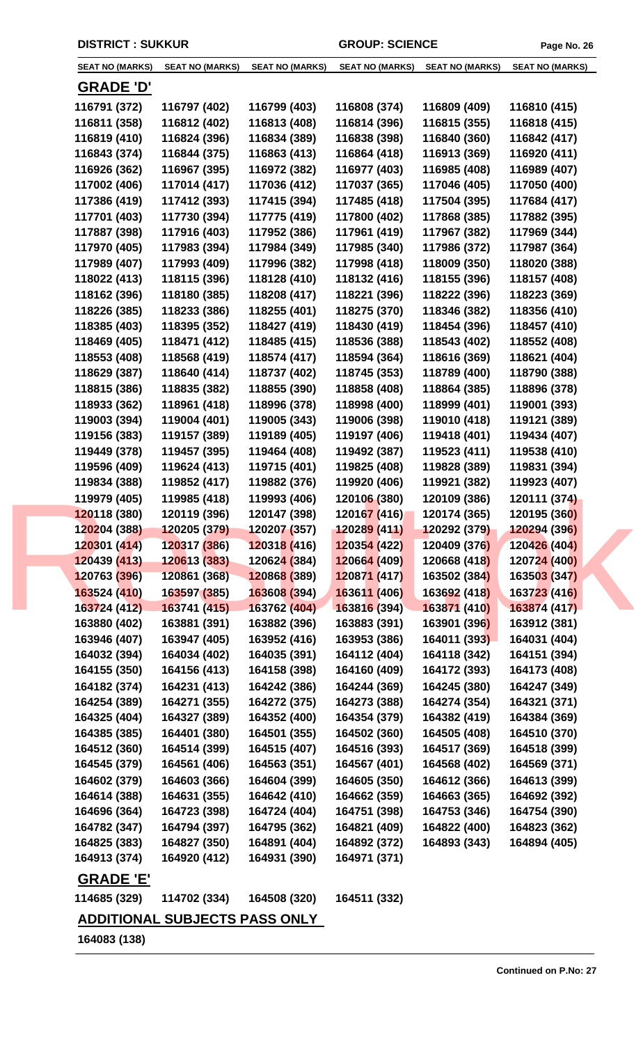**DISTRICT : SUKKUR** **GROUP: SCIENCE**

| SEAT NO (MARKS) | SEAT NO (MARKS) | SEAT NO (MARKS) | SEAT NO (MARKS) | SEAT NO (MARKS) | SEAT NO (MARKS) |
|---|---|---|---|---|---|

## GRADE 'D'

| | | | | | |
|---|---|---|---|---|---|
| 116791 (372) | 116797 (402) | 116799 (403) | 116808 (374) | 116809 (409) | 116810 (415) |
| 116811 (358) | 116812 (402) | 116813 (408) | 116814 (396) | 116815 (355) | 116818 (415) |
| 116819 (410) | 116824 (396) | 116834 (389) | 116838 (398) | 116840 (360) | 116842 (417) |
| 116843 (374) | 116844 (375) | 116863 (413) | 116864 (418) | 116913 (369) | 116920 (411) |
| 116926 (362) | 116967 (395) | 116972 (382) | 116977 (403) | 116985 (408) | 116989 (407) |
| 117002 (406) | 117014 (417) | 117036 (412) | 117037 (365) | 117046 (405) | 117050 (400) |
| 117386 (419) | 117412 (393) | 117415 (394) | 117485 (418) | 117504 (395) | 117684 (417) |
| 117701 (403) | 117730 (394) | 117775 (419) | 117800 (402) | 117868 (385) | 117882 (395) |
| 117887 (398) | 117916 (403) | 117952 (386) | 117961 (419) | 117967 (382) | 117969 (344) |
| 117970 (405) | 117983 (394) | 117984 (349) | 117985 (340) | 117986 (372) | 117987 (364) |
| 117989 (407) | 117993 (409) | 117996 (382) | 117998 (418) | 118009 (350) | 118020 (388) |
| 118022 (413) | 118115 (396) | 118128 (410) | 118132 (416) | 118155 (396) | 118157 (408) |
| 118162 (396) | 118180 (385) | 118208 (417) | 118221 (396) | 118222 (396) | 118223 (369) |
| 118226 (385) | 118233 (386) | 118255 (401) | 118275 (370) | 118346 (382) | 118356 (410) |
| 118385 (403) | 118395 (352) | 118427 (419) | 118430 (419) | 118454 (396) | 118457 (410) |
| 118469 (405) | 118471 (412) | 118485 (415) | 118536 (388) | 118543 (402) | 118552 (408) |
| 118553 (408) | 118568 (419) | 118574 (417) | 118594 (364) | 118616 (369) | 118621 (404) |
| 118629 (387) | 118640 (414) | 118737 (402) | 118745 (353) | 118789 (400) | 118790 (388) |
| 118815 (386) | 118835 (382) | 118855 (390) | 118858 (408) | 118864 (385) | 118896 (378) |
| 118933 (362) | 118961 (418) | 118996 (378) | 118998 (400) | 118999 (401) | 119001 (393) |
| 119003 (394) | 119004 (401) | 119005 (343) | 119006 (398) | 119010 (418) | 119121 (389) |
| 119156 (383) | 119157 (389) | 119189 (405) | 119197 (406) | 119418 (401) | 119434 (407) |
| 119449 (378) | 119457 (395) | 119464 (408) | 119492 (387) | 119523 (411) | 119538 (410) |
| 119596 (409) | 119624 (413) | 119715 (401) | 119825 (408) | 119828 (389) | 119831 (394) |
| 119834 (388) | 119852 (417) | 119882 (376) | 119920 (406) | 119921 (382) | 119923 (407) |
| 119979 (405) | 119985 (418) | 119993 (406) | 120106 (380) | 120109 (386) | 120111 (374) |
| 120118 (380) | 120119 (396) | 120147 (398) | 120167 (416) | 120174 (365) | 120195 (360) |
| 120204 (388) | 120205 (379) | 120207 (357) | 120289 (411) | 120292 (379) | 120294 (396) |
| 120301 (414) | 120317 (386) | 120318 (416) | 120354 (422) | 120409 (376) | 120426 (404) |
| 120439 (413) | 120613 (383) | 120624 (384) | 120664 (409) | 120668 (418) | 120724 (400) |
| 120763 (396) | 120861 (368) | 120868 (389) | 120871 (417) | 163502 (384) | 163503 (347) |
| 163524 (410) | 163597 (385) | 163608 (394) | 163611 (406) | 163692 (418) | 163723 (416) |
| 163724 (412) | 163741 (415) | 163762 (404) | 163816 (394) | 163871 (410) | 163874 (417) |
| 163880 (402) | 163881 (391) | 163882 (396) | 163883 (391) | 163901 (396) | 163912 (381) |
| 163946 (407) | 163947 (405) | 163952 (416) | 163953 (386) | 164011 (393) | 164031 (404) |
| 164032 (394) | 164034 (402) | 164035 (391) | 164112 (404) | 164118 (342) | 164151 (394) |
| 164155 (350) | 164156 (413) | 164158 (398) | 164160 (409) | 164172 (393) | 164173 (408) |
| 164182 (374) | 164231 (413) | 164242 (386) | 164244 (369) | 164245 (380) | 164247 (349) |
| 164254 (389) | 164271 (355) | 164272 (375) | 164273 (388) | 164274 (354) | 164321 (371) |
| 164325 (404) | 164327 (389) | 164352 (400) | 164354 (379) | 164382 (419) | 164384 (369) |
| 164385 (385) | 164401 (380) | 164501 (355) | 164502 (360) | 164505 (408) | 164510 (370) |
| 164512 (360) | 164514 (399) | 164515 (407) | 164516 (393) | 164517 (369) | 164518 (399) |
| 164545 (379) | 164561 (406) | 164563 (351) | 164567 (401) | 164568 (402) | 164569 (371) |
| 164602 (379) | 164603 (366) | 164604 (399) | 164605 (350) | 164612 (366) | 164613 (399) |
| 164614 (388) | 164631 (355) | 164642 (410) | 164662 (359) | 164663 (365) | 164692 (392) |
| 164696 (364) | 164723 (398) | 164724 (404) | 164751 (398) | 164753 (346) | 164754 (390) |
| 164782 (347) | 164794 (397) | 164795 (362) | 164821 (409) | 164822 (400) | 164823 (362) |
| 164825 (383) | 164827 (350) | 164891 (404) | 164892 (372) | 164893 (343) | 164894 (405) |
| 164913 (374) | 164920 (412) | 164931 (390) | 164971 (371) | | |

## GRADE 'E'

| | | | |
|---|---|---|---|
| 114685 (329) | 114702 (334) | 164508 (320) | 164511 (332) |

## ADDITIONAL SUBJECTS PASS ONLY

164083 (138)

**Continued on P.No: 27**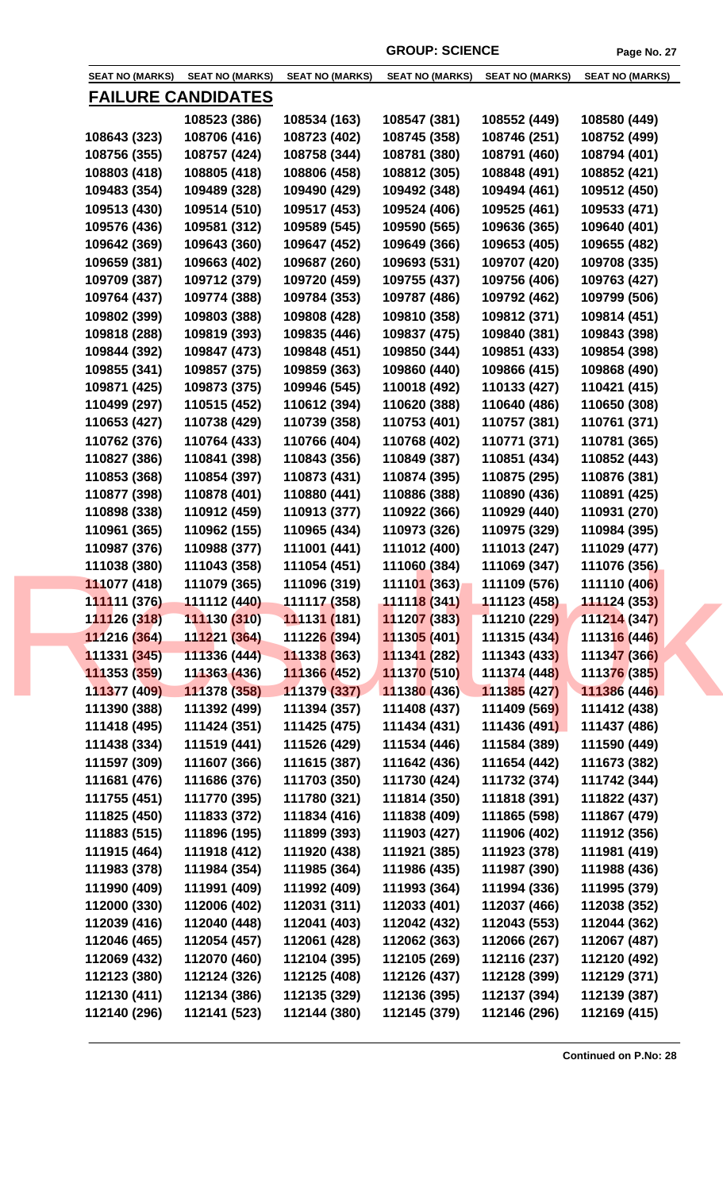**GROUP: SCIENCE**

| SEAT NO (MARKS) | SEAT NO (MARKS) | SEAT NO (MARKS) | SEAT NO (MARKS) | SEAT NO (MARKS) | SEAT NO (MARKS) |
|---|---|---|---|---|---|

## FAILURE CANDIDATES

| | | | | | |
|---|---|---|---|---|---|
| | 108523 (386) | 108534 (163) | 108547 (381) | 108552 (449) | 108580 (449) |
| 108643 (323) | 108706 (416) | 108723 (402) | 108745 (358) | 108746 (251) | 108752 (499) |
| 108756 (355) | 108757 (424) | 108758 (344) | 108781 (380) | 108791 (460) | 108794 (401) |
| 108803 (418) | 108805 (418) | 108806 (458) | 108812 (305) | 108848 (491) | 108852 (421) |
| 109483 (354) | 109489 (328) | 109490 (429) | 109492 (348) | 109494 (461) | 109512 (450) |
| 109513 (430) | 109514 (510) | 109517 (453) | 109524 (406) | 109525 (461) | 109533 (471) |
| 109576 (436) | 109581 (312) | 109589 (545) | 109590 (565) | 109636 (365) | 109640 (401) |
| 109642 (369) | 109643 (360) | 109647 (452) | 109649 (366) | 109653 (405) | 109655 (482) |
| 109659 (381) | 109663 (402) | 109687 (260) | 109693 (531) | 109707 (420) | 109708 (335) |
| 109709 (387) | 109712 (379) | 109720 (459) | 109755 (437) | 109756 (406) | 109763 (427) |
| 109764 (437) | 109774 (388) | 109784 (353) | 109787 (486) | 109792 (462) | 109799 (506) |
| 109802 (399) | 109803 (388) | 109808 (428) | 109810 (358) | 109812 (371) | 109814 (451) |
| 109818 (288) | 109819 (393) | 109835 (446) | 109837 (475) | 109840 (381) | 109843 (398) |
| 109844 (392) | 109847 (473) | 109848 (451) | 109850 (344) | 109851 (433) | 109854 (398) |
| 109855 (341) | 109857 (375) | 109859 (363) | 109860 (440) | 109866 (415) | 109868 (490) |
| 109871 (425) | 109873 (375) | 109946 (545) | 110018 (492) | 110133 (427) | 110421 (415) |
| 110499 (297) | 110515 (452) | 110612 (394) | 110620 (388) | 110640 (486) | 110650 (308) |
| 110653 (427) | 110738 (429) | 110739 (358) | 110753 (401) | 110757 (381) | 110761 (371) |
| 110762 (376) | 110764 (433) | 110766 (404) | 110768 (402) | 110771 (371) | 110781 (365) |
| 110827 (386) | 110841 (398) | 110843 (356) | 110849 (387) | 110851 (434) | 110852 (443) |
| 110853 (368) | 110854 (397) | 110873 (431) | 110874 (395) | 110875 (295) | 110876 (381) |
| 110877 (398) | 110878 (401) | 110880 (441) | 110886 (388) | 110890 (436) | 110891 (425) |
| 110898 (338) | 110912 (459) | 110913 (377) | 110922 (366) | 110929 (440) | 110931 (270) |
| 110961 (365) | 110962 (155) | 110965 (434) | 110973 (326) | 110975 (329) | 110984 (395) |
| 110987 (376) | 110988 (377) | 111001 (441) | 111012 (400) | 111013 (247) | 111029 (477) |
| 111038 (380) | 111043 (358) | 111054 (451) | 111060 (384) | 111069 (347) | 111076 (356) |
| 111077 (418) | 111079 (365) | 111096 (319) | 111101 (363) | 111109 (576) | 111110 (406) |
| 111111 (376) | 111112 (440) | 111117 (358) | 111118 (341) | 111123 (458) | 111124 (353) |
| 111126 (318) | 111130 (310) | 111131 (181) | 111207 (383) | 111210 (229) | 111214 (347) |
| 111216 (364) | 111221 (364) | 111226 (394) | 111305 (401) | 111315 (434) | 111316 (446) |
| 111331 (345) | 111336 (444) | 111338 (363) | 111341 (282) | 111343 (433) | 111347 (366) |
| 111353 (359) | 111363 (436) | 111366 (452) | 111370 (510) | 111374 (448) | 111376 (385) |
| 111377 (409) | 111378 (358) | 111379 (337) | 111380 (436) | 111385 (427) | 111386 (446) |
| 111390 (388) | 111392 (499) | 111394 (357) | 111408 (437) | 111409 (569) | 111412 (438) |
| 111418 (495) | 111424 (351) | 111425 (475) | 111434 (431) | 111436 (491) | 111437 (486) |
| 111438 (334) | 111519 (441) | 111526 (429) | 111534 (446) | 111584 (389) | 111590 (449) |
| 111597 (309) | 111607 (366) | 111615 (387) | 111642 (436) | 111654 (442) | 111673 (382) |
| 111681 (476) | 111686 (376) | 111703 (350) | 111730 (424) | 111732 (374) | 111742 (344) |
| 111755 (451) | 111770 (395) | 111780 (321) | 111814 (350) | 111818 (391) | 111822 (437) |
| 111825 (450) | 111833 (372) | 111834 (416) | 111838 (409) | 111865 (598) | 111867 (479) |
| 111883 (515) | 111896 (195) | 111899 (393) | 111903 (427) | 111906 (402) | 111912 (356) |
| 111915 (464) | 111918 (412) | 111920 (438) | 111921 (385) | 111923 (378) | 111981 (419) |
| 111983 (378) | 111984 (354) | 111985 (364) | 111986 (435) | 111987 (390) | 111988 (436) |
| 111990 (409) | 111991 (409) | 111992 (409) | 111993 (364) | 111994 (336) | 111995 (379) |
| 112000 (330) | 112006 (402) | 112031 (311) | 112033 (401) | 112037 (466) | 112038 (352) |
| 112039 (416) | 112040 (448) | 112041 (403) | 112042 (432) | 112043 (553) | 112044 (362) |
| 112046 (465) | 112054 (457) | 112061 (428) | 112062 (363) | 112066 (267) | 112067 (487) |
| 112069 (432) | 112070 (460) | 112104 (395) | 112105 (269) | 112116 (237) | 112120 (492) |
| 112123 (380) | 112124 (326) | 112125 (408) | 112126 (437) | 112128 (399) | 112129 (371) |
| 112130 (411) | 112134 (386) | 112135 (329) | 112136 (395) | 112137 (394) | 112139 (387) |
| 112140 (296) | 112141 (523) | 112144 (380) | 112145 (379) | 112146 (296) | 112169 (415) |

**Continued on P.No: 28**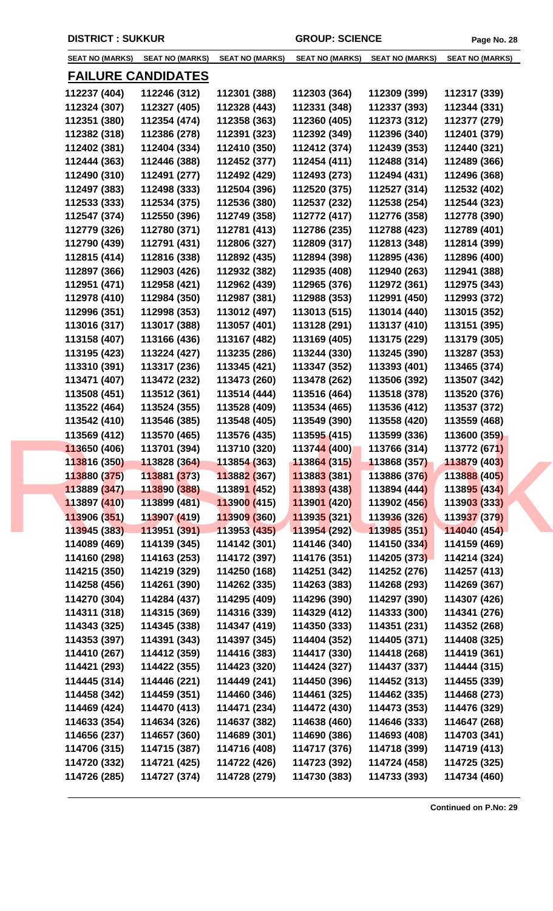DISTRICT : SUKKUR GROUP: SCIENCE

| SEAT NO (MARKS) | SEAT NO (MARKS) | SEAT NO (MARKS) | SEAT NO (MARKS) | SEAT NO (MARKS) | SEAT NO (MARKS) |
|---|---|---|---|---|---|

## FAILURE CANDIDATES

| | | | | | |
|---|---|---|---|---|---|
| 112237 (404) | 112246 (312) | 112301 (388) | 112303 (364) | 112309 (399) | 112317 (339) |
| 112324 (307) | 112327 (405) | 112328 (443) | 112331 (348) | 112337 (393) | 112344 (331) |
| 112351 (380) | 112354 (474) | 112358 (363) | 112360 (405) | 112373 (312) | 112377 (279) |
| 112382 (318) | 112386 (278) | 112391 (323) | 112392 (349) | 112396 (340) | 112401 (379) |
| 112402 (381) | 112404 (334) | 112410 (350) | 112412 (374) | 112439 (353) | 112440 (321) |
| 112444 (363) | 112446 (388) | 112452 (377) | 112454 (411) | 112488 (314) | 112489 (366) |
| 112490 (310) | 112491 (277) | 112492 (429) | 112493 (273) | 112494 (431) | 112496 (368) |
| 112497 (383) | 112498 (333) | 112504 (396) | 112520 (375) | 112527 (314) | 112532 (402) |
| 112533 (333) | 112534 (375) | 112536 (380) | 112537 (232) | 112538 (254) | 112544 (323) |
| 112547 (374) | 112550 (396) | 112749 (358) | 112772 (417) | 112776 (358) | 112778 (390) |
| 112779 (326) | 112780 (371) | 112781 (413) | 112786 (235) | 112788 (423) | 112789 (401) |
| 112790 (439) | 112791 (431) | 112806 (327) | 112809 (317) | 112813 (348) | 112814 (399) |
| 112815 (414) | 112816 (338) | 112892 (435) | 112894 (398) | 112895 (436) | 112896 (400) |
| 112897 (366) | 112903 (426) | 112932 (382) | 112935 (408) | 112940 (263) | 112941 (388) |
| 112951 (471) | 112958 (421) | 112962 (439) | 112965 (376) | 112972 (361) | 112975 (343) |
| 112978 (410) | 112984 (350) | 112987 (381) | 112988 (353) | 112991 (450) | 112993 (372) |
| 112996 (351) | 112998 (353) | 113012 (497) | 113013 (515) | 113014 (440) | 113015 (352) |
| 113016 (317) | 113017 (388) | 113057 (401) | 113128 (291) | 113137 (410) | 113151 (395) |
| 113158 (407) | 113166 (436) | 113167 (482) | 113169 (405) | 113175 (229) | 113179 (305) |
| 113195 (423) | 113224 (427) | 113235 (286) | 113244 (330) | 113245 (390) | 113287 (353) |
| 113310 (391) | 113317 (236) | 113345 (421) | 113347 (352) | 113393 (401) | 113465 (374) |
| 113471 (407) | 113472 (232) | 113473 (260) | 113478 (262) | 113506 (392) | 113507 (342) |
| 113508 (451) | 113512 (361) | 113514 (444) | 113516 (464) | 113518 (378) | 113520 (376) |
| 113522 (464) | 113524 (355) | 113528 (409) | 113534 (465) | 113536 (412) | 113537 (372) |
| 113542 (410) | 113546 (385) | 113548 (405) | 113549 (390) | 113558 (420) | 113559 (468) |
| 113569 (412) | 113570 (465) | 113576 (435) | 113595 (415) | 113599 (336) | 113600 (359) |
| 113650 (406) | 113701 (394) | 113710 (320) | 113744 (400) | 113766 (314) | 113772 (671) |
| 113816 (350) | 113828 (364) | 113854 (363) | 113864 (315) | 113868 (357) | 113879 (403) |
| 113880 (375) | 113881 (373) | 113882 (367) | 113883 (381) | 113886 (376) | 113888 (405) |
| 113889 (347) | 113890 (388) | 113891 (452) | 113893 (438) | 113894 (444) | 113895 (434) |
| 113897 (410) | 113899 (481) | 113900 (415) | 113901 (420) | 113902 (456) | 113903 (333) |
| 113906 (351) | 113907 (419) | 113909 (360) | 113935 (321) | 113936 (326) | 113937 (379) |
| 113945 (383) | 113951 (391) | 113953 (435) | 113954 (292) | 113985 (351) | 114040 (454) |
| 114089 (469) | 114139 (345) | 114142 (301) | 114146 (340) | 114150 (334) | 114159 (469) |
| 114160 (298) | 114163 (253) | 114172 (397) | 114176 (351) | 114205 (373) | 114214 (324) |
| 114215 (350) | 114219 (329) | 114250 (168) | 114251 (342) | 114252 (276) | 114257 (413) |
| 114258 (456) | 114261 (390) | 114262 (335) | 114263 (383) | 114268 (293) | 114269 (367) |
| 114270 (304) | 114284 (437) | 114295 (409) | 114296 (390) | 114297 (390) | 114307 (426) |
| 114311 (318) | 114315 (369) | 114316 (339) | 114329 (412) | 114333 (300) | 114341 (276) |
| 114343 (325) | 114345 (338) | 114347 (419) | 114350 (333) | 114351 (231) | 114352 (268) |
| 114353 (397) | 114391 (343) | 114397 (345) | 114404 (352) | 114405 (371) | 114408 (325) |
| 114410 (267) | 114412 (359) | 114416 (383) | 114417 (330) | 114418 (268) | 114419 (361) |
| 114421 (293) | 114422 (355) | 114423 (320) | 114424 (327) | 114437 (337) | 114444 (315) |
| 114445 (314) | 114446 (221) | 114449 (241) | 114450 (396) | 114452 (313) | 114455 (339) |
| 114458 (342) | 114459 (351) | 114460 (346) | 114461 (325) | 114462 (335) | 114468 (273) |
| 114469 (424) | 114470 (413) | 114471 (234) | 114472 (430) | 114473 (353) | 114476 (329) |
| 114633 (354) | 114634 (326) | 114637 (382) | 114638 (460) | 114646 (333) | 114647 (268) |
| 114656 (237) | 114657 (360) | 114689 (301) | 114690 (386) | 114693 (408) | 114703 (341) |
| 114706 (315) | 114715 (387) | 114716 (408) | 114717 (376) | 114718 (399) | 114719 (413) |
| 114720 (332) | 114721 (425) | 114722 (426) | 114723 (392) | 114724 (458) | 114725 (325) |
| 114726 (285) | 114727 (374) | 114728 (279) | 114730 (383) | 114733 (393) | 114734 (460) |

**Continued on P.No: 29**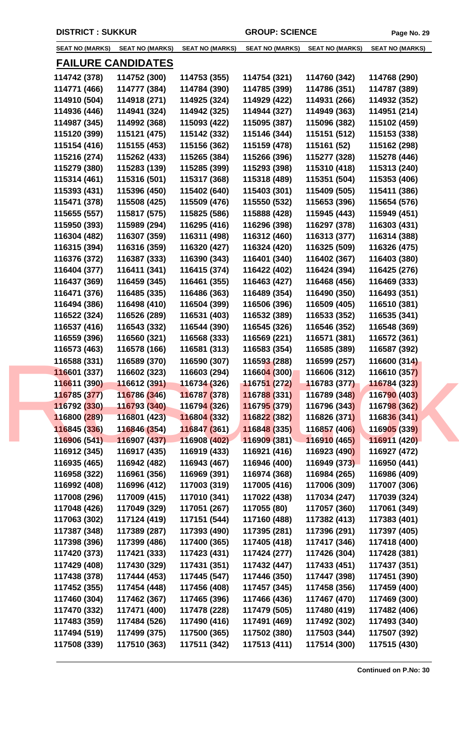**DISTRICT : SUKKUR** **GROUP: SCIENCE**

| SEAT NO (MARKS) | SEAT NO (MARKS) | SEAT NO (MARKS) | SEAT NO (MARKS) | SEAT NO (MARKS) | SEAT NO (MARKS) |
|---|---|---|---|---|---|

## FAILURE CANDIDATES

| | | | | | |
|---|---|---|---|---|---|
| 114742 (378) | 114752 (300) | 114753 (355) | 114754 (321) | 114760 (342) | 114768 (290) |
| 114771 (466) | 114777 (384) | 114784 (390) | 114785 (399) | 114786 (351) | 114787 (389) |
| 114910 (504) | 114918 (271) | 114925 (324) | 114929 (422) | 114931 (266) | 114932 (352) |
| 114936 (446) | 114941 (324) | 114942 (325) | 114944 (327) | 114949 (363) | 114951 (214) |
| 114987 (345) | 114992 (368) | 115093 (422) | 115095 (387) | 115096 (382) | 115102 (459) |
| 115120 (399) | 115121 (475) | 115142 (332) | 115146 (344) | 115151 (512) | 115153 (338) |
| 115154 (416) | 115155 (453) | 115156 (362) | 115159 (478) | 115161 (52) | 115162 (298) |
| 115216 (274) | 115262 (433) | 115265 (384) | 115266 (396) | 115277 (328) | 115278 (446) |
| 115279 (380) | 115283 (139) | 115285 (399) | 115293 (398) | 115310 (418) | 115313 (240) |
| 115314 (461) | 115316 (501) | 115317 (368) | 115318 (489) | 115351 (504) | 115353 (406) |
| 115393 (431) | 115396 (450) | 115402 (640) | 115403 (301) | 115409 (505) | 115411 (386) |
| 115471 (378) | 115508 (425) | 115509 (476) | 115550 (532) | 115653 (396) | 115654 (576) |
| 115655 (557) | 115817 (575) | 115825 (586) | 115888 (428) | 115945 (443) | 115949 (451) |
| 115950 (393) | 115989 (294) | 116295 (416) | 116296 (398) | 116297 (378) | 116303 (431) |
| 116304 (482) | 116307 (359) | 116311 (498) | 116312 (460) | 116313 (377) | 116314 (388) |
| 116315 (394) | 116316 (359) | 116320 (427) | 116324 (420) | 116325 (509) | 116326 (475) |
| 116376 (372) | 116387 (333) | 116390 (343) | 116401 (340) | 116402 (367) | 116403 (380) |
| 116404 (377) | 116411 (341) | 116415 (374) | 116422 (402) | 116424 (394) | 116425 (276) |
| 116437 (369) | 116459 (345) | 116461 (355) | 116463 (427) | 116468 (456) | 116469 (333) |
| 116471 (376) | 116485 (335) | 116486 (363) | 116489 (354) | 116490 (350) | 116493 (351) |
| 116494 (386) | 116498 (410) | 116504 (399) | 116506 (396) | 116509 (405) | 116510 (381) |
| 116522 (324) | 116526 (289) | 116531 (403) | 116532 (389) | 116533 (352) | 116535 (341) |
| 116537 (416) | 116543 (332) | 116544 (390) | 116545 (326) | 116546 (352) | 116548 (369) |
| 116559 (396) | 116560 (321) | 116568 (333) | 116569 (221) | 116571 (381) | 116572 (361) |
| 116573 (463) | 116578 (166) | 116581 (313) | 116583 (354) | 116585 (389) | 116587 (392) |
| 116588 (331) | 116589 (370) | 116590 (307) | 116593 (288) | 116599 (257) | 116600 (314) |
| 116601 (337) | 116602 (323) | 116603 (294) | 116604 (300) | 116606 (312) | 116610 (357) |
| 116611 (390) | 116612 (391) | 116734 (326) | 116751 (272) | 116783 (377) | 116784 (323) |
| 116785 (377) | 116786 (346) | 116787 (378) | 116788 (331) | 116789 (348) | 116790 (403) |
| 116792 (330) | 116793 (340) | 116794 (326) | 116795 (379) | 116796 (343) | 116798 (362) |
| 116800 (289) | 116801 (423) | 116804 (332) | 116822 (382) | 116826 (371) | 116836 (341) |
| 116845 (336) | 116846 (354) | 116847 (361) | 116848 (335) | 116857 (406) | 116905 (339) |
| 116906 (541) | 116907 (437) | 116908 (402) | 116909 (381) | 116910 (465) | 116911 (420) |
| 116912 (345) | 116917 (435) | 116919 (433) | 116921 (416) | 116923 (490) | 116927 (472) |
| 116935 (465) | 116942 (482) | 116943 (467) | 116946 (400) | 116949 (373) | 116950 (441) |
| 116958 (322) | 116961 (356) | 116969 (391) | 116974 (368) | 116984 (265) | 116986 (409) |
| 116992 (408) | 116996 (412) | 117003 (319) | 117005 (416) | 117006 (309) | 117007 (306) |
| 117008 (296) | 117009 (415) | 117010 (341) | 117022 (438) | 117034 (247) | 117039 (324) |
| 117048 (426) | 117049 (329) | 117051 (267) | 117055 (80) | 117057 (360) | 117061 (349) |
| 117063 (302) | 117124 (419) | 117151 (544) | 117160 (488) | 117382 (413) | 117383 (401) |
| 117387 (348) | 117389 (287) | 117393 (490) | 117395 (281) | 117396 (291) | 117397 (405) |
| 117398 (396) | 117399 (486) | 117400 (365) | 117405 (418) | 117417 (346) | 117418 (400) |
| 117420 (373) | 117421 (333) | 117423 (431) | 117424 (277) | 117426 (304) | 117428 (381) |
| 117429 (408) | 117430 (329) | 117431 (351) | 117432 (447) | 117433 (451) | 117437 (351) |
| 117438 (378) | 117444 (453) | 117445 (547) | 117446 (350) | 117447 (398) | 117451 (390) |
| 117452 (355) | 117454 (448) | 117456 (408) | 117457 (345) | 117458 (356) | 117459 (400) |
| 117460 (304) | 117462 (367) | 117465 (396) | 117466 (436) | 117467 (470) | 117469 (300) |
| 117470 (332) | 117471 (400) | 117478 (228) | 117479 (505) | 117480 (419) | 117482 (406) |
| 117483 (359) | 117484 (526) | 117490 (416) | 117491 (469) | 117492 (302) | 117493 (340) |
| 117494 (519) | 117499 (375) | 117500 (365) | 117502 (380) | 117503 (344) | 117507 (392) |
| 117508 (339) | 117510 (363) | 117511 (342) | 117513 (411) | 117514 (300) | 117515 (430) |

**Continued on P.No: 30**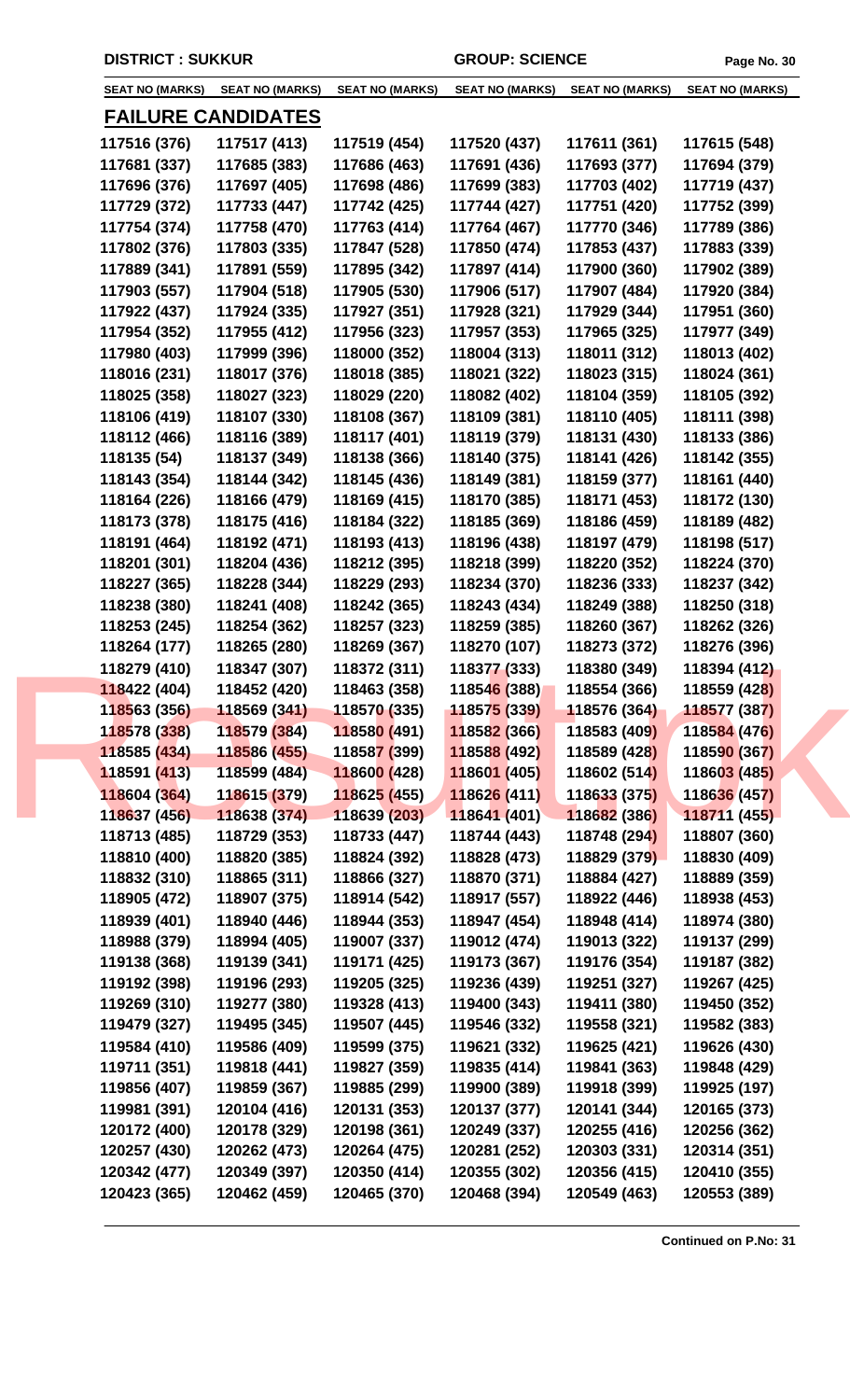**DISTRICT : SUKKUR** **GROUP: SCIENCE**

## FAILURE CANDIDATES

| SEAT NO (MARKS) | SEAT NO (MARKS) | SEAT NO (MARKS) | SEAT NO (MARKS) | SEAT NO (MARKS) | SEAT NO (MARKS) |
|---|---|---|---|---|---|
| 117516 (376) | 117517 (413) | 117519 (454) | 117520 (437) | 117611 (361) | 117615 (548) |
| 117681 (337) | 117685 (383) | 117686 (463) | 117691 (436) | 117693 (377) | 117694 (379) |
| 117696 (376) | 117697 (405) | 117698 (486) | 117699 (383) | 117703 (402) | 117719 (437) |
| 117729 (372) | 117733 (447) | 117742 (425) | 117744 (427) | 117751 (420) | 117752 (399) |
| 117754 (374) | 117758 (470) | 117763 (414) | 117764 (467) | 117770 (346) | 117789 (386) |
| 117802 (376) | 117803 (335) | 117847 (528) | 117850 (474) | 117853 (437) | 117883 (339) |
| 117889 (341) | 117891 (559) | 117895 (342) | 117897 (414) | 117900 (360) | 117902 (389) |
| 117903 (557) | 117904 (518) | 117905 (530) | 117906 (517) | 117907 (484) | 117920 (384) |
| 117922 (437) | 117924 (335) | 117927 (351) | 117928 (321) | 117929 (344) | 117951 (360) |
| 117954 (352) | 117955 (412) | 117956 (323) | 117957 (353) | 117965 (325) | 117977 (349) |
| 117980 (403) | 117999 (396) | 118000 (352) | 118004 (313) | 118011 (312) | 118013 (402) |
| 118016 (231) | 118017 (376) | 118018 (385) | 118021 (322) | 118023 (315) | 118024 (361) |
| 118025 (358) | 118027 (323) | 118029 (220) | 118082 (402) | 118104 (359) | 118105 (392) |
| 118106 (419) | 118107 (330) | 118108 (367) | 118109 (381) | 118110 (405) | 118111 (398) |
| 118112 (466) | 118116 (389) | 118117 (401) | 118119 (379) | 118131 (430) | 118133 (386) |
| 118135 (54) | 118137 (349) | 118138 (366) | 118140 (375) | 118141 (426) | 118142 (355) |
| 118143 (354) | 118144 (342) | 118145 (436) | 118149 (381) | 118159 (377) | 118161 (440) |
| 118164 (226) | 118166 (479) | 118169 (415) | 118170 (385) | 118171 (453) | 118172 (130) |
| 118173 (378) | 118175 (416) | 118184 (322) | 118185 (369) | 118186 (459) | 118189 (482) |
| 118191 (464) | 118192 (471) | 118193 (413) | 118196 (438) | 118197 (479) | 118198 (517) |
| 118201 (301) | 118204 (436) | 118212 (395) | 118218 (399) | 118220 (352) | 118224 (370) |
| 118227 (365) | 118228 (344) | 118229 (293) | 118234 (370) | 118236 (333) | 118237 (342) |
| 118238 (380) | 118241 (408) | 118242 (365) | 118243 (434) | 118249 (388) | 118250 (318) |
| 118253 (245) | 118254 (362) | 118257 (323) | 118259 (385) | 118260 (367) | 118262 (326) |
| 118264 (177) | 118265 (280) | 118269 (367) | 118270 (107) | 118273 (372) | 118276 (396) |
| 118279 (410) | 118347 (307) | 118372 (311) | 118377 (333) | 118380 (349) | 118394 (412) |
| 118422 (404) | 118452 (420) | 118463 (358) | 118546 (388) | 118554 (366) | 118559 (428) |
| 118563 (356) | 118569 (341) | 118570 (335) | 118575 (339) | 118576 (364) | 118577 (387) |
| 118578 (338) | 118579 (384) | 118580 (491) | 118582 (366) | 118583 (409) | 118584 (476) |
| 118585 (434) | 118586 (455) | 118587 (399) | 118588 (492) | 118589 (428) | 118590 (367) |
| 118591 (413) | 118599 (484) | 118600 (428) | 118601 (405) | 118602 (514) | 118603 (485) |
| 118604 (364) | 118615 (379) | 118625 (455) | 118626 (411) | 118633 (375) | 118636 (457) |
| 118637 (456) | 118638 (374) | 118639 (203) | 118641 (401) | 118682 (386) | 118711 (455) |
| 118713 (485) | 118729 (353) | 118733 (447) | 118744 (443) | 118748 (294) | 118807 (360) |
| 118810 (400) | 118820 (385) | 118824 (392) | 118828 (473) | 118829 (379) | 118830 (409) |
| 118832 (310) | 118865 (311) | 118866 (327) | 118870 (371) | 118884 (427) | 118889 (359) |
| 118905 (472) | 118907 (375) | 118914 (542) | 118917 (557) | 118922 (446) | 118938 (453) |
| 118939 (401) | 118940 (446) | 118944 (353) | 118947 (454) | 118948 (414) | 118974 (380) |
| 118988 (379) | 118994 (405) | 119007 (337) | 119012 (474) | 119013 (322) | 119137 (299) |
| 119138 (368) | 119139 (341) | 119171 (425) | 119173 (367) | 119176 (354) | 119187 (382) |
| 119192 (398) | 119196 (293) | 119205 (325) | 119236 (439) | 119251 (327) | 119267 (425) |
| 119269 (310) | 119277 (380) | 119328 (413) | 119400 (343) | 119411 (380) | 119450 (352) |
| 119479 (327) | 119495 (345) | 119507 (445) | 119546 (332) | 119558 (321) | 119582 (383) |
| 119584 (410) | 119586 (409) | 119599 (375) | 119621 (332) | 119625 (421) | 119626 (430) |
| 119711 (351) | 119818 (441) | 119827 (359) | 119835 (414) | 119841 (363) | 119848 (429) |
| 119856 (407) | 119859 (367) | 119885 (299) | 119900 (389) | 119918 (399) | 119925 (197) |
| 119981 (391) | 120104 (416) | 120131 (353) | 120137 (377) | 120141 (344) | 120165 (373) |
| 120172 (400) | 120178 (329) | 120198 (361) | 120249 (337) | 120255 (416) | 120256 (362) |
| 120257 (430) | 120262 (473) | 120264 (475) | 120281 (252) | 120303 (331) | 120314 (351) |
| 120342 (477) | 120349 (397) | 120350 (414) | 120355 (302) | 120356 (415) | 120410 (355) |
| 120423 (365) | 120462 (459) | 120465 (370) | 120468 (394) | 120549 (463) | 120553 (389) |

**Continued on P.No: 31**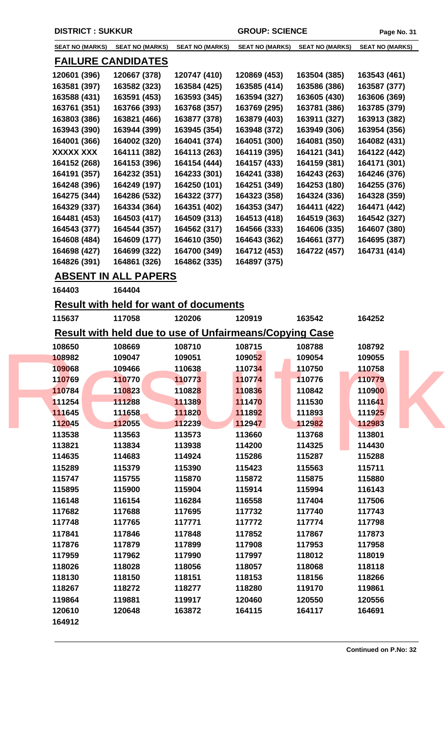DISTRICT : SUKKUR GROUP: SCIENCE

| SEAT NO (MARKS) | SEAT NO (MARKS) | SEAT NO (MARKS) | SEAT NO (MARKS) | SEAT NO (MARKS) | SEAT NO (MARKS) |
|---|---|---|---|---|---|

## FAILURE CANDIDATES

| | | | | | |
|---|---|---|---|---|---|
| 120601 (396) | 120667 (378) | 120747 (410) | 120869 (453) | 163504 (385) | 163543 (461) |
| 163581 (397) | 163582 (323) | 163584 (425) | 163585 (414) | 163586 (386) | 163587 (377) |
| 163588 (431) | 163591 (453) | 163593 (345) | 163594 (327) | 163605 (430) | 163606 (369) |
| 163761 (351) | 163766 (393) | 163768 (357) | 163769 (295) | 163781 (386) | 163785 (379) |
| 163803 (386) | 163821 (466) | 163877 (378) | 163879 (403) | 163911 (327) | 163913 (382) |
| 163943 (390) | 163944 (399) | 163945 (354) | 163948 (372) | 163949 (306) | 163954 (356) |
| 164001 (366) | 164002 (320) | 164041 (374) | 164051 (300) | 164081 (350) | 164082 (431) |
| XXXXX XXX | 164111 (382) | 164113 (263) | 164119 (395) | 164121 (341) | 164122 (442) |
| 164152 (268) | 164153 (396) | 164154 (444) | 164157 (433) | 164159 (381) | 164171 (301) |
| 164191 (357) | 164232 (351) | 164233 (301) | 164241 (338) | 164243 (263) | 164246 (376) |
| 164248 (396) | 164249 (197) | 164250 (101) | 164251 (349) | 164253 (180) | 164255 (376) |
| 164275 (344) | 164286 (532) | 164322 (377) | 164323 (358) | 164324 (336) | 164328 (359) |
| 164329 (337) | 164334 (364) | 164351 (402) | 164353 (347) | 164411 (422) | 164471 (442) |
| 164481 (453) | 164503 (417) | 164509 (313) | 164513 (418) | 164519 (363) | 164542 (327) |
| 164543 (377) | 164544 (357) | 164562 (317) | 164566 (333) | 164606 (335) | 164607 (380) |
| 164608 (484) | 164609 (177) | 164610 (350) | 164643 (362) | 164661 (377) | 164695 (387) |
| 164698 (427) | 164699 (322) | 164700 (349) | 164712 (453) | 164722 (457) | 164731 (414) |
| 164826 (391) | 164861 (326) | 164862 (335) | 164897 (375) | | |

## ABSENT IN ALL PAPERS

164403 164404

## Result with held for want of documents

| | | | | | |
|---|---|---|---|---|---|
| 115637 | 117058 | 120206 | 120919 | 163542 | 164252 |

## Result with held due to use of Unfairmeans/Copying Case

| | | | | | |
|---|---|---|---|---|---|
| 108650 | 108669 | 108710 | 108715 | 108788 | 108792 |
| 108982 | 109047 | 109051 | 109052 | 109054 | 109055 |
| 109068 | 109466 | 110638 | 110734 | 110750 | 110758 |
| 110769 | 110770 | 110773 | 110774 | 110776 | 110779 |
| 110784 | 110823 | 110828 | 110836 | 110842 | 110900 |
| 111254 | 111288 | 111389 | 111470 | 111530 | 111641 |
| 111645 | 111658 | 111820 | 111892 | 111893 | 111925 |
| 112045 | 112055 | 112239 | 112947 | 112982 | 112983 |
| 113538 | 113563 | 113573 | 113660 | 113768 | 113801 |
| 113821 | 113834 | 113938 | 114200 | 114325 | 114430 |
| 114635 | 114683 | 114924 | 115286 | 115287 | 115288 |
| 115289 | 115379 | 115390 | 115423 | 115563 | 115711 |
| 115747 | 115755 | 115870 | 115872 | 115875 | 115880 |
| 115895 | 115900 | 115904 | 115914 | 115994 | 116143 |
| 116148 | 116154 | 116284 | 116558 | 117404 | 117506 |
| 117682 | 117688 | 117695 | 117732 | 117740 | 117743 |
| 117748 | 117765 | 117771 | 117772 | 117774 | 117798 |
| 117841 | 117846 | 117848 | 117852 | 117867 | 117873 |
| 117876 | 117879 | 117899 | 117908 | 117953 | 117958 |
| 117959 | 117962 | 117990 | 117997 | 118012 | 118019 |
| 118026 | 118028 | 118056 | 118057 | 118068 | 118118 |
| 118130 | 118150 | 118151 | 118153 | 118156 | 118266 |
| 118267 | 118272 | 118277 | 118280 | 119170 | 119861 |
| 119864 | 119881 | 119917 | 120460 | 120550 | 120556 |
| 120610 | 120648 | 163872 | 164115 | 164117 | 164691 |
| 164912 | | | | | |

Continued on P.No: 32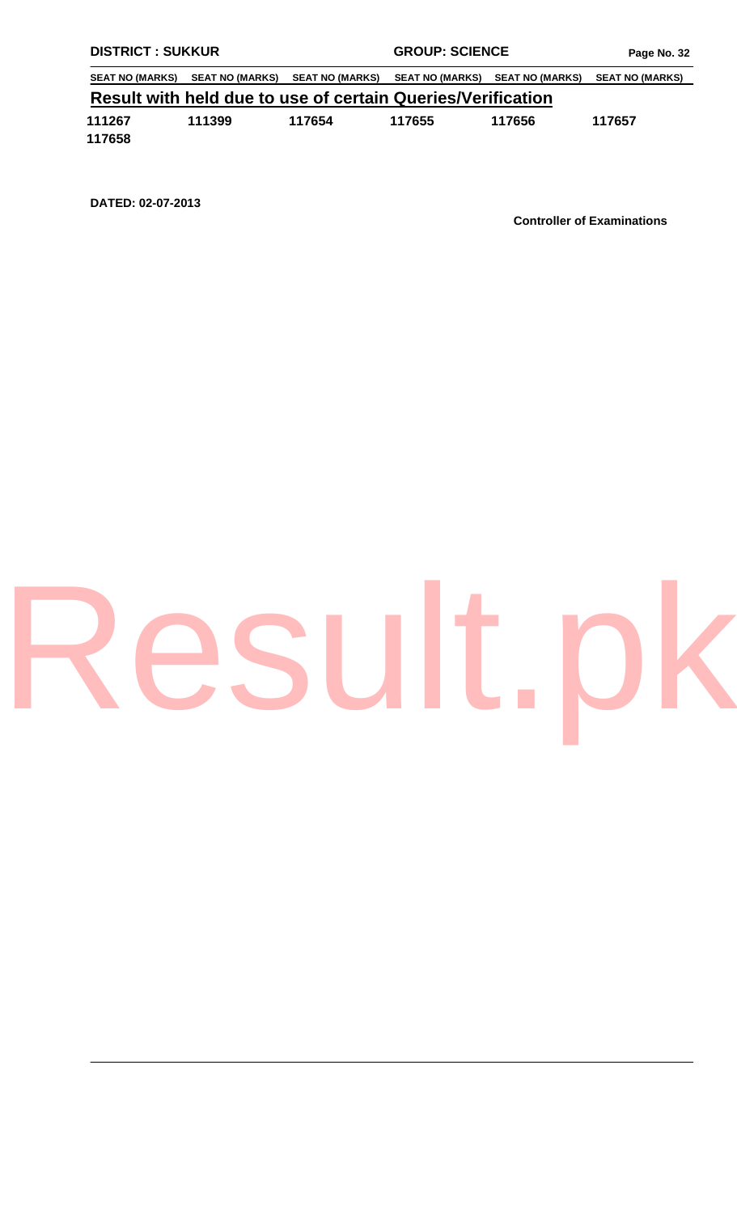**DISTRICT : SUKKUR** **GROUP: SCIENCE**

| SEAT NO (MARKS) | SEAT NO (MARKS) | SEAT NO (MARKS) | SEAT NO (MARKS) | SEAT NO (MARKS) | SEAT NO (MARKS) |
|---|---|---|---|---|---|

## Result with held due to use of certain Queries/Verification

| | | | | | |
|---|---|---|---|---|---|
| 111267 | 111399 | 117654 | 117655 | 117656 | 117657 |
| 117658 | | | | | |

**DATED: 02-07-2013**

**Controller of Examinations**

Result.pk